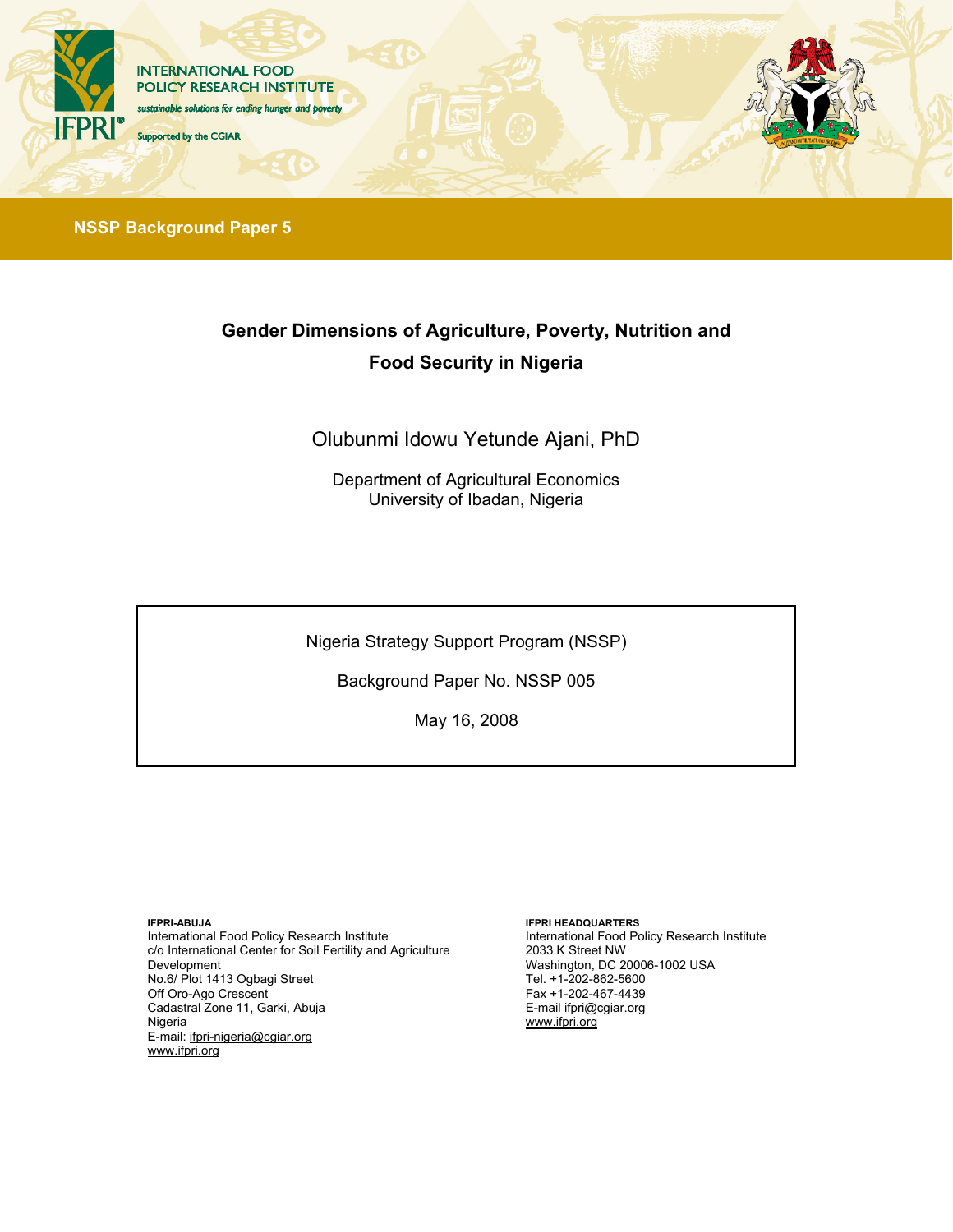INTERNATIONAL FOOD POLICY RESEARCH INSTITUTE

*sustainable solutions for ending hunger and poverty*

Supported by the CGIAR

**NSSP Background Paper 5**

# Gender Dimensions of Agriculture, Poverty, Nutrition and Food Security in Nigeria

Olubunmi Idowu Yetunde Ajani, PhD

Department of Agricultural Economics
University of Ibadan, Nigeria

Nigeria Strategy Support Program (NSSP)

Background Paper No. NSSP 005

May 16, 2008

**IFPRI-ABUJA**
International Food Policy Research Institute
c/o International Center for Soil Fertility and Agriculture Development
No.6/ Plot 1413 Ogbagi Street
Off Oro-Ago Crescent
Cadastral Zone 11, Garki, Abuja
Nigeria
E-mail: ifpri-nigeria@cgiar.org
www.ifpri.org

**IFPRI HEADQUARTERS**
International Food Policy Research Institute
2033 K Street NW
Washington, DC 20006-1002 USA
Tel. +1-202-862-5600
Fax +1-202-467-4439
E-mail ifpri@cgiar.org
www.ifpri.org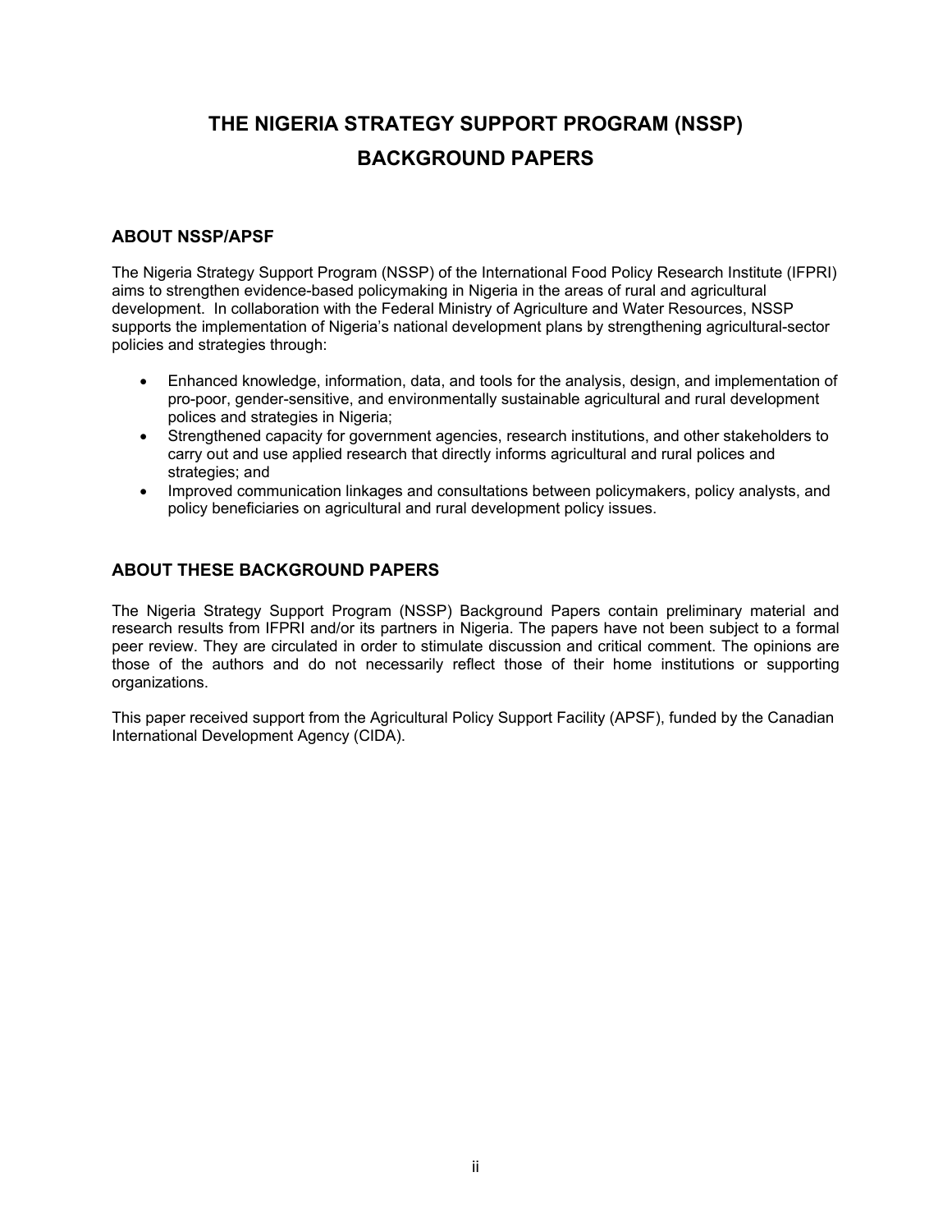# THE NIGERIA STRATEGY SUPPORT PROGRAM (NSSP) BACKGROUND PAPERS

## ABOUT NSSP/APSF

The Nigeria Strategy Support Program (NSSP) of the International Food Policy Research Institute (IFPRI) aims to strengthen evidence-based policymaking in Nigeria in the areas of rural and agricultural development. In collaboration with the Federal Ministry of Agriculture and Water Resources, NSSP supports the implementation of Nigeria's national development plans by strengthening agricultural-sector policies and strategies through:

- Enhanced knowledge, information, data, and tools for the analysis, design, and implementation of pro-poor, gender-sensitive, and environmentally sustainable agricultural and rural development polices and strategies in Nigeria;
- Strengthened capacity for government agencies, research institutions, and other stakeholders to carry out and use applied research that directly informs agricultural and rural polices and strategies; and
- Improved communication linkages and consultations between policymakers, policy analysts, and policy beneficiaries on agricultural and rural development policy issues.

## ABOUT THESE BACKGROUND PAPERS

The Nigeria Strategy Support Program (NSSP) Background Papers contain preliminary material and research results from IFPRI and/or its partners in Nigeria. The papers have not been subject to a formal peer review. They are circulated in order to stimulate discussion and critical comment. The opinions are those of the authors and do not necessarily reflect those of their home institutions or supporting organizations.

This paper received support from the Agricultural Policy Support Facility (APSF), funded by the Canadian International Development Agency (CIDA).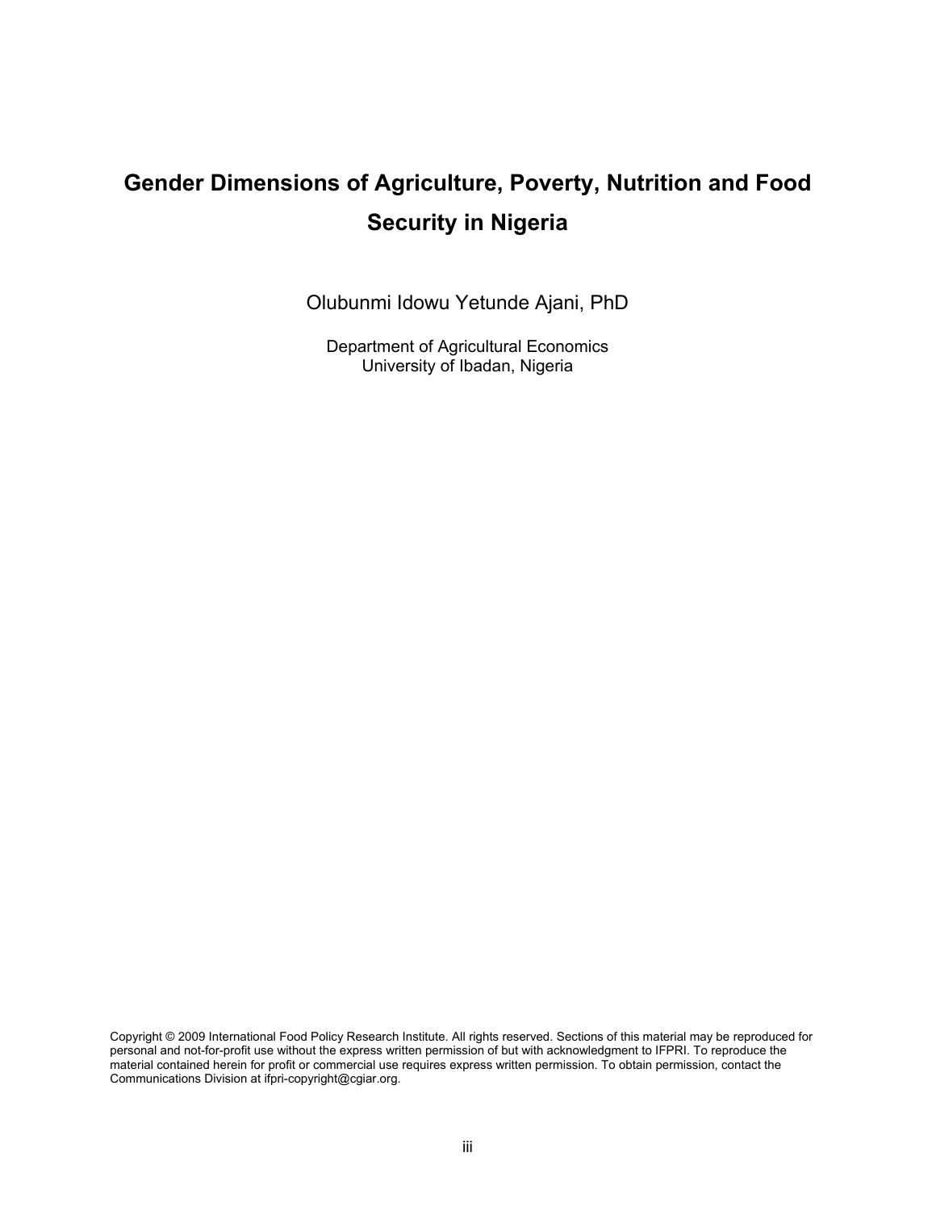# Gender Dimensions of Agriculture, Poverty, Nutrition and Food Security in Nigeria

Olubunmi Idowu Yetunde Ajani, PhD

Department of Agricultural Economics
University of Ibadan, Nigeria

Copyright © 2009 International Food Policy Research Institute. All rights reserved. Sections of this material may be reproduced for personal and not-for-profit use without the express written permission of but with acknowledgment to IFPRI. To reproduce the material contained herein for profit or commercial use requires express written permission. To obtain permission, contact the Communications Division at ifpri-copyright@cgiar.org.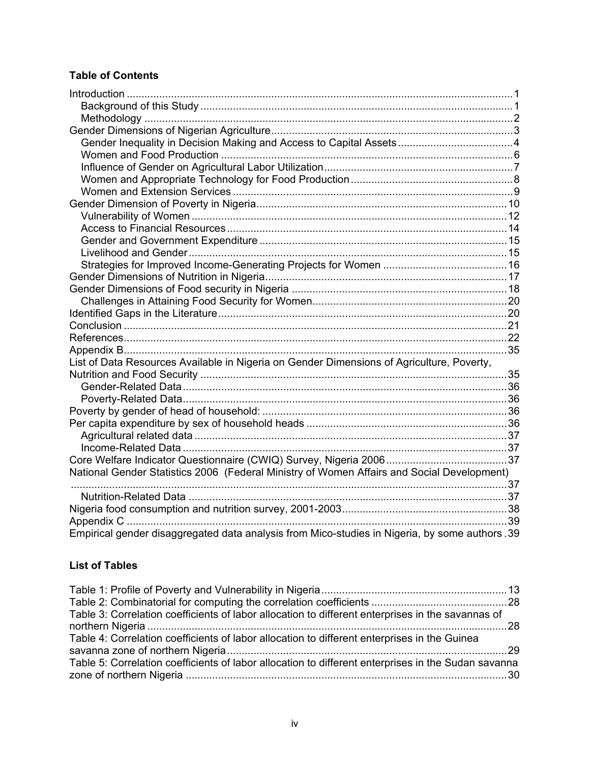## Table of Contents

Introduction ........................................................................................................................ 1
- Background of this Study ............................................................................................ 1
- Methodology ................................................................................................................ 2

Gender Dimensions of Nigerian Agriculture ........................................................................ 3
- Gender Inequality in Decision Making and Access to Capital Assets ........................... 4
- Women and Food Production ...................................................................................... 6
- Influence of Gender on Agricultural Labor Utilization .................................................. 7
- Women and Appropriate Technology for Food Production .......................................... 8
- Women and Extension Services .................................................................................. 9

Gender Dimension of Poverty in Nigeria ........................................................................... 10
- Vulnerability of Women .............................................................................................. 12
- Access to Financial Resources .................................................................................. 14
- Gender and Government Expenditure ........................................................................ 15
- Livelihood and Gender ............................................................................................... 15
- Strategies for Improved Income-Generating Projects for Women .............................. 16

Gender Dimensions of Nutrition in Nigeria ......................................................................... 17

Gender Dimensions of Food security in Nigeria ................................................................ 18
- Challenges in Attaining Food Security for Women ...................................................... 20

Identified Gaps in the Literature ......................................................................................... 20

Conclusion ......................................................................................................................... 21

References ......................................................................................................................... 22

Appendix B ......................................................................................................................... 35

List of Data Resources Available in Nigeria on Gender Dimensions of Agriculture, Poverty, Nutrition and Food Security ........................................................................................... 35
- Gender-Related Data ................................................................................................. 36
- Poverty-Related Data ................................................................................................ 36

Poverty by gender of head of household: .......................................................................... 36

Per capita expenditure by sex of household heads ........................................................... 36
- Agricultural related data ............................................................................................. 37
- Income-Related Data ................................................................................................. 37

Core Welfare Indicator Questionnaire (CWIQ) Survey, Nigeria 2006 ................................. 37

National Gender Statistics 2006 (Federal Ministry of Women Affairs and Social Development) ........................................................................................................................................ 37
- Nutrition-Related Data ............................................................................................... 37

Nigeria food consumption and nutrition survey, 2001-2003 ............................................... 38

Appendix C ......................................................................................................................... 39

Empirical gender disaggregated data analysis from Mico-studies in Nigeria, by some authors . 39

## List of Tables

Table 1: Profile of Poverty and Vulnerability in Nigeria ....................................................... 13

Table 2: Combinatorial for computing the correlation coefficients ...................................... 28

Table 3: Correlation coefficients of labor allocation to different enterprises in the savannas of northern Nigeria ................................................................................................................. 28

Table 4: Correlation coefficients of labor allocation to different enterprises in the Guinea savanna zone of northern Nigeria ....................................................................................... 29

Table 5: Correlation coefficients of labor allocation to different enterprises in the Sudan savanna zone of northern Nigeria .................................................................................................. 30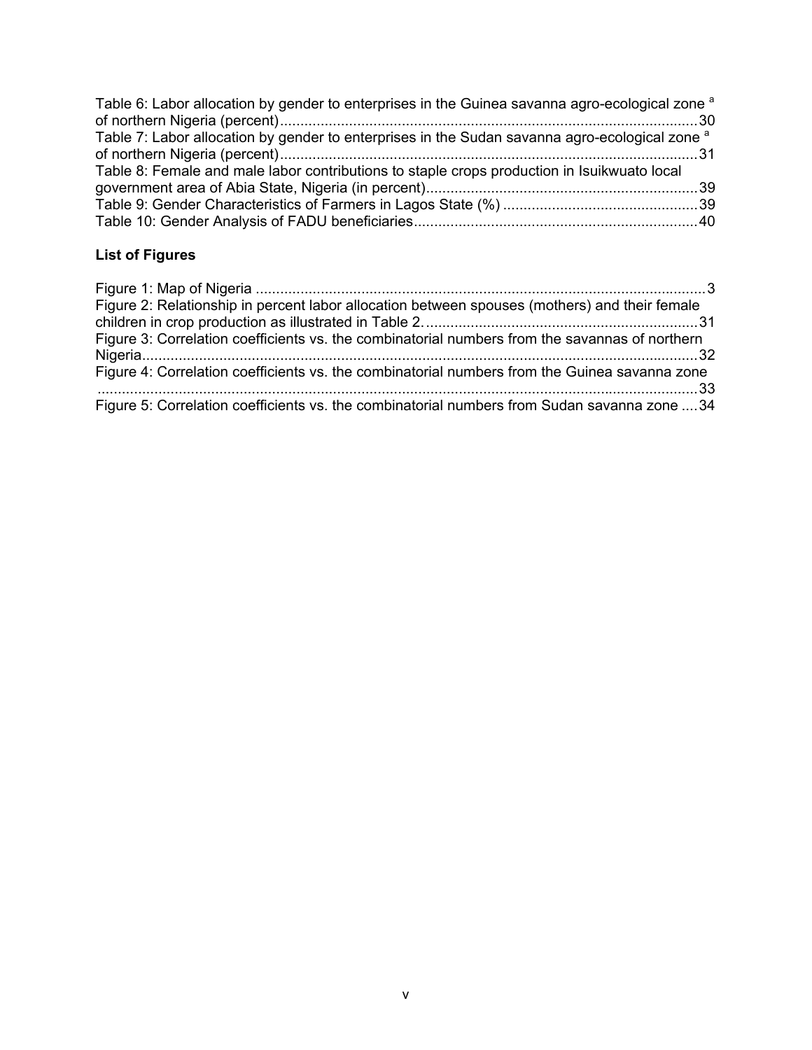Table 6: Labor allocation by gender to enterprises in the Guinea savanna agro-ecological zone [a] of northern Nigeria (percent) ....................................................................................................30
Table 7: Labor allocation by gender to enterprises in the Sudan savanna agro-ecological zone [a] of northern Nigeria (percent) ....................................................................................................31
Table 8: Female and male labor contributions to staple crops production in Isuikwuato local government area of Abia State, Nigeria (in percent)..................................................................39
Table 9: Gender Characteristics of Farmers in Lagos State (%) ................................................39
Table 10: Gender Analysis of FADU beneficiaries.....................................................................40

### List of Figures

Figure 1: Map of Nigeria ..............................................................................................................3
Figure 2: Relationship in percent labor allocation between spouses (mothers) and their female children in crop production as illustrated in Table 2. ..................................................................31
Figure 3: Correlation coefficients vs. the combinatorial numbers from the savannas of northern Nigeria.........................................................................................................................................32
Figure 4: Correlation coefficients vs. the combinatorial numbers from the Guinea savanna zone ....................................................................................................................................................33
Figure 5: Correlation coefficients vs. the combinatorial numbers from Sudan savanna zone ....34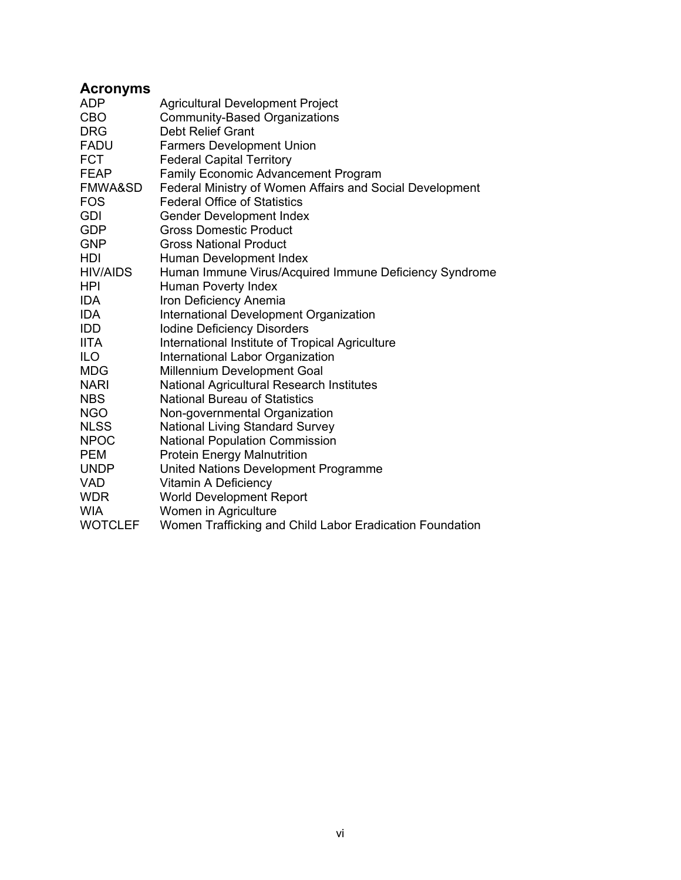## Acronyms

| | |
|---|---|
| ADP | Agricultural Development Project |
| CBO | Community-Based Organizations |
| DRG | Debt Relief Grant |
| FADU | Farmers Development Union |
| FCT | Federal Capital Territory |
| FEAP | Family Economic Advancement Program |
| FMWA&SD | Federal Ministry of Women Affairs and Social Development |
| FOS | Federal Office of Statistics |
| GDI | Gender Development Index |
| GDP | Gross Domestic Product |
| GNP | Gross National Product |
| HDI | Human Development Index |
| HIV/AIDS | Human Immune Virus/Acquired Immune Deficiency Syndrome |
| HPI | Human Poverty Index |
| IDA | Iron Deficiency Anemia |
| IDA | International Development Organization |
| IDD | Iodine Deficiency Disorders |
| IITA | International Institute of Tropical Agriculture |
| ILO | International Labor Organization |
| MDG | Millennium Development Goal |
| NARI | National Agricultural Research Institutes |
| NBS | National Bureau of Statistics |
| NGO | Non-governmental Organization |
| NLSS | National Living Standard Survey |
| NPOC | National Population Commission |
| PEM | Protein Energy Malnutrition |
| UNDP | United Nations Development Programme |
| VAD | Vitamin A Deficiency |
| WDR | World Development Report |
| WIA | Women in Agriculture |
| WOTCLEF | Women Trafficking and Child Labor Eradication Foundation |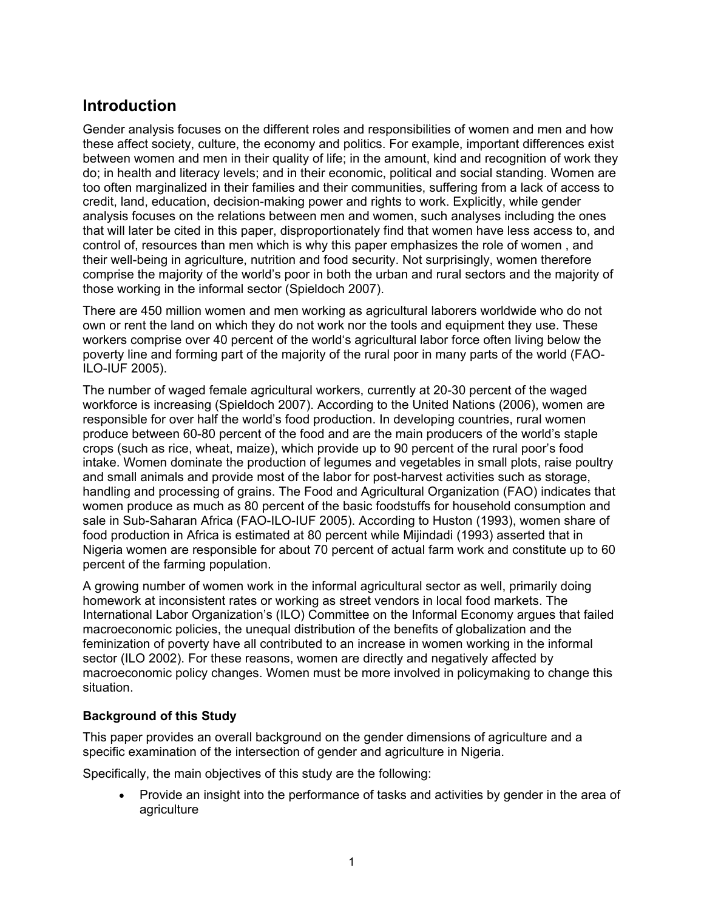## Introduction

Gender analysis focuses on the different roles and responsibilities of women and men and how these affect society, culture, the economy and politics. For example, important differences exist between women and men in their quality of life; in the amount, kind and recognition of work they do; in health and literacy levels; and in their economic, political and social standing. Women are too often marginalized in their families and their communities, suffering from a lack of access to credit, land, education, decision-making power and rights to work. Explicitly, while gender analysis focuses on the relations between men and women, such analyses including the ones that will later be cited in this paper, disproportionately find that women have less access to, and control of, resources than men which is why this paper emphasizes the role of women , and their well-being in agriculture, nutrition and food security. Not surprisingly, women therefore comprise the majority of the world's poor in both the urban and rural sectors and the majority of those working in the informal sector (Spieldoch 2007).

There are 450 million women and men working as agricultural laborers worldwide who do not own or rent the land on which they do not work nor the tools and equipment they use. These workers comprise over 40 percent of the world's agricultural labor force often living below the poverty line and forming part of the majority of the rural poor in many parts of the world (FAO-ILO-IUF 2005).

The number of waged female agricultural workers, currently at 20-30 percent of the waged workforce is increasing (Spieldoch 2007). According to the United Nations (2006), women are responsible for over half the world's food production. In developing countries, rural women produce between 60-80 percent of the food and are the main producers of the world's staple crops (such as rice, wheat, maize), which provide up to 90 percent of the rural poor's food intake. Women dominate the production of legumes and vegetables in small plots, raise poultry and small animals and provide most of the labor for post-harvest activities such as storage, handling and processing of grains. The Food and Agricultural Organization (FAO) indicates that women produce as much as 80 percent of the basic foodstuffs for household consumption and sale in Sub-Saharan Africa (FAO-ILO-IUF 2005). According to Huston (1993), women share of food production in Africa is estimated at 80 percent while Mijindadi (1993) asserted that in Nigeria women are responsible for about 70 percent of actual farm work and constitute up to 60 percent of the farming population.

A growing number of women work in the informal agricultural sector as well, primarily doing homework at inconsistent rates or working as street vendors in local food markets. The International Labor Organization's (ILO) Committee on the Informal Economy argues that failed macroeconomic policies, the unequal distribution of the benefits of globalization and the feminization of poverty have all contributed to an increase in women working in the informal sector (ILO 2002). For these reasons, women are directly and negatively affected by macroeconomic policy changes. Women must be more involved in policymaking to change this situation.

### Background of this Study

This paper provides an overall background on the gender dimensions of agriculture and a specific examination of the intersection of gender and agriculture in Nigeria.

Specifically, the main objectives of this study are the following:

- Provide an insight into the performance of tasks and activities by gender in the area of agriculture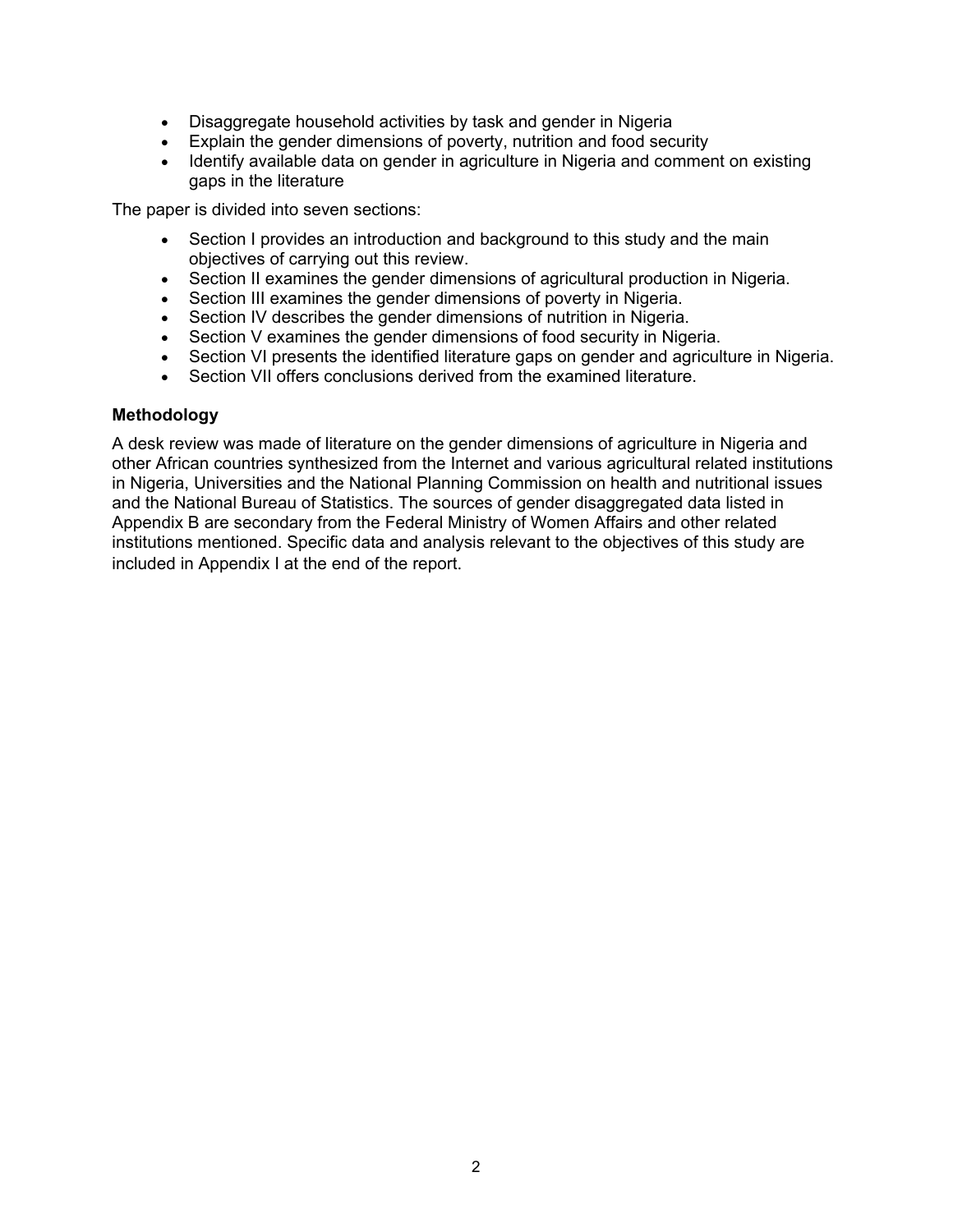- Disaggregate household activities by task and gender in Nigeria
- Explain the gender dimensions of poverty, nutrition and food security
- Identify available data on gender in agriculture in Nigeria and comment on existing gaps in the literature

The paper is divided into seven sections:

- Section I provides an introduction and background to this study and the main objectives of carrying out this review.
- Section II examines the gender dimensions of agricultural production in Nigeria.
- Section III examines the gender dimensions of poverty in Nigeria.
- Section IV describes the gender dimensions of nutrition in Nigeria.
- Section V examines the gender dimensions of food security in Nigeria.
- Section VI presents the identified literature gaps on gender and agriculture in Nigeria.
- Section VII offers conclusions derived from the examined literature.

**Methodology**

A desk review was made of literature on the gender dimensions of agriculture in Nigeria and other African countries synthesized from the Internet and various agricultural related institutions in Nigeria, Universities and the National Planning Commission on health and nutritional issues and the National Bureau of Statistics. The sources of gender disaggregated data listed in Appendix B are secondary from the Federal Ministry of Women Affairs and other related institutions mentioned. Specific data and analysis relevant to the objectives of this study are included in Appendix I at the end of the report.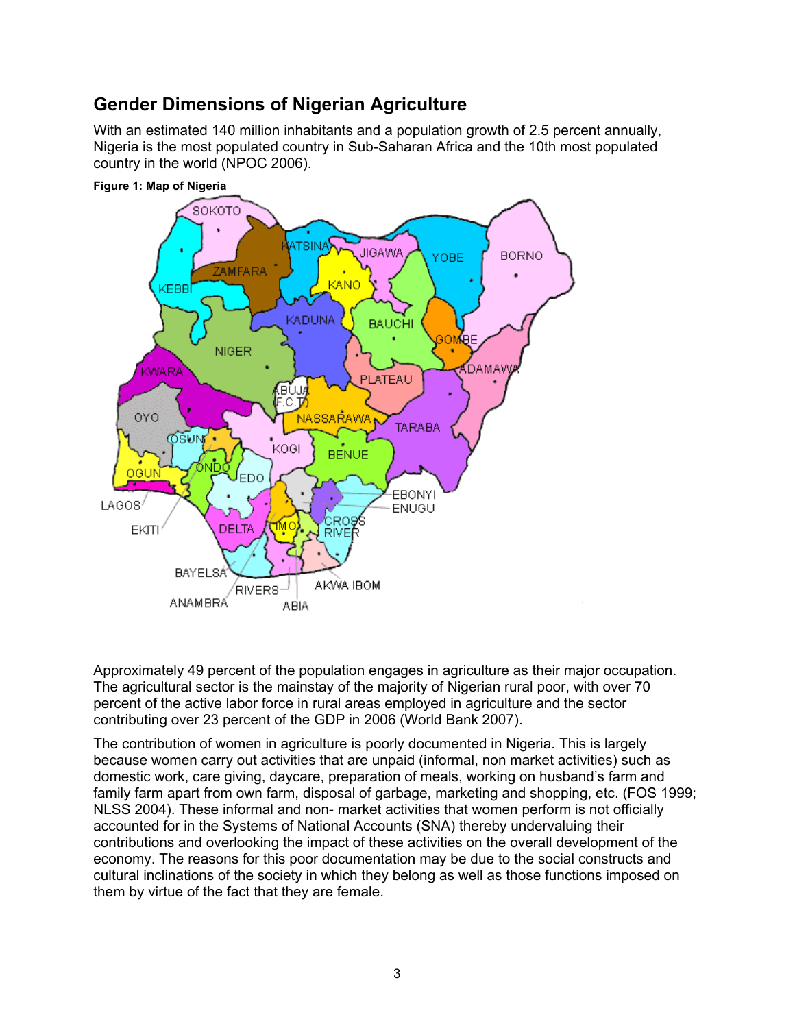## Gender Dimensions of Nigerian Agriculture

With an estimated 140 million inhabitants and a population growth of 2.5 percent annually, Nigeria is the most populated country in Sub-Saharan Africa and the 10th most populated country in the world (NPOC 2006).

**Figure 1: Map of Nigeria**

Approximately 49 percent of the population engages in agriculture as their major occupation. The agricultural sector is the mainstay of the majority of Nigerian rural poor, with over 70 percent of the active labor force in rural areas employed in agriculture and the sector contributing over 23 percent of the GDP in 2006 (World Bank 2007).

The contribution of women in agriculture is poorly documented in Nigeria. This is largely because women carry out activities that are unpaid (informal, non market activities) such as domestic work, care giving, daycare, preparation of meals, working on husband's farm and family farm apart from own farm, disposal of garbage, marketing and shopping, etc. (FOS 1999; NLSS 2004). These informal and non- market activities that women perform is not officially accounted for in the Systems of National Accounts (SNA) thereby undervaluing their contributions and overlooking the impact of these activities on the overall development of the economy. The reasons for this poor documentation may be due to the social constructs and cultural inclinations of the society in which they belong as well as those functions imposed on them by virtue of the fact that they are female.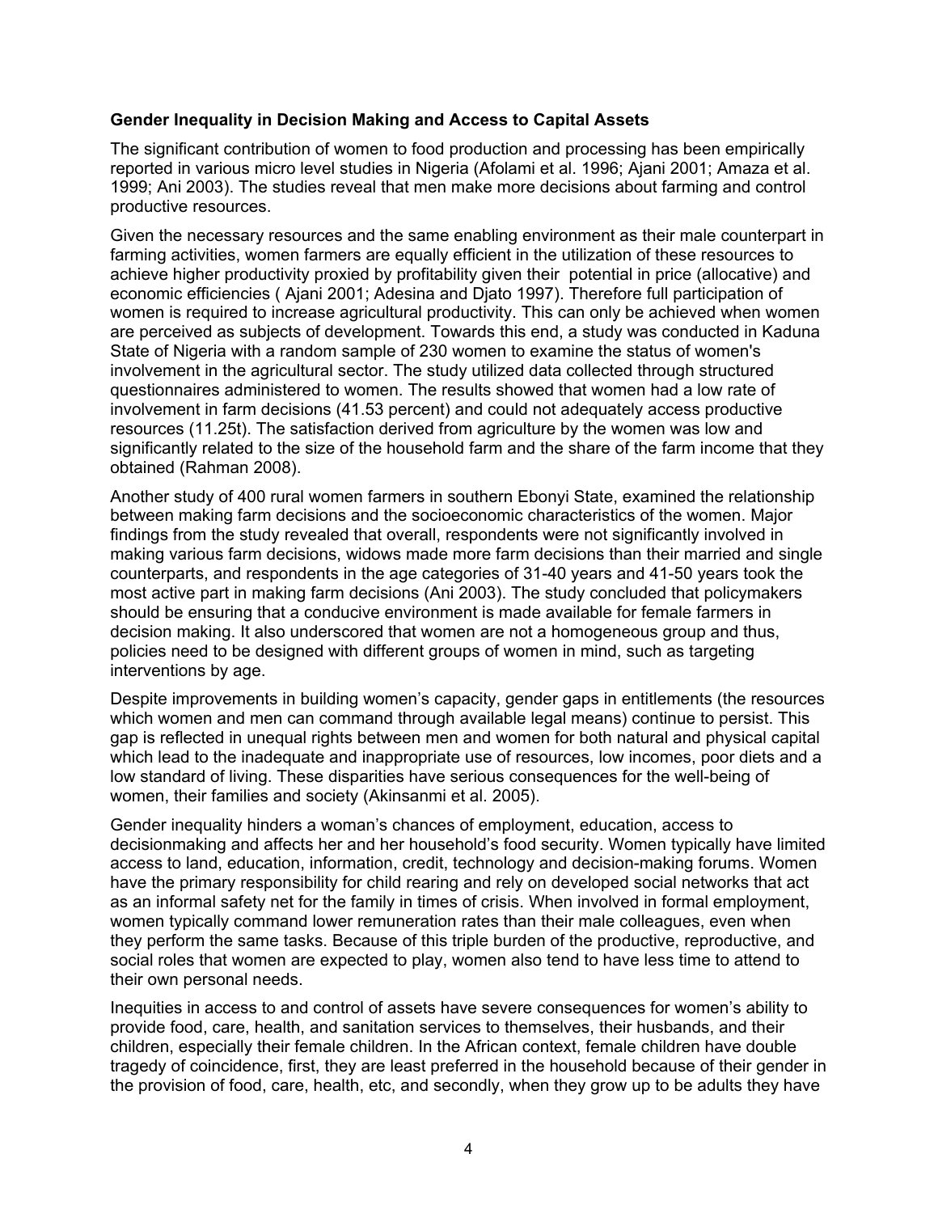**Gender Inequality in Decision Making and Access to Capital Assets**

The significant contribution of women to food production and processing has been empirically reported in various micro level studies in Nigeria (Afolami et al. 1996; Ajani 2001; Amaza et al. 1999; Ani 2003). The studies reveal that men make more decisions about farming and control productive resources.

Given the necessary resources and the same enabling environment as their male counterpart in farming activities, women farmers are equally efficient in the utilization of these resources to achieve higher productivity proxied by profitability given their potential in price (allocative) and economic efficiencies ( Ajani 2001; Adesina and Djato 1997). Therefore full participation of women is required to increase agricultural productivity. This can only be achieved when women are perceived as subjects of development. Towards this end, a study was conducted in Kaduna State of Nigeria with a random sample of 230 women to examine the status of women's involvement in the agricultural sector. The study utilized data collected through structured questionnaires administered to women. The results showed that women had a low rate of involvement in farm decisions (41.53 percent) and could not adequately access productive resources (11.25t). The satisfaction derived from agriculture by the women was low and significantly related to the size of the household farm and the share of the farm income that they obtained (Rahman 2008).

Another study of 400 rural women farmers in southern Ebonyi State, examined the relationship between making farm decisions and the socioeconomic characteristics of the women. Major findings from the study revealed that overall, respondents were not significantly involved in making various farm decisions, widows made more farm decisions than their married and single counterparts, and respondents in the age categories of 31-40 years and 41-50 years took the most active part in making farm decisions (Ani 2003). The study concluded that policymakers should be ensuring that a conducive environment is made available for female farmers in decision making. It also underscored that women are not a homogeneous group and thus, policies need to be designed with different groups of women in mind, such as targeting interventions by age.

Despite improvements in building women's capacity, gender gaps in entitlements (the resources which women and men can command through available legal means) continue to persist. This gap is reflected in unequal rights between men and women for both natural and physical capital which lead to the inadequate and inappropriate use of resources, low incomes, poor diets and a low standard of living. These disparities have serious consequences for the well-being of women, their families and society (Akinsanmi et al. 2005).

Gender inequality hinders a woman's chances of employment, education, access to decisionmaking and affects her and her household's food security. Women typically have limited access to land, education, information, credit, technology and decision-making forums. Women have the primary responsibility for child rearing and rely on developed social networks that act as an informal safety net for the family in times of crisis. When involved in formal employment, women typically command lower remuneration rates than their male colleagues, even when they perform the same tasks. Because of this triple burden of the productive, reproductive, and social roles that women are expected to play, women also tend to have less time to attend to their own personal needs.

Inequities in access to and control of assets have severe consequences for women's ability to provide food, care, health, and sanitation services to themselves, their husbands, and their children, especially their female children. In the African context, female children have double tragedy of coincidence, first, they are least preferred in the household because of their gender in the provision of food, care, health, etc, and secondly, when they grow up to be adults they have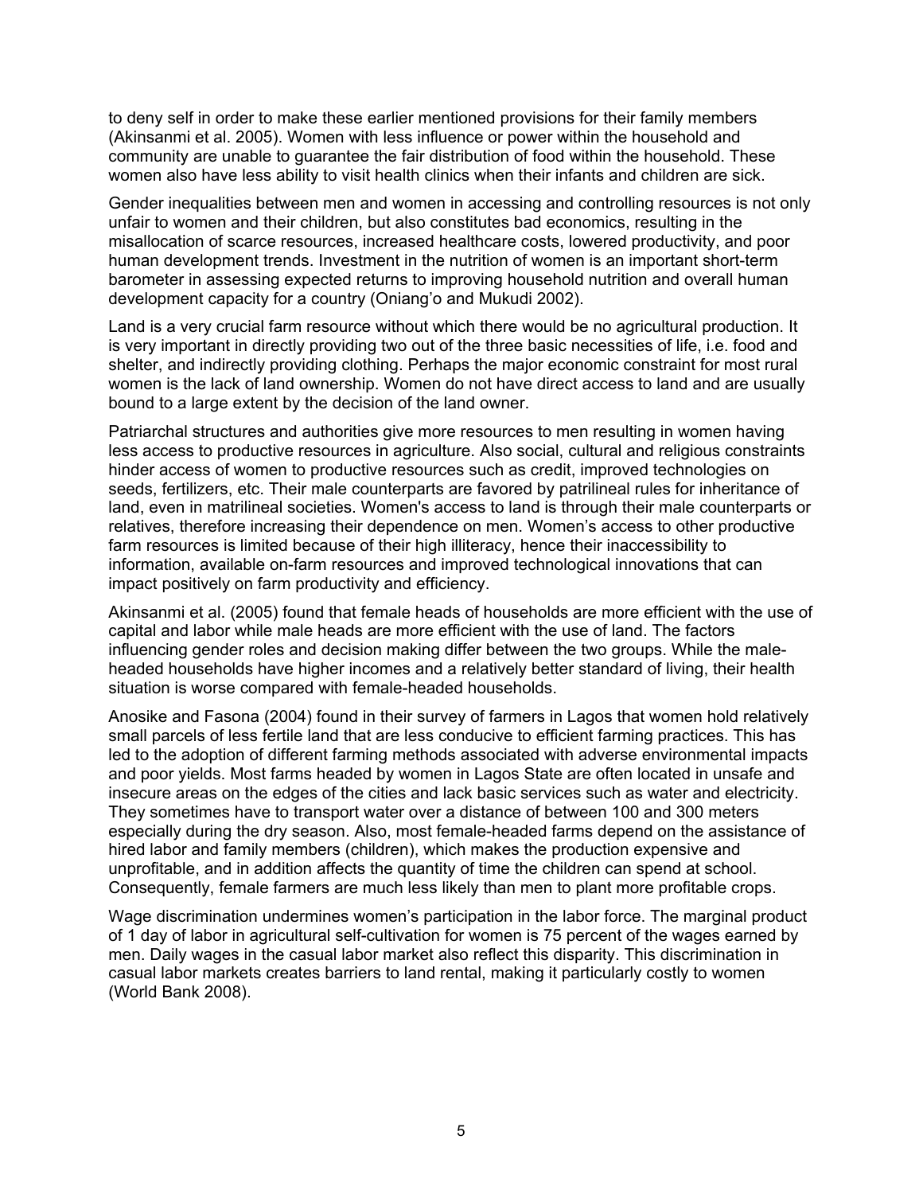to deny self in order to make these earlier mentioned provisions for their family members (Akinsanmi et al. 2005). Women with less influence or power within the household and community are unable to guarantee the fair distribution of food within the household. These women also have less ability to visit health clinics when their infants and children are sick.

Gender inequalities between men and women in accessing and controlling resources is not only unfair to women and their children, but also constitutes bad economics, resulting in the misallocation of scarce resources, increased healthcare costs, lowered productivity, and poor human development trends. Investment in the nutrition of women is an important short-term barometer in assessing expected returns to improving household nutrition and overall human development capacity for a country (Oniang'o and Mukudi 2002).

Land is a very crucial farm resource without which there would be no agricultural production. It is very important in directly providing two out of the three basic necessities of life, i.e. food and shelter, and indirectly providing clothing. Perhaps the major economic constraint for most rural women is the lack of land ownership. Women do not have direct access to land and are usually bound to a large extent by the decision of the land owner.

Patriarchal structures and authorities give more resources to men resulting in women having less access to productive resources in agriculture. Also social, cultural and religious constraints hinder access of women to productive resources such as credit, improved technologies on seeds, fertilizers, etc. Their male counterparts are favored by patrilineal rules for inheritance of land, even in matrilineal societies. Women's access to land is through their male counterparts or relatives, therefore increasing their dependence on men. Women's access to other productive farm resources is limited because of their high illiteracy, hence their inaccessibility to information, available on-farm resources and improved technological innovations that can impact positively on farm productivity and efficiency.

Akinsanmi et al. (2005) found that female heads of households are more efficient with the use of capital and labor while male heads are more efficient with the use of land. The factors influencing gender roles and decision making differ between the two groups. While the male-headed households have higher incomes and a relatively better standard of living, their health situation is worse compared with female-headed households.

Anosike and Fasona (2004) found in their survey of farmers in Lagos that women hold relatively small parcels of less fertile land that are less conducive to efficient farming practices. This has led to the adoption of different farming methods associated with adverse environmental impacts and poor yields. Most farms headed by women in Lagos State are often located in unsafe and insecure areas on the edges of the cities and lack basic services such as water and electricity. They sometimes have to transport water over a distance of between 100 and 300 meters especially during the dry season. Also, most female-headed farms depend on the assistance of hired labor and family members (children), which makes the production expensive and unprofitable, and in addition affects the quantity of time the children can spend at school. Consequently, female farmers are much less likely than men to plant more profitable crops.

Wage discrimination undermines women's participation in the labor force. The marginal product of 1 day of labor in agricultural self-cultivation for women is 75 percent of the wages earned by men. Daily wages in the casual labor market also reflect this disparity. This discrimination in casual labor markets creates barriers to land rental, making it particularly costly to women (World Bank 2008).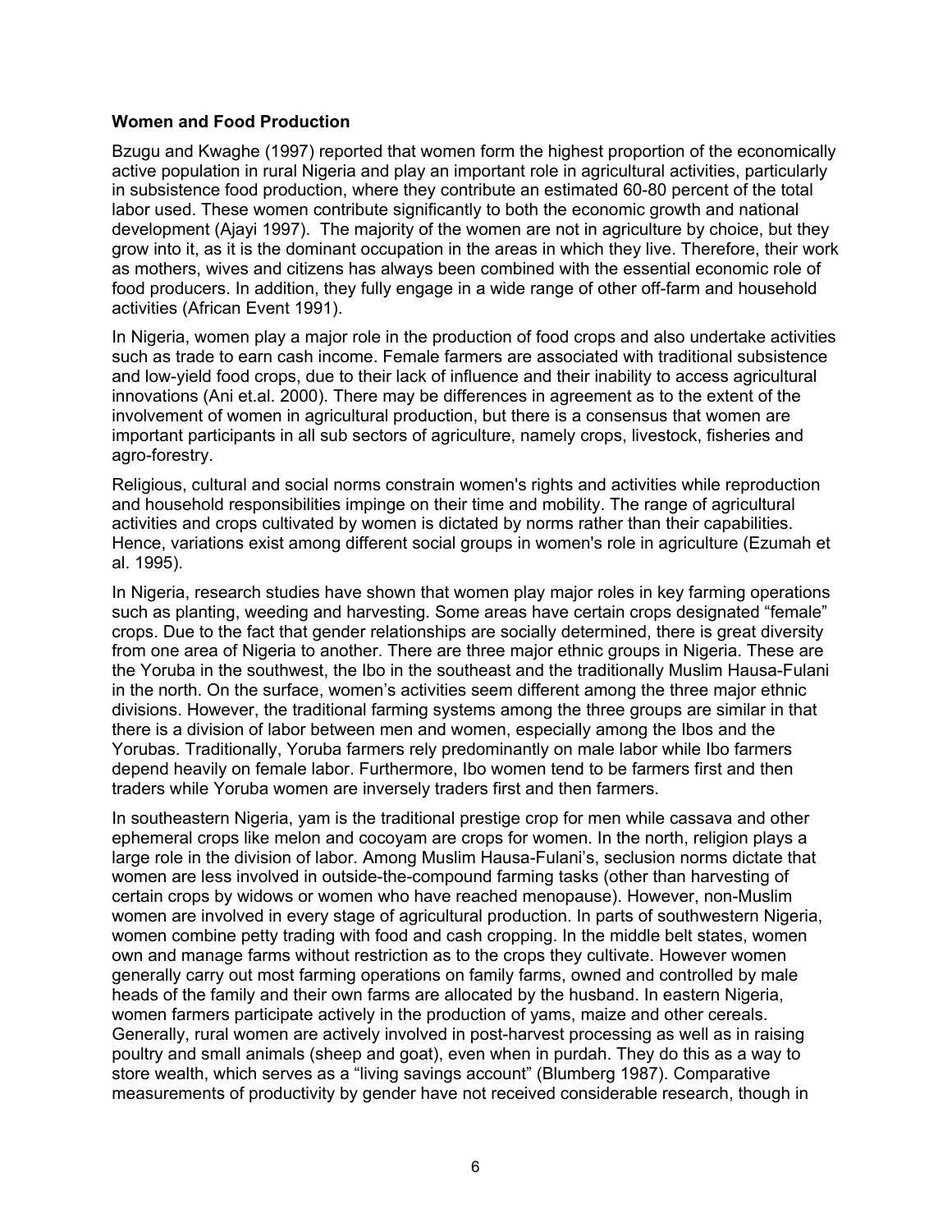**Women and Food Production**

Bzugu and Kwaghe (1997) reported that women form the highest proportion of the economically active population in rural Nigeria and play an important role in agricultural activities, particularly in subsistence food production, where they contribute an estimated 60-80 percent of the total labor used. These women contribute significantly to both the economic growth and national development (Ajayi 1997). The majority of the women are not in agriculture by choice, but they grow into it, as it is the dominant occupation in the areas in which they live. Therefore, their work as mothers, wives and citizens has always been combined with the essential economic role of food producers. In addition, they fully engage in a wide range of other off-farm and household activities (African Event 1991).

In Nigeria, women play a major role in the production of food crops and also undertake activities such as trade to earn cash income. Female farmers are associated with traditional subsistence and low-yield food crops, due to their lack of influence and their inability to access agricultural innovations (Ani et.al. 2000). There may be differences in agreement as to the extent of the involvement of women in agricultural production, but there is a consensus that women are important participants in all sub sectors of agriculture, namely crops, livestock, fisheries and agro-forestry.

Religious, cultural and social norms constrain women's rights and activities while reproduction and household responsibilities impinge on their time and mobility. The range of agricultural activities and crops cultivated by women is dictated by norms rather than their capabilities. Hence, variations exist among different social groups in women's role in agriculture (Ezumah et al. 1995).

In Nigeria, research studies have shown that women play major roles in key farming operations such as planting, weeding and harvesting. Some areas have certain crops designated "female" crops. Due to the fact that gender relationships are socially determined, there is great diversity from one area of Nigeria to another. There are three major ethnic groups in Nigeria. These are the Yoruba in the southwest, the Ibo in the southeast and the traditionally Muslim Hausa-Fulani in the north. On the surface, women's activities seem different among the three major ethnic divisions. However, the traditional farming systems among the three groups are similar in that there is a division of labor between men and women, especially among the Ibos and the Yorubas. Traditionally, Yoruba farmers rely predominantly on male labor while Ibo farmers depend heavily on female labor. Furthermore, Ibo women tend to be farmers first and then traders while Yoruba women are inversely traders first and then farmers.

In southeastern Nigeria, yam is the traditional prestige crop for men while cassava and other ephemeral crops like melon and cocoyam are crops for women. In the north, religion plays a large role in the division of labor. Among Muslim Hausa-Fulani's, seclusion norms dictate that women are less involved in outside-the-compound farming tasks (other than harvesting of certain crops by widows or women who have reached menopause). However, non-Muslim women are involved in every stage of agricultural production. In parts of southwestern Nigeria, women combine petty trading with food and cash cropping. In the middle belt states, women own and manage farms without restriction as to the crops they cultivate. However women generally carry out most farming operations on family farms, owned and controlled by male heads of the family and their own farms are allocated by the husband. In eastern Nigeria, women farmers participate actively in the production of yams, maize and other cereals. Generally, rural women are actively involved in post-harvest processing as well as in raising poultry and small animals (sheep and goat), even when in purdah. They do this as a way to store wealth, which serves as a "living savings account" (Blumberg 1987). Comparative measurements of productivity by gender have not received considerable research, though in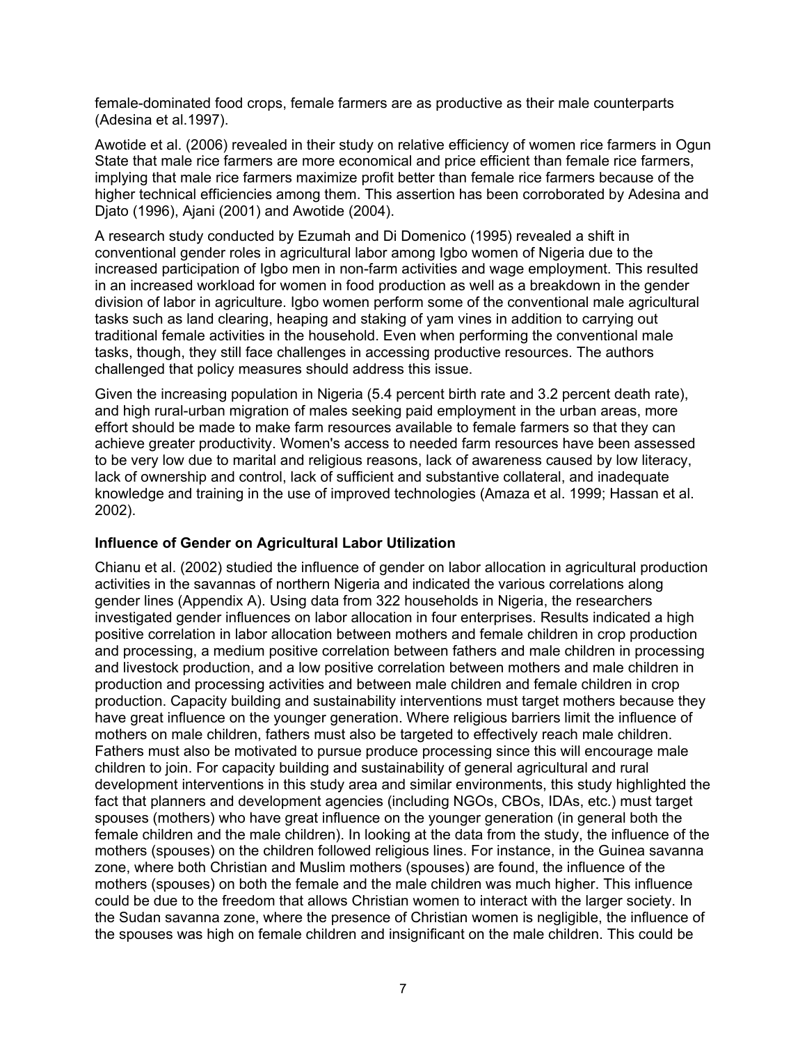female-dominated food crops, female farmers are as productive as their male counterparts (Adesina et al.1997).

Awotide et al. (2006) revealed in their study on relative efficiency of women rice farmers in Ogun State that male rice farmers are more economical and price efficient than female rice farmers, implying that male rice farmers maximize profit better than female rice farmers because of the higher technical efficiencies among them. This assertion has been corroborated by Adesina and Djato (1996), Ajani (2001) and Awotide (2004).

A research study conducted by Ezumah and Di Domenico (1995) revealed a shift in conventional gender roles in agricultural labor among Igbo women of Nigeria due to the increased participation of Igbo men in non-farm activities and wage employment. This resulted in an increased workload for women in food production as well as a breakdown in the gender division of labor in agriculture. Igbo women perform some of the conventional male agricultural tasks such as land clearing, heaping and staking of yam vines in addition to carrying out traditional female activities in the household. Even when performing the conventional male tasks, though, they still face challenges in accessing productive resources. The authors challenged that policy measures should address this issue.

Given the increasing population in Nigeria (5.4 percent birth rate and 3.2 percent death rate), and high rural-urban migration of males seeking paid employment in the urban areas, more effort should be made to make farm resources available to female farmers so that they can achieve greater productivity. Women's access to needed farm resources have been assessed to be very low due to marital and religious reasons, lack of awareness caused by low literacy, lack of ownership and control, lack of sufficient and substantive collateral, and inadequate knowledge and training in the use of improved technologies (Amaza et al. 1999; Hassan et al. 2002).

### Influence of Gender on Agricultural Labor Utilization

Chianu et al. (2002) studied the influence of gender on labor allocation in agricultural production activities in the savannas of northern Nigeria and indicated the various correlations along gender lines (Appendix A). Using data from 322 households in Nigeria, the researchers investigated gender influences on labor allocation in four enterprises. Results indicated a high positive correlation in labor allocation between mothers and female children in crop production and processing, a medium positive correlation between fathers and male children in processing and livestock production, and a low positive correlation between mothers and male children in production and processing activities and between male children and female children in crop production. Capacity building and sustainability interventions must target mothers because they have great influence on the younger generation. Where religious barriers limit the influence of mothers on male children, fathers must also be targeted to effectively reach male children. Fathers must also be motivated to pursue produce processing since this will encourage male children to join. For capacity building and sustainability of general agricultural and rural development interventions in this study area and similar environments, this study highlighted the fact that planners and development agencies (including NGOs, CBOs, IDAs, etc.) must target spouses (mothers) who have great influence on the younger generation (in general both the female children and the male children). In looking at the data from the study, the influence of the mothers (spouses) on the children followed religious lines. For instance, in the Guinea savanna zone, where both Christian and Muslim mothers (spouses) are found, the influence of the mothers (spouses) on both the female and the male children was much higher. This influence could be due to the freedom that allows Christian women to interact with the larger society. In the Sudan savanna zone, where the presence of Christian women is negligible, the influence of the spouses was high on female children and insignificant on the male children. This could be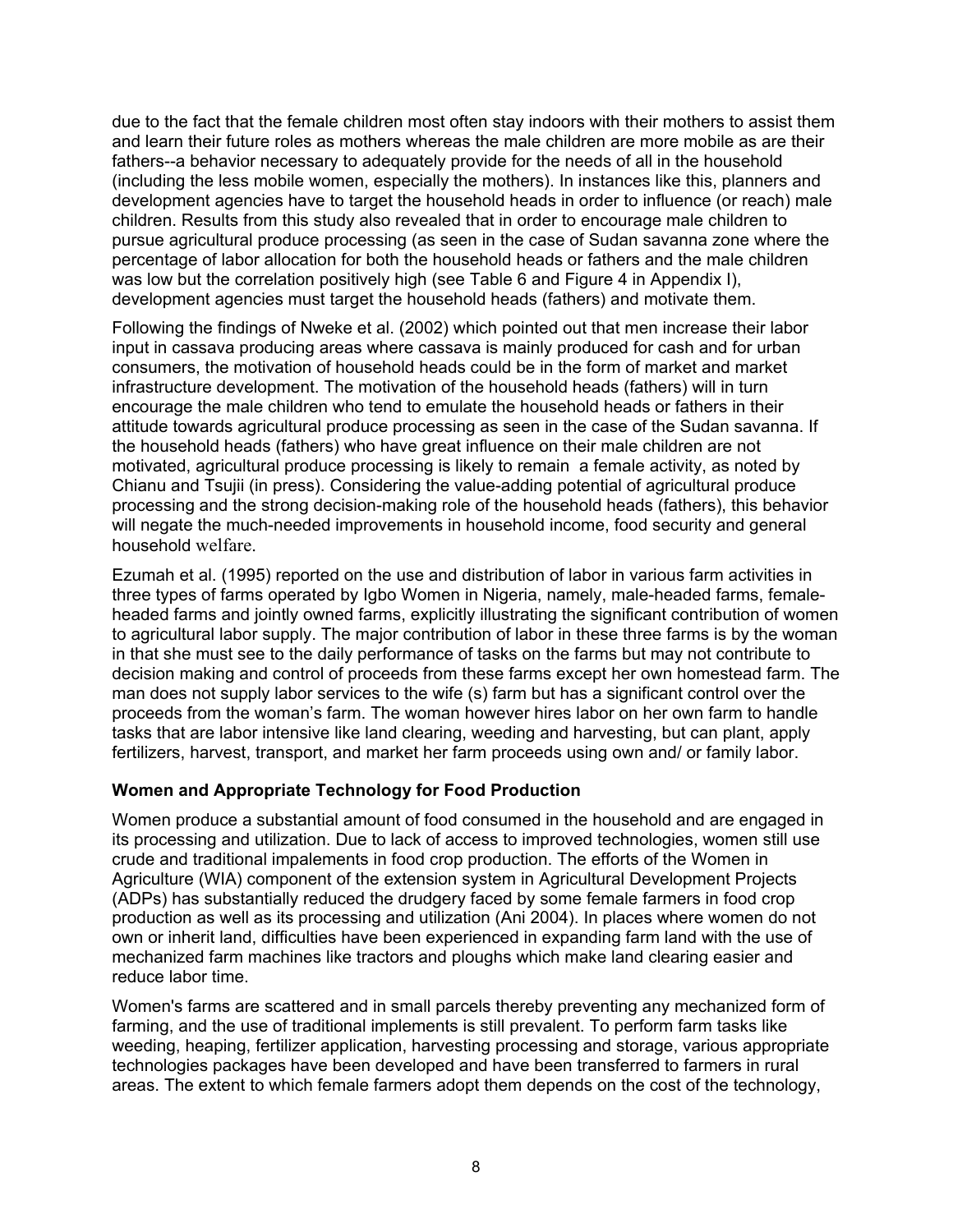due to the fact that the female children most often stay indoors with their mothers to assist them and learn their future roles as mothers whereas the male children are more mobile as are their fathers--a behavior necessary to adequately provide for the needs of all in the household (including the less mobile women, especially the mothers). In instances like this, planners and development agencies have to target the household heads in order to influence (or reach) male children. Results from this study also revealed that in order to encourage male children to pursue agricultural produce processing (as seen in the case of Sudan savanna zone where the percentage of labor allocation for both the household heads or fathers and the male children was low but the correlation positively high (see Table 6 and Figure 4 in Appendix I), development agencies must target the household heads (fathers) and motivate them.

Following the findings of Nweke et al. (2002) which pointed out that men increase their labor input in cassava producing areas where cassava is mainly produced for cash and for urban consumers, the motivation of household heads could be in the form of market and market infrastructure development. The motivation of the household heads (fathers) will in turn encourage the male children who tend to emulate the household heads or fathers in their attitude towards agricultural produce processing as seen in the case of the Sudan savanna. If the household heads (fathers) who have great influence on their male children are not motivated, agricultural produce processing is likely to remain a female activity, as noted by Chianu and Tsujii (in press). Considering the value-adding potential of agricultural produce processing and the strong decision-making role of the household heads (fathers), this behavior will negate the much-needed improvements in household income, food security and general household welfare.

Ezumah et al. (1995) reported on the use and distribution of labor in various farm activities in three types of farms operated by Igbo Women in Nigeria, namely, male-headed farms, female-headed farms and jointly owned farms, explicitly illustrating the significant contribution of women to agricultural labor supply. The major contribution of labor in these three farms is by the woman in that she must see to the daily performance of tasks on the farms but may not contribute to decision making and control of proceeds from these farms except her own homestead farm. The man does not supply labor services to the wife (s) farm but has a significant control over the proceeds from the woman's farm. The woman however hires labor on her own farm to handle tasks that are labor intensive like land clearing, weeding and harvesting, but can plant, apply fertilizers, harvest, transport, and market her farm proceeds using own and/ or family labor.

## Women and Appropriate Technology for Food Production

Women produce a substantial amount of food consumed in the household and are engaged in its processing and utilization. Due to lack of access to improved technologies, women still use crude and traditional impalements in food crop production. The efforts of the Women in Agriculture (WIA) component of the extension system in Agricultural Development Projects (ADPs) has substantially reduced the drudgery faced by some female farmers in food crop production as well as its processing and utilization (Ani 2004). In places where women do not own or inherit land, difficulties have been experienced in expanding farm land with the use of mechanized farm machines like tractors and ploughs which make land clearing easier and reduce labor time.

Women's farms are scattered and in small parcels thereby preventing any mechanized form of farming, and the use of traditional implements is still prevalent. To perform farm tasks like weeding, heaping, fertilizer application, harvesting processing and storage, various appropriate technologies packages have been developed and have been transferred to farmers in rural areas. The extent to which female farmers adopt them depends on the cost of the technology,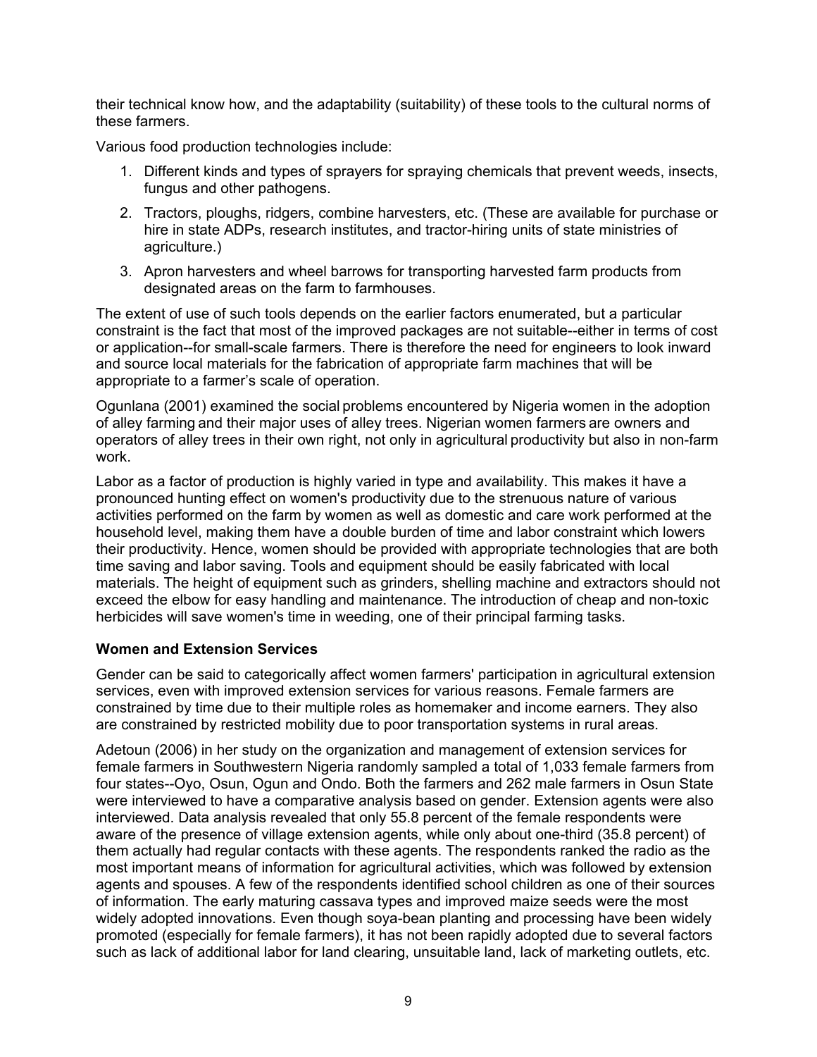their technical know how, and the adaptability (suitability) of these tools to the cultural norms of these farmers.

Various food production technologies include:

1. Different kinds and types of sprayers for spraying chemicals that prevent weeds, insects, fungus and other pathogens.
2. Tractors, ploughs, ridgers, combine harvesters, etc. (These are available for purchase or hire in state ADPs, research institutes, and tractor-hiring units of state ministries of agriculture.)
3. Apron harvesters and wheel barrows for transporting harvested farm products from designated areas on the farm to farmhouses.

The extent of use of such tools depends on the earlier factors enumerated, but a particular constraint is the fact that most of the improved packages are not suitable--either in terms of cost or application--for small-scale farmers. There is therefore the need for engineers to look inward and source local materials for the fabrication of appropriate farm machines that will be appropriate to a farmer's scale of operation.

Ogunlana (2001) examined the social problems encountered by Nigeria women in the adoption of alley farming and their major uses of alley trees. Nigerian women farmers are owners and operators of alley trees in their own right, not only in agricultural productivity but also in non-farm work.

Labor as a factor of production is highly varied in type and availability. This makes it have a pronounced hunting effect on women's productivity due to the strenuous nature of various activities performed on the farm by women as well as domestic and care work performed at the household level, making them have a double burden of time and labor constraint which lowers their productivity. Hence, women should be provided with appropriate technologies that are both time saving and labor saving. Tools and equipment should be easily fabricated with local materials. The height of equipment such as grinders, shelling machine and extractors should not exceed the elbow for easy handling and maintenance. The introduction of cheap and non-toxic herbicides will save women's time in weeding, one of their principal farming tasks.

**Women and Extension Services**

Gender can be said to categorically affect women farmers' participation in agricultural extension services, even with improved extension services for various reasons. Female farmers are constrained by time due to their multiple roles as homemaker and income earners. They also are constrained by restricted mobility due to poor transportation systems in rural areas.

Adetoun (2006) in her study on the organization and management of extension services for female farmers in Southwestern Nigeria randomly sampled a total of 1,033 female farmers from four states--Oyo, Osun, Ogun and Ondo. Both the farmers and 262 male farmers in Osun State were interviewed to have a comparative analysis based on gender. Extension agents were also interviewed. Data analysis revealed that only 55.8 percent of the female respondents were aware of the presence of village extension agents, while only about one-third (35.8 percent) of them actually had regular contacts with these agents. The respondents ranked the radio as the most important means of information for agricultural activities, which was followed by extension agents and spouses. A few of the respondents identified school children as one of their sources of information. The early maturing cassava types and improved maize seeds were the most widely adopted innovations. Even though soya-bean planting and processing have been widely promoted (especially for female farmers), it has not been rapidly adopted due to several factors such as lack of additional labor for land clearing, unsuitable land, lack of marketing outlets, etc.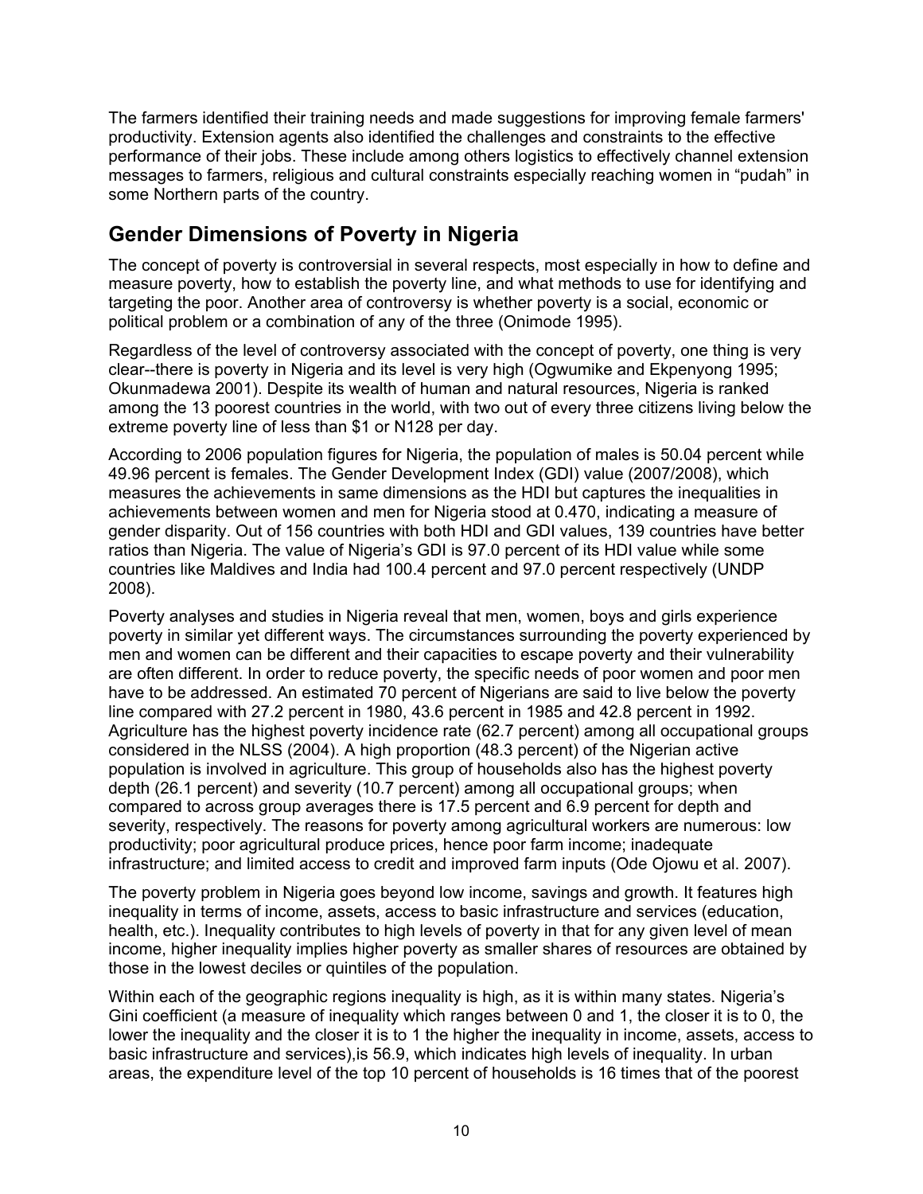The farmers identified their training needs and made suggestions for improving female farmers' productivity. Extension agents also identified the challenges and constraints to the effective performance of their jobs. These include among others logistics to effectively channel extension messages to farmers, religious and cultural constraints especially reaching women in "pudah" in some Northern parts of the country.

## Gender Dimensions of Poverty in Nigeria

The concept of poverty is controversial in several respects, most especially in how to define and measure poverty, how to establish the poverty line, and what methods to use for identifying and targeting the poor. Another area of controversy is whether poverty is a social, economic or political problem or a combination of any of the three (Onimode 1995).

Regardless of the level of controversy associated with the concept of poverty, one thing is very clear--there is poverty in Nigeria and its level is very high (Ogwumike and Ekpenyong 1995; Okunmadewa 2001). Despite its wealth of human and natural resources, Nigeria is ranked among the 13 poorest countries in the world, with two out of every three citizens living below the extreme poverty line of less than $1 or N128 per day.

According to 2006 population figures for Nigeria, the population of males is 50.04 percent while 49.96 percent is females. The Gender Development Index (GDI) value (2007/2008), which measures the achievements in same dimensions as the HDI but captures the inequalities in achievements between women and men for Nigeria stood at 0.470, indicating a measure of gender disparity. Out of 156 countries with both HDI and GDI values, 139 countries have better ratios than Nigeria. The value of Nigeria's GDI is 97.0 percent of its HDI value while some countries like Maldives and India had 100.4 percent and 97.0 percent respectively (UNDP 2008).

Poverty analyses and studies in Nigeria reveal that men, women, boys and girls experience poverty in similar yet different ways. The circumstances surrounding the poverty experienced by men and women can be different and their capacities to escape poverty and their vulnerability are often different. In order to reduce poverty, the specific needs of poor women and poor men have to be addressed. An estimated 70 percent of Nigerians are said to live below the poverty line compared with 27.2 percent in 1980, 43.6 percent in 1985 and 42.8 percent in 1992. Agriculture has the highest poverty incidence rate (62.7 percent) among all occupational groups considered in the NLSS (2004). A high proportion (48.3 percent) of the Nigerian active population is involved in agriculture. This group of households also has the highest poverty depth (26.1 percent) and severity (10.7 percent) among all occupational groups; when compared to across group averages there is 17.5 percent and 6.9 percent for depth and severity, respectively. The reasons for poverty among agricultural workers are numerous: low productivity; poor agricultural produce prices, hence poor farm income; inadequate infrastructure; and limited access to credit and improved farm inputs (Ode Ojowu et al. 2007).

The poverty problem in Nigeria goes beyond low income, savings and growth. It features high inequality in terms of income, assets, access to basic infrastructure and services (education, health, etc.). Inequality contributes to high levels of poverty in that for any given level of mean income, higher inequality implies higher poverty as smaller shares of resources are obtained by those in the lowest deciles or quintiles of the population.

Within each of the geographic regions inequality is high, as it is within many states. Nigeria's Gini coefficient (a measure of inequality which ranges between 0 and 1, the closer it is to 0, the lower the inequality and the closer it is to 1 the higher the inequality in income, assets, access to basic infrastructure and services),is 56.9, which indicates high levels of inequality. In urban areas, the expenditure level of the top 10 percent of households is 16 times that of the poorest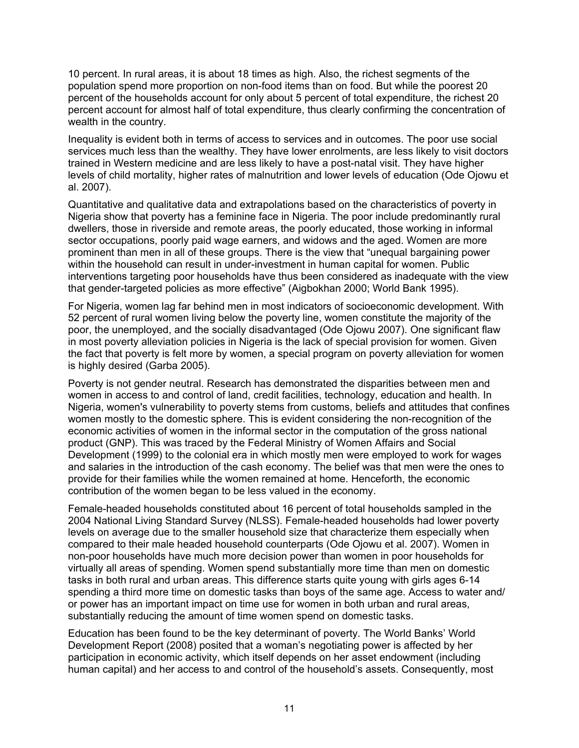10 percent. In rural areas, it is about 18 times as high. Also, the richest segments of the population spend more proportion on non-food items than on food. But while the poorest 20 percent of the households account for only about 5 percent of total expenditure, the richest 20 percent account for almost half of total expenditure, thus clearly confirming the concentration of wealth in the country.

Inequality is evident both in terms of access to services and in outcomes. The poor use social services much less than the wealthy. They have lower enrolments, are less likely to visit doctors trained in Western medicine and are less likely to have a post-natal visit. They have higher levels of child mortality, higher rates of malnutrition and lower levels of education (Ode Ojowu et al. 2007).

Quantitative and qualitative data and extrapolations based on the characteristics of poverty in Nigeria show that poverty has a feminine face in Nigeria. The poor include predominantly rural dwellers, those in riverside and remote areas, the poorly educated, those working in informal sector occupations, poorly paid wage earners, and widows and the aged. Women are more prominent than men in all of these groups. There is the view that "unequal bargaining power within the household can result in under-investment in human capital for women. Public interventions targeting poor households have thus been considered as inadequate with the view that gender-targeted policies as more effective" (Aigbokhan 2000; World Bank 1995).

For Nigeria, women lag far behind men in most indicators of socioeconomic development. With 52 percent of rural women living below the poverty line, women constitute the majority of the poor, the unemployed, and the socially disadvantaged (Ode Ojowu 2007). One significant flaw in most poverty alleviation policies in Nigeria is the lack of special provision for women. Given the fact that poverty is felt more by women, a special program on poverty alleviation for women is highly desired (Garba 2005).

Poverty is not gender neutral. Research has demonstrated the disparities between men and women in access to and control of land, credit facilities, technology, education and health. In Nigeria, women's vulnerability to poverty stems from customs, beliefs and attitudes that confines women mostly to the domestic sphere. This is evident considering the non-recognition of the economic activities of women in the informal sector in the computation of the gross national product (GNP). This was traced by the Federal Ministry of Women Affairs and Social Development (1999) to the colonial era in which mostly men were employed to work for wages and salaries in the introduction of the cash economy. The belief was that men were the ones to provide for their families while the women remained at home. Henceforth, the economic contribution of the women began to be less valued in the economy.

Female-headed households constituted about 16 percent of total households sampled in the 2004 National Living Standard Survey (NLSS). Female-headed households had lower poverty levels on average due to the smaller household size that characterize them especially when compared to their male headed household counterparts (Ode Ojowu et al. 2007). Women in non-poor households have much more decision power than women in poor households for virtually all areas of spending. Women spend substantially more time than men on domestic tasks in both rural and urban areas. This difference starts quite young with girls ages 6-14 spending a third more time on domestic tasks than boys of the same age. Access to water and/or power has an important impact on time use for women in both urban and rural areas, substantially reducing the amount of time women spend on domestic tasks.

Education has been found to be the key determinant of poverty. The World Banks' World Development Report (2008) posited that a woman's negotiating power is affected by her participation in economic activity, which itself depends on her asset endowment (including human capital) and her access to and control of the household's assets. Consequently, most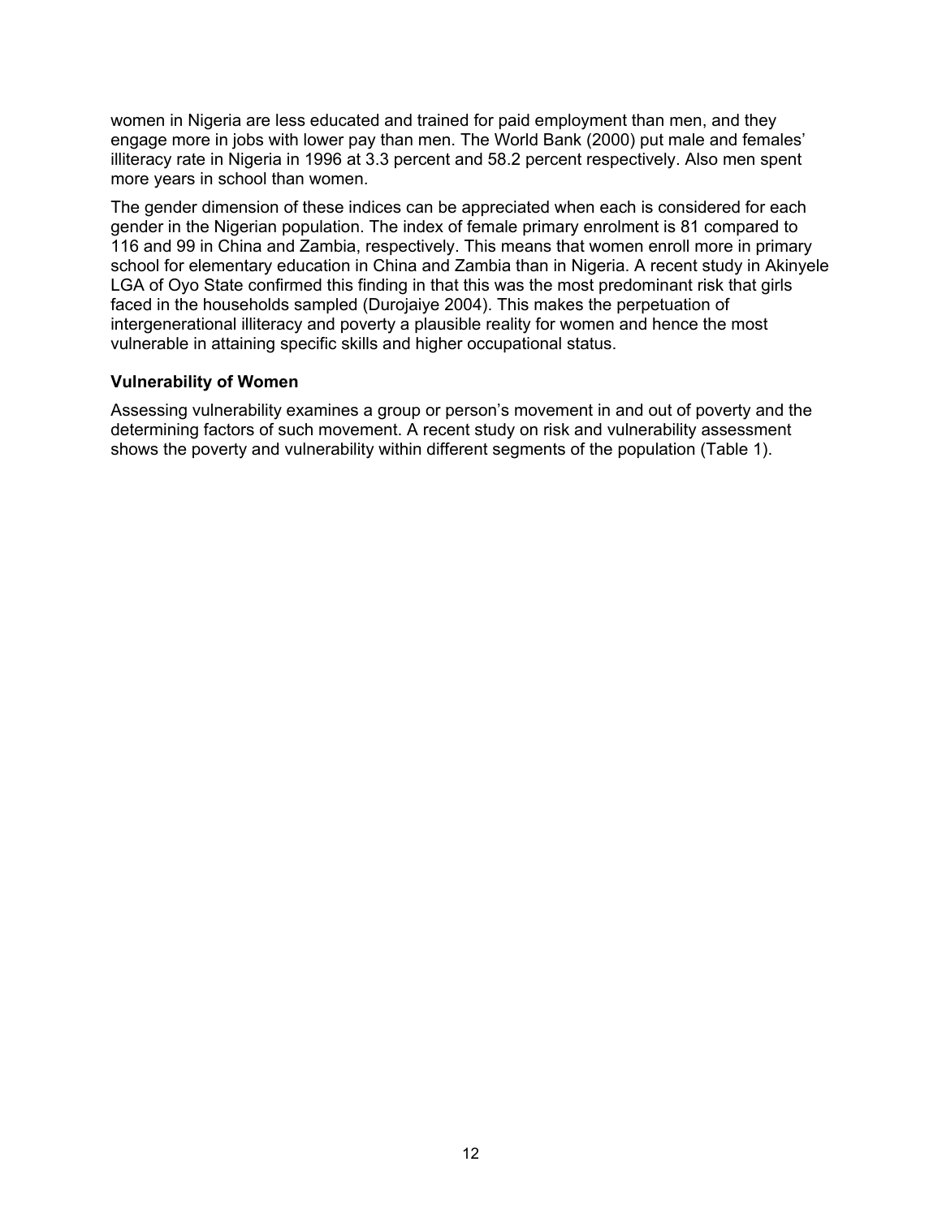women in Nigeria are less educated and trained for paid employment than men, and they engage more in jobs with lower pay than men. The World Bank (2000) put male and females' illiteracy rate in Nigeria in 1996 at 3.3 percent and 58.2 percent respectively. Also men spent more years in school than women.

The gender dimension of these indices can be appreciated when each is considered for each gender in the Nigerian population. The index of female primary enrolment is 81 compared to 116 and 99 in China and Zambia, respectively. This means that women enroll more in primary school for elementary education in China and Zambia than in Nigeria. A recent study in Akinyele LGA of Oyo State confirmed this finding in that this was the most predominant risk that girls faced in the households sampled (Durojaiye 2004). This makes the perpetuation of intergenerational illiteracy and poverty a plausible reality for women and hence the most vulnerable in attaining specific skills and higher occupational status.

### Vulnerability of Women

Assessing vulnerability examines a group or person's movement in and out of poverty and the determining factors of such movement. A recent study on risk and vulnerability assessment shows the poverty and vulnerability within different segments of the population (Table 1).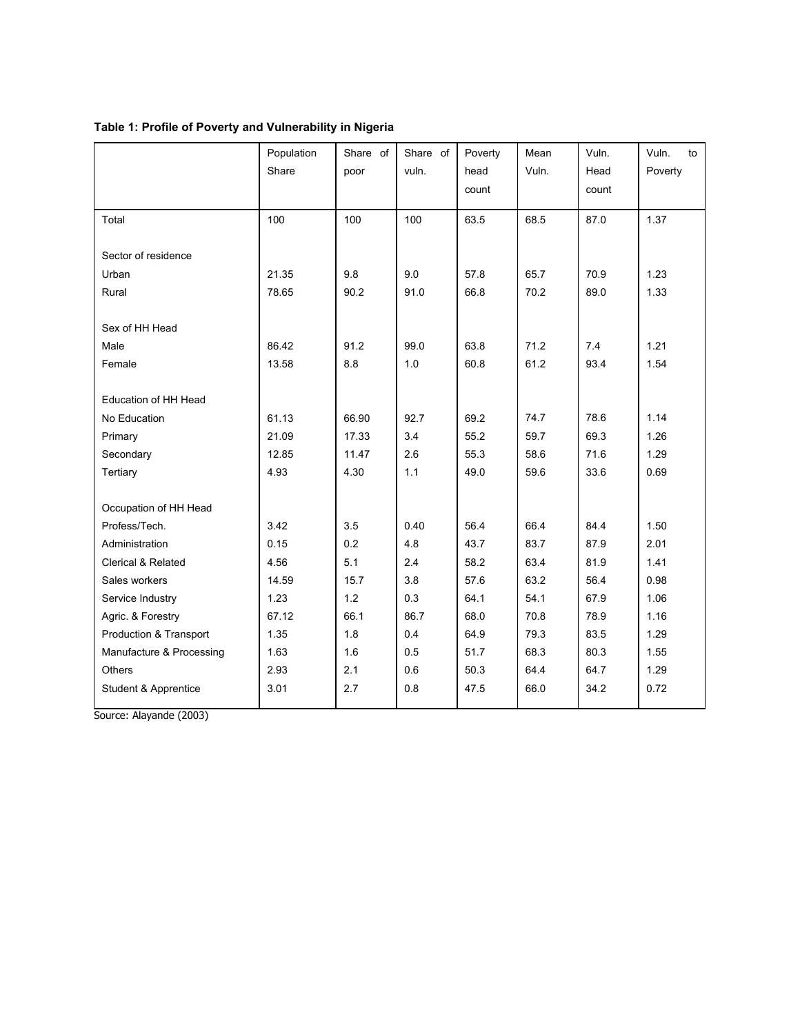**Table 1: Profile of Poverty and Vulnerability in Nigeria**

| | Population Share | Share of poor | Share of vuln. | Poverty head count | Mean Vuln. | Vuln. Head count | Vuln. to Poverty |
|---|---|---|---|---|---|---|---|
| Total | 100 | 100 | 100 | 63.5 | 68.5 | 87.0 | 1.37 |
| Sector of residence | | | | | | | |
| Urban | 21.35 | 9.8 | 9.0 | 57.8 | 65.7 | 70.9 | 1.23 |
| Rural | 78.65 | 90.2 | 91.0 | 66.8 | 70.2 | 89.0 | 1.33 |
| Sex of HH Head | | | | | | | |
| Male | 86.42 | 91.2 | 99.0 | 63.8 | 71.2 | 7.4 | 1.21 |
| Female | 13.58 | 8.8 | 1.0 | 60.8 | 61.2 | 93.4 | 1.54 |
| Education of HH Head | | | | | | | |
| No Education | 61.13 | 66.90 | 92.7 | 69.2 | 74.7 | 78.6 | 1.14 |
| Primary | 21.09 | 17.33 | 3.4 | 55.2 | 59.7 | 69.3 | 1.26 |
| Secondary | 12.85 | 11.47 | 2.6 | 55.3 | 58.6 | 71.6 | 1.29 |
| Tertiary | 4.93 | 4.30 | 1.1 | 49.0 | 59.6 | 33.6 | 0.69 |
| Occupation of HH Head | | | | | | | |
| Profess/Tech. | 3.42 | 3.5 | 0.40 | 56.4 | 66.4 | 84.4 | 1.50 |
| Administration | 0.15 | 0.2 | 4.8 | 43.7 | 83.7 | 87.9 | 2.01 |
| Clerical & Related | 4.56 | 5.1 | 2.4 | 58.2 | 63.4 | 81.9 | 1.41 |
| Sales workers | 14.59 | 15.7 | 3.8 | 57.6 | 63.2 | 56.4 | 0.98 |
| Service Industry | 1.23 | 1.2 | 0.3 | 64.1 | 54.1 | 67.9 | 1.06 |
| Agric. & Forestry | 67.12 | 66.1 | 86.7 | 68.0 | 70.8 | 78.9 | 1.16 |
| Production & Transport | 1.35 | 1.8 | 0.4 | 64.9 | 79.3 | 83.5 | 1.29 |
| Manufacture & Processing | 1.63 | 1.6 | 0.5 | 51.7 | 68.3 | 80.3 | 1.55 |
| Others | 2.93 | 2.1 | 0.6 | 50.3 | 64.4 | 64.7 | 1.29 |
| Student & Apprentice | 3.01 | 2.7 | 0.8 | 47.5 | 66.0 | 34.2 | 0.72 |

Source: Alayande (2003)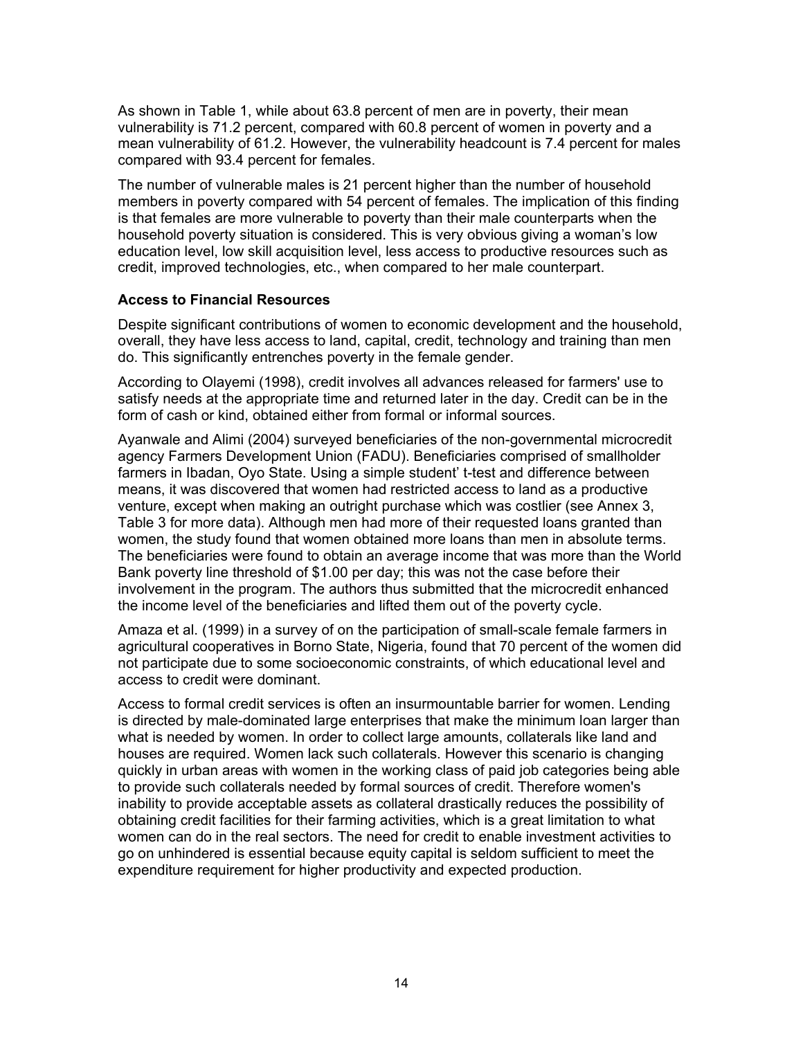As shown in Table 1, while about 63.8 percent of men are in poverty, their mean vulnerability is 71.2 percent, compared with 60.8 percent of women in poverty and a mean vulnerability of 61.2. However, the vulnerability headcount is 7.4 percent for males compared with 93.4 percent for females.

The number of vulnerable males is 21 percent higher than the number of household members in poverty compared with 54 percent of females. The implication of this finding is that females are more vulnerable to poverty than their male counterparts when the household poverty situation is considered. This is very obvious giving a woman's low education level, low skill acquisition level, less access to productive resources such as credit, improved technologies, etc., when compared to her male counterpart.

### Access to Financial Resources

Despite significant contributions of women to economic development and the household, overall, they have less access to land, capital, credit, technology and training than men do. This significantly entrenches poverty in the female gender.

According to Olayemi (1998), credit involves all advances released for farmers' use to satisfy needs at the appropriate time and returned later in the day. Credit can be in the form of cash or kind, obtained either from formal or informal sources.

Ayanwale and Alimi (2004) surveyed beneficiaries of the non-governmental microcredit agency Farmers Development Union (FADU). Beneficiaries comprised of smallholder farmers in Ibadan, Oyo State. Using a simple student' t-test and difference between means, it was discovered that women had restricted access to land as a productive venture, except when making an outright purchase which was costlier (see Annex 3, Table 3 for more data). Although men had more of their requested loans granted than women, the study found that women obtained more loans than men in absolute terms. The beneficiaries were found to obtain an average income that was more than the World Bank poverty line threshold of $1.00 per day; this was not the case before their involvement in the program. The authors thus submitted that the microcredit enhanced the income level of the beneficiaries and lifted them out of the poverty cycle.

Amaza et al. (1999) in a survey of on the participation of small-scale female farmers in agricultural cooperatives in Borno State, Nigeria, found that 70 percent of the women did not participate due to some socioeconomic constraints, of which educational level and access to credit were dominant.

Access to formal credit services is often an insurmountable barrier for women. Lending is directed by male-dominated large enterprises that make the minimum loan larger than what is needed by women. In order to collect large amounts, collaterals like land and houses are required. Women lack such collaterals. However this scenario is changing quickly in urban areas with women in the working class of paid job categories being able to provide such collaterals needed by formal sources of credit. Therefore women's inability to provide acceptable assets as collateral drastically reduces the possibility of obtaining credit facilities for their farming activities, which is a great limitation to what women can do in the real sectors. The need for credit to enable investment activities to go on unhindered is essential because equity capital is seldom sufficient to meet the expenditure requirement for higher productivity and expected production.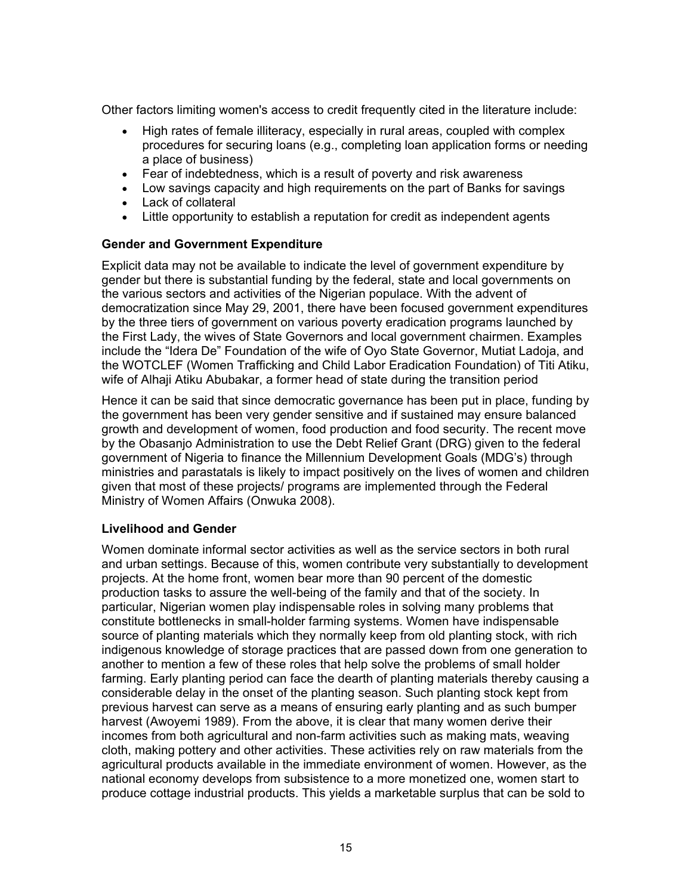Other factors limiting women's access to credit frequently cited in the literature include:

- High rates of female illiteracy, especially in rural areas, coupled with complex procedures for securing loans (e.g., completing loan application forms or needing a place of business)
- Fear of indebtedness, which is a result of poverty and risk awareness
- Low savings capacity and high requirements on the part of Banks for savings
- Lack of collateral
- Little opportunity to establish a reputation for credit as independent agents

**Gender and Government Expenditure**

Explicit data may not be available to indicate the level of government expenditure by gender but there is substantial funding by the federal, state and local governments on the various sectors and activities of the Nigerian populace. With the advent of democratization since May 29, 2001, there have been focused government expenditures by the three tiers of government on various poverty eradication programs launched by the First Lady, the wives of State Governors and local government chairmen. Examples include the "Idera De" Foundation of the wife of Oyo State Governor, Mutiat Ladoja, and the WOTCLEF (Women Trafficking and Child Labor Eradication Foundation) of Titi Atiku, wife of Alhaji Atiku Abubakar, a former head of state during the transition period

Hence it can be said that since democratic governance has been put in place, funding by the government has been very gender sensitive and if sustained may ensure balanced growth and development of women, food production and food security. The recent move by the Obasanjo Administration to use the Debt Relief Grant (DRG) given to the federal government of Nigeria to finance the Millennium Development Goals (MDG's) through ministries and parastatals is likely to impact positively on the lives of women and children given that most of these projects/ programs are implemented through the Federal Ministry of Women Affairs (Onwuka 2008).

**Livelihood and Gender**

Women dominate informal sector activities as well as the service sectors in both rural and urban settings. Because of this, women contribute very substantially to development projects. At the home front, women bear more than 90 percent of the domestic production tasks to assure the well-being of the family and that of the society. In particular, Nigerian women play indispensable roles in solving many problems that constitute bottlenecks in small-holder farming systems. Women have indispensable source of planting materials which they normally keep from old planting stock, with rich indigenous knowledge of storage practices that are passed down from one generation to another to mention a few of these roles that help solve the problems of small holder farming. Early planting period can face the dearth of planting materials thereby causing a considerable delay in the onset of the planting season. Such planting stock kept from previous harvest can serve as a means of ensuring early planting and as such bumper harvest (Awoyemi 1989). From the above, it is clear that many women derive their incomes from both agricultural and non-farm activities such as making mats, weaving cloth, making pottery and other activities. These activities rely on raw materials from the agricultural products available in the immediate environment of women. However, as the national economy develops from subsistence to a more monetized one, women start to produce cottage industrial products. This yields a marketable surplus that can be sold to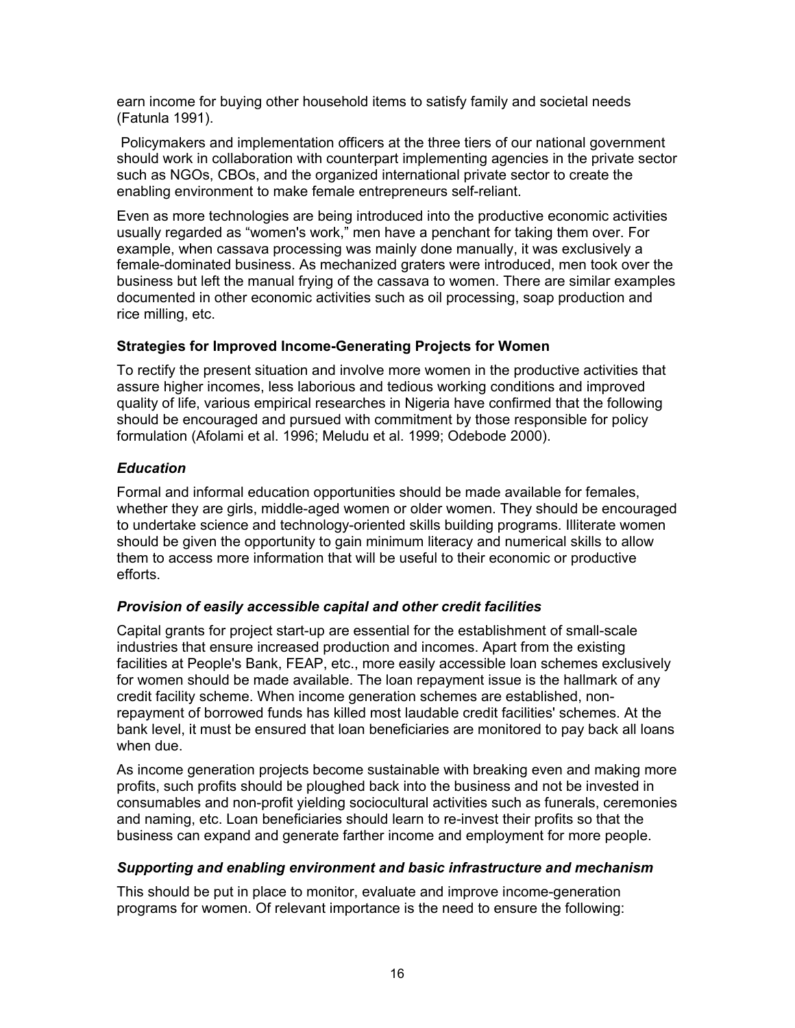earn income for buying other household items to satisfy family and societal needs (Fatunla 1991).

Policymakers and implementation officers at the three tiers of our national government should work in collaboration with counterpart implementing agencies in the private sector such as NGOs, CBOs, and the organized international private sector to create the enabling environment to make female entrepreneurs self-reliant.

Even as more technologies are being introduced into the productive economic activities usually regarded as "women's work," men have a penchant for taking them over. For example, when cassava processing was mainly done manually, it was exclusively a female-dominated business. As mechanized graters were introduced, men took over the business but left the manual frying of the cassava to women. There are similar examples documented in other economic activities such as oil processing, soap production and rice milling, etc.

### Strategies for Improved Income-Generating Projects for Women

To rectify the present situation and involve more women in the productive activities that assure higher incomes, less laborious and tedious working conditions and improved quality of life, various empirical researches in Nigeria have confirmed that the following should be encouraged and pursued with commitment by those responsible for policy formulation (Afolami et al. 1996; Meludu et al. 1999; Odebode 2000).

#### *Education*

Formal and informal education opportunities should be made available for females, whether they are girls, middle-aged women or older women. They should be encouraged to undertake science and technology-oriented skills building programs. Illiterate women should be given the opportunity to gain minimum literacy and numerical skills to allow them to access more information that will be useful to their economic or productive efforts.

#### *Provision of easily accessible capital and other credit facilities*

Capital grants for project start-up are essential for the establishment of small-scale industries that ensure increased production and incomes. Apart from the existing facilities at People's Bank, FEAP, etc., more easily accessible loan schemes exclusively for women should be made available. The loan repayment issue is the hallmark of any credit facility scheme. When income generation schemes are established, non-repayment of borrowed funds has killed most laudable credit facilities' schemes. At the bank level, it must be ensured that loan beneficiaries are monitored to pay back all loans when due.

As income generation projects become sustainable with breaking even and making more profits, such profits should be ploughed back into the business and not be invested in consumables and non-profit yielding sociocultural activities such as funerals, ceremonies and naming, etc. Loan beneficiaries should learn to re-invest their profits so that the business can expand and generate farther income and employment for more people.

#### *Supporting and enabling environment and basic infrastructure and mechanism*

This should be put in place to monitor, evaluate and improve income-generation programs for women. Of relevant importance is the need to ensure the following: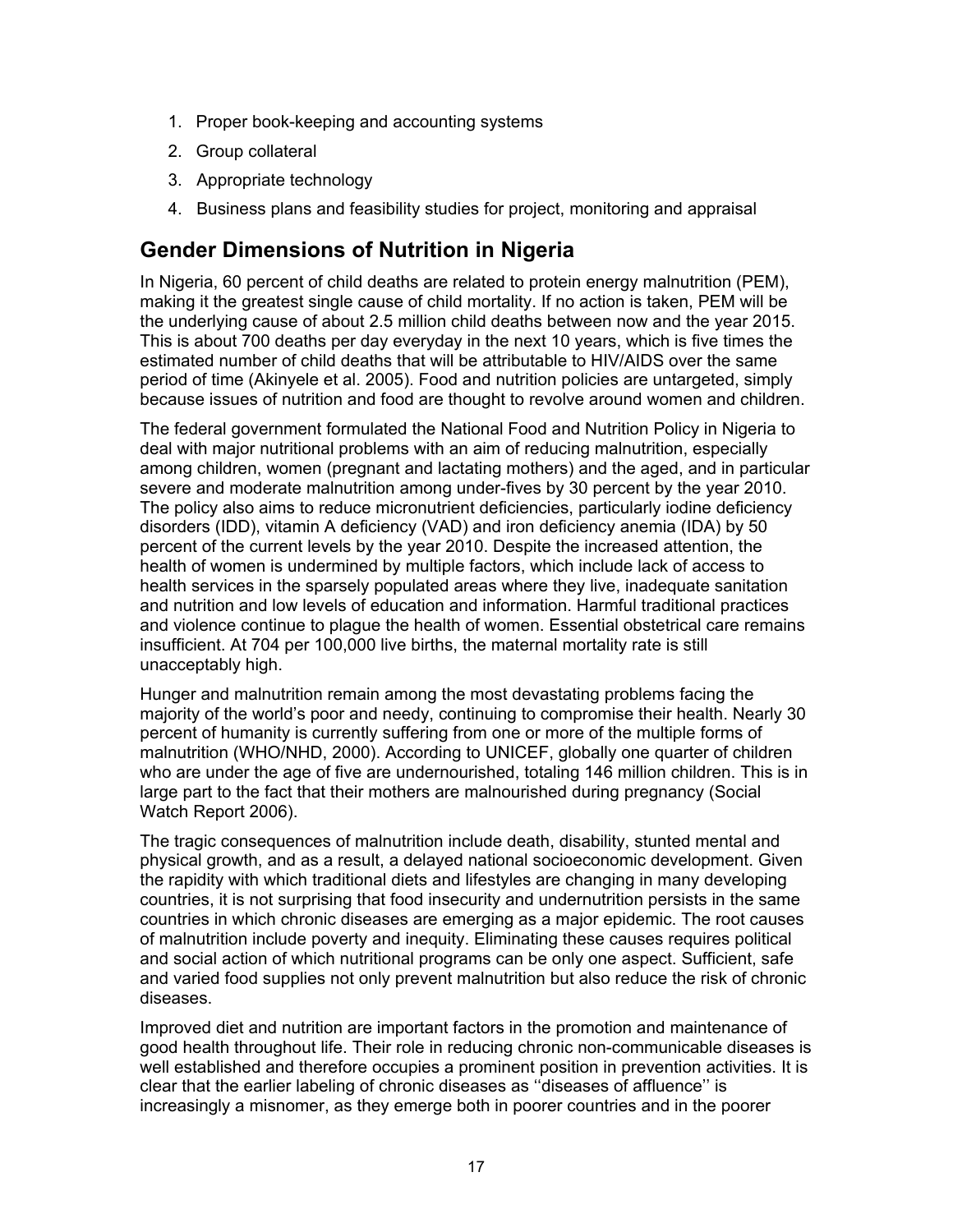1. Proper book-keeping and accounting systems
2. Group collateral
3. Appropriate technology
4. Business plans and feasibility studies for project, monitoring and appraisal

## Gender Dimensions of Nutrition in Nigeria

In Nigeria, 60 percent of child deaths are related to protein energy malnutrition (PEM), making it the greatest single cause of child mortality. If no action is taken, PEM will be the underlying cause of about 2.5 million child deaths between now and the year 2015. This is about 700 deaths per day everyday in the next 10 years, which is five times the estimated number of child deaths that will be attributable to HIV/AIDS over the same period of time (Akinyele et al. 2005). Food and nutrition policies are untargeted, simply because issues of nutrition and food are thought to revolve around women and children.

The federal government formulated the National Food and Nutrition Policy in Nigeria to deal with major nutritional problems with an aim of reducing malnutrition, especially among children, women (pregnant and lactating mothers) and the aged, and in particular severe and moderate malnutrition among under-fives by 30 percent by the year 2010. The policy also aims to reduce micronutrient deficiencies, particularly iodine deficiency disorders (IDD), vitamin A deficiency (VAD) and iron deficiency anemia (IDA) by 50 percent of the current levels by the year 2010. Despite the increased attention, the health of women is undermined by multiple factors, which include lack of access to health services in the sparsely populated areas where they live, inadequate sanitation and nutrition and low levels of education and information. Harmful traditional practices and violence continue to plague the health of women. Essential obstetrical care remains insufficient. At 704 per 100,000 live births, the maternal mortality rate is still unacceptably high.

Hunger and malnutrition remain among the most devastating problems facing the majority of the world's poor and needy, continuing to compromise their health. Nearly 30 percent of humanity is currently suffering from one or more of the multiple forms of malnutrition (WHO/NHD, 2000). According to UNICEF, globally one quarter of children who are under the age of five are undernourished, totaling 146 million children. This is in large part to the fact that their mothers are malnourished during pregnancy (Social Watch Report 2006).

The tragic consequences of malnutrition include death, disability, stunted mental and physical growth, and as a result, a delayed national socioeconomic development. Given the rapidity with which traditional diets and lifestyles are changing in many developing countries, it is not surprising that food insecurity and undernutrition persists in the same countries in which chronic diseases are emerging as a major epidemic. The root causes of malnutrition include poverty and inequity. Eliminating these causes requires political and social action of which nutritional programs can be only one aspect. Sufficient, safe and varied food supplies not only prevent malnutrition but also reduce the risk of chronic diseases.

Improved diet and nutrition are important factors in the promotion and maintenance of good health throughout life. Their role in reducing chronic non-communicable diseases is well established and therefore occupies a prominent position in prevention activities. It is clear that the earlier labeling of chronic diseases as ''diseases of affluence'' is increasingly a misnomer, as they emerge both in poorer countries and in the poorer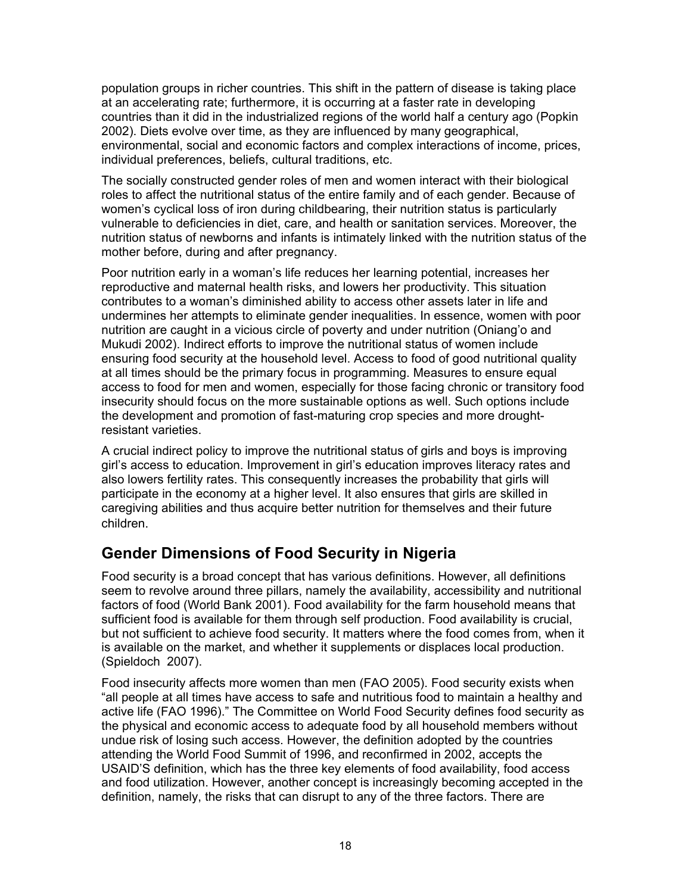population groups in richer countries. This shift in the pattern of disease is taking place at an accelerating rate; furthermore, it is occurring at a faster rate in developing countries than it did in the industrialized regions of the world half a century ago (Popkin 2002). Diets evolve over time, as they are influenced by many geographical, environmental, social and economic factors and complex interactions of income, prices, individual preferences, beliefs, cultural traditions, etc.

The socially constructed gender roles of men and women interact with their biological roles to affect the nutritional status of the entire family and of each gender. Because of women's cyclical loss of iron during childbearing, their nutrition status is particularly vulnerable to deficiencies in diet, care, and health or sanitation services. Moreover, the nutrition status of newborns and infants is intimately linked with the nutrition status of the mother before, during and after pregnancy.

Poor nutrition early in a woman's life reduces her learning potential, increases her reproductive and maternal health risks, and lowers her productivity. This situation contributes to a woman's diminished ability to access other assets later in life and undermines her attempts to eliminate gender inequalities. In essence, women with poor nutrition are caught in a vicious circle of poverty and under nutrition (Oniang'o and Mukudi 2002). Indirect efforts to improve the nutritional status of women include ensuring food security at the household level. Access to food of good nutritional quality at all times should be the primary focus in programming. Measures to ensure equal access to food for men and women, especially for those facing chronic or transitory food insecurity should focus on the more sustainable options as well. Such options include the development and promotion of fast-maturing crop species and more drought-resistant varieties.

A crucial indirect policy to improve the nutritional status of girls and boys is improving girl's access to education. Improvement in girl's education improves literacy rates and also lowers fertility rates. This consequently increases the probability that girls will participate in the economy at a higher level. It also ensures that girls are skilled in caregiving abilities and thus acquire better nutrition for themselves and their future children.

## Gender Dimensions of Food Security in Nigeria

Food security is a broad concept that has various definitions. However, all definitions seem to revolve around three pillars, namely the availability, accessibility and nutritional factors of food (World Bank 2001). Food availability for the farm household means that sufficient food is available for them through self production. Food availability is crucial, but not sufficient to achieve food security. It matters where the food comes from, when it is available on the market, and whether it supplements or displaces local production. (Spieldoch 2007).

Food insecurity affects more women than men (FAO 2005). Food security exists when "all people at all times have access to safe and nutritious food to maintain a healthy and active life (FAO 1996)." The Committee on World Food Security defines food security as the physical and economic access to adequate food by all household members without undue risk of losing such access. However, the definition adopted by the countries attending the World Food Summit of 1996, and reconfirmed in 2002, accepts the USAID'S definition, which has the three key elements of food availability, food access and food utilization. However, another concept is increasingly becoming accepted in the definition, namely, the risks that can disrupt to any of the three factors. There are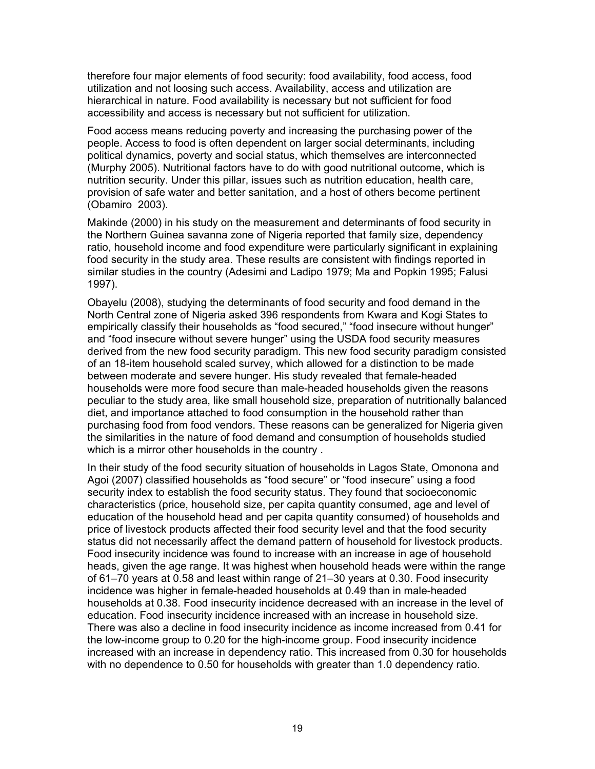therefore four major elements of food security: food availability, food access, food utilization and not loosing such access. Availability, access and utilization are hierarchical in nature. Food availability is necessary but not sufficient for food accessibility and access is necessary but not sufficient for utilization.

Food access means reducing poverty and increasing the purchasing power of the people. Access to food is often dependent on larger social determinants, including political dynamics, poverty and social status, which themselves are interconnected (Murphy 2005). Nutritional factors have to do with good nutritional outcome, which is nutrition security. Under this pillar, issues such as nutrition education, health care, provision of safe water and better sanitation, and a host of others become pertinent (Obamiro 2003).

Makinde (2000) in his study on the measurement and determinants of food security in the Northern Guinea savanna zone of Nigeria reported that family size, dependency ratio, household income and food expenditure were particularly significant in explaining food security in the study area. These results are consistent with findings reported in similar studies in the country (Adesimi and Ladipo 1979; Ma and Popkin 1995; Falusi 1997).

Obayelu (2008), studying the determinants of food security and food demand in the North Central zone of Nigeria asked 396 respondents from Kwara and Kogi States to empirically classify their households as "food secured," "food insecure without hunger" and "food insecure without severe hunger" using the USDA food security measures derived from the new food security paradigm. This new food security paradigm consisted of an 18-item household scaled survey, which allowed for a distinction to be made between moderate and severe hunger. His study revealed that female-headed households were more food secure than male-headed households given the reasons peculiar to the study area, like small household size, preparation of nutritionally balanced diet, and importance attached to food consumption in the household rather than purchasing food from food vendors. These reasons can be generalized for Nigeria given the similarities in the nature of food demand and consumption of households studied which is a mirror other households in the country .

In their study of the food security situation of households in Lagos State, Omonona and Agoi (2007) classified households as "food secure" or "food insecure" using a food security index to establish the food security status. They found that socioeconomic characteristics (price, household size, per capita quantity consumed, age and level of education of the household head and per capita quantity consumed) of households and price of livestock products affected their food security level and that the food security status did not necessarily affect the demand pattern of household for livestock products. Food insecurity incidence was found to increase with an increase in age of household heads, given the age range. It was highest when household heads were within the range of 61–70 years at 0.58 and least within range of 21–30 years at 0.30. Food insecurity incidence was higher in female-headed households at 0.49 than in male-headed households at 0.38. Food insecurity incidence decreased with an increase in the level of education. Food insecurity incidence increased with an increase in household size. There was also a decline in food insecurity incidence as income increased from 0.41 for the low-income group to 0.20 for the high-income group. Food insecurity incidence increased with an increase in dependency ratio. This increased from 0.30 for households with no dependence to 0.50 for households with greater than 1.0 dependency ratio.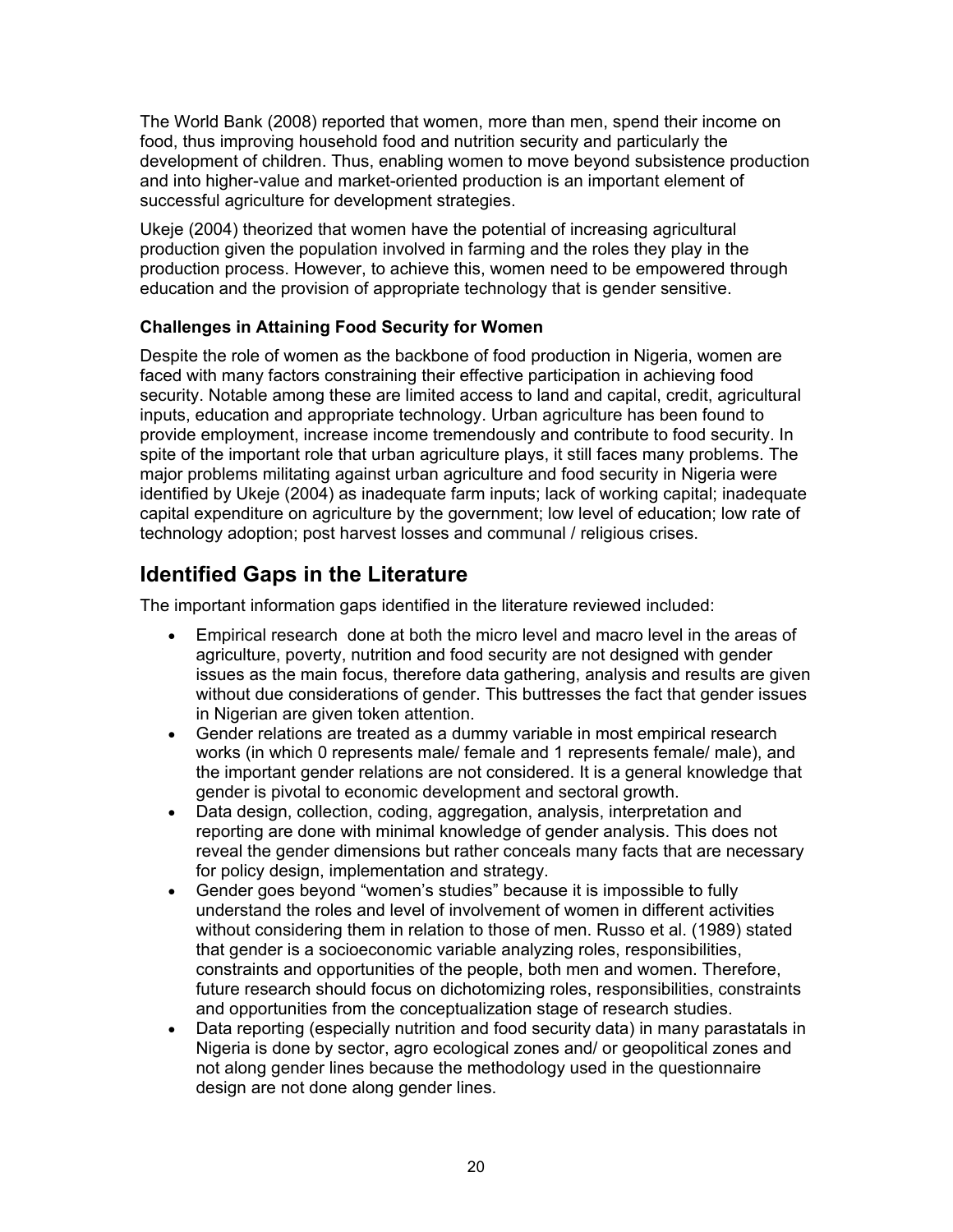The World Bank (2008) reported that women, more than men, spend their income on food, thus improving household food and nutrition security and particularly the development of children. Thus, enabling women to move beyond subsistence production and into higher-value and market-oriented production is an important element of successful agriculture for development strategies.

Ukeje (2004) theorized that women have the potential of increasing agricultural production given the population involved in farming and the roles they play in the production process. However, to achieve this, women need to be empowered through education and the provision of appropriate technology that is gender sensitive.

### Challenges in Attaining Food Security for Women

Despite the role of women as the backbone of food production in Nigeria, women are faced with many factors constraining their effective participation in achieving food security. Notable among these are limited access to land and capital, credit, agricultural inputs, education and appropriate technology. Urban agriculture has been found to provide employment, increase income tremendously and contribute to food security. In spite of the important role that urban agriculture plays, it still faces many problems. The major problems militating against urban agriculture and food security in Nigeria were identified by Ukeje (2004) as inadequate farm inputs; lack of working capital; inadequate capital expenditure on agriculture by the government; low level of education; low rate of technology adoption; post harvest losses and communal / religious crises.

## Identified Gaps in the Literature

The important information gaps identified in the literature reviewed included:

- Empirical research done at both the micro level and macro level in the areas of agriculture, poverty, nutrition and food security are not designed with gender issues as the main focus, therefore data gathering, analysis and results are given without due considerations of gender. This buttresses the fact that gender issues in Nigerian are given token attention.
- Gender relations are treated as a dummy variable in most empirical research works (in which 0 represents male/ female and 1 represents female/ male), and the important gender relations are not considered. It is a general knowledge that gender is pivotal to economic development and sectoral growth.
- Data design, collection, coding, aggregation, analysis, interpretation and reporting are done with minimal knowledge of gender analysis. This does not reveal the gender dimensions but rather conceals many facts that are necessary for policy design, implementation and strategy.
- Gender goes beyond "women's studies" because it is impossible to fully understand the roles and level of involvement of women in different activities without considering them in relation to those of men. Russo et al. (1989) stated that gender is a socioeconomic variable analyzing roles, responsibilities, constraints and opportunities of the people, both men and women. Therefore, future research should focus on dichotomizing roles, responsibilities, constraints and opportunities from the conceptualization stage of research studies.
- Data reporting (especially nutrition and food security data) in many parastatals in Nigeria is done by sector, agro ecological zones and/ or geopolitical zones and not along gender lines because the methodology used in the questionnaire design are not done along gender lines.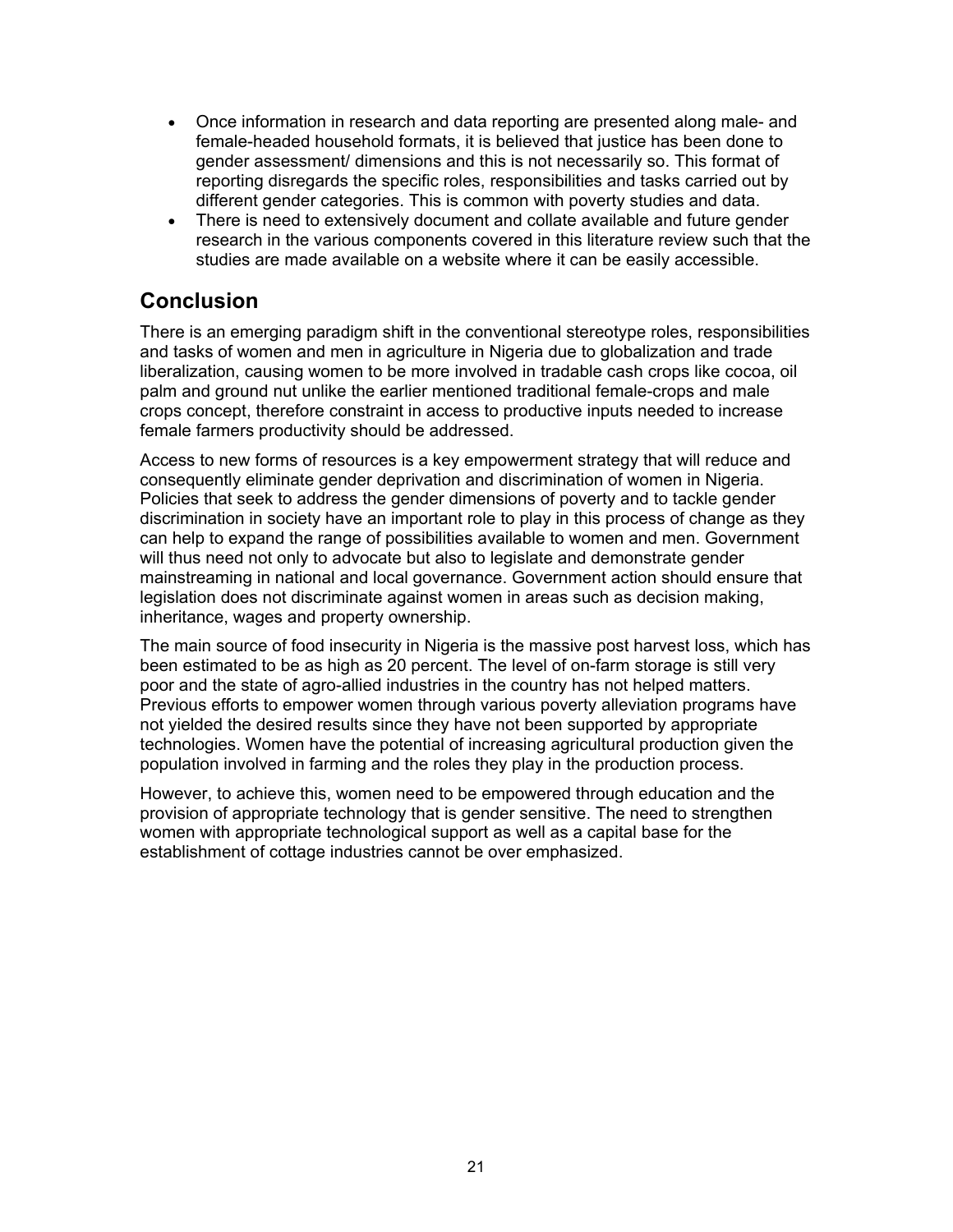- Once information in research and data reporting are presented along male- and female-headed household formats, it is believed that justice has been done to gender assessment/ dimensions and this is not necessarily so. This format of reporting disregards the specific roles, responsibilities and tasks carried out by different gender categories. This is common with poverty studies and data.
- There is need to extensively document and collate available and future gender research in the various components covered in this literature review such that the studies are made available on a website where it can be easily accessible.

## Conclusion

There is an emerging paradigm shift in the conventional stereotype roles, responsibilities and tasks of women and men in agriculture in Nigeria due to globalization and trade liberalization, causing women to be more involved in tradable cash crops like cocoa, oil palm and ground nut unlike the earlier mentioned traditional female-crops and male crops concept, therefore constraint in access to productive inputs needed to increase female farmers productivity should be addressed.

Access to new forms of resources is a key empowerment strategy that will reduce and consequently eliminate gender deprivation and discrimination of women in Nigeria. Policies that seek to address the gender dimensions of poverty and to tackle gender discrimination in society have an important role to play in this process of change as they can help to expand the range of possibilities available to women and men. Government will thus need not only to advocate but also to legislate and demonstrate gender mainstreaming in national and local governance. Government action should ensure that legislation does not discriminate against women in areas such as decision making, inheritance, wages and property ownership.

The main source of food insecurity in Nigeria is the massive post harvest loss, which has been estimated to be as high as 20 percent. The level of on-farm storage is still very poor and the state of agro-allied industries in the country has not helped matters. Previous efforts to empower women through various poverty alleviation programs have not yielded the desired results since they have not been supported by appropriate technologies. Women have the potential of increasing agricultural production given the population involved in farming and the roles they play in the production process.

However, to achieve this, women need to be empowered through education and the provision of appropriate technology that is gender sensitive. The need to strengthen women with appropriate technological support as well as a capital base for the establishment of cottage industries cannot be over emphasized.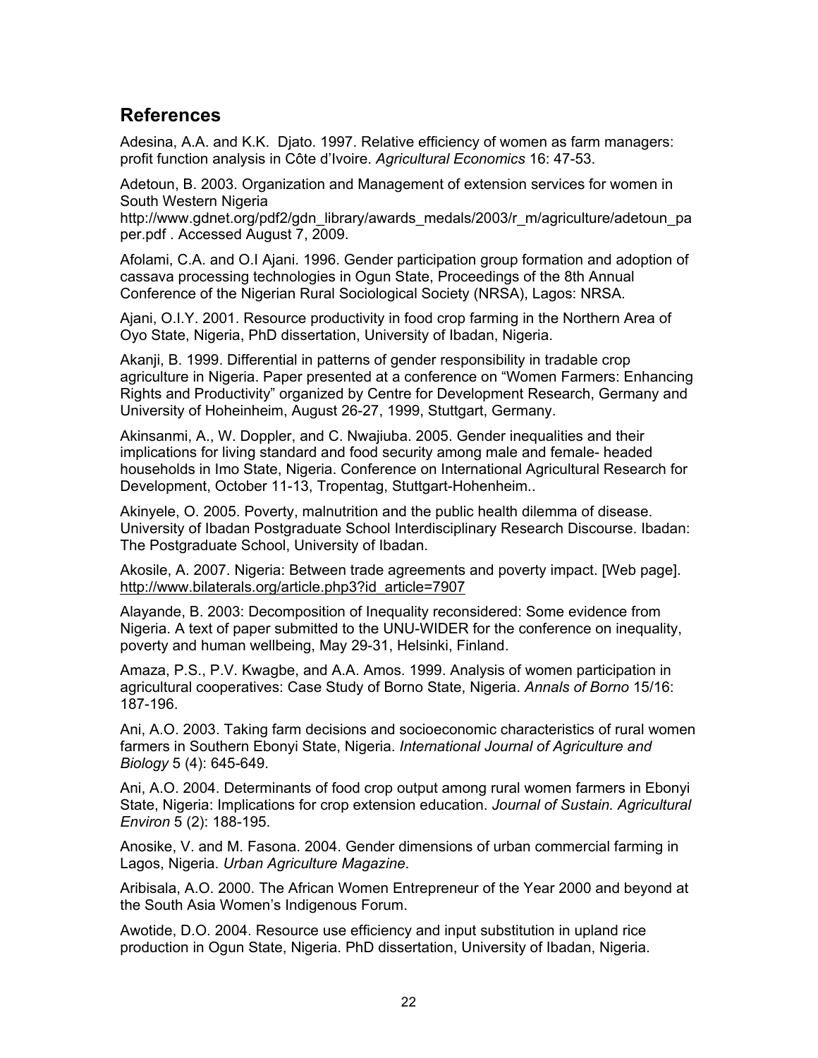## References

Adesina, A.A. and K.K. Djato. 1997. Relative efficiency of women as farm managers: profit function analysis in Côte d'Ivoire. *Agricultural Economics* 16: 47-53.

Adetoun, B. 2003. Organization and Management of extension services for women in South Western Nigeria http://www.gdnet.org/pdf2/gdn_library/awards_medals/2003/r_m/agriculture/adetoun_paper.pdf . Accessed August 7, 2009.

Afolami, C.A. and O.I Ajani. 1996. Gender participation group formation and adoption of cassava processing technologies in Ogun State, Proceedings of the 8th Annual Conference of the Nigerian Rural Sociological Society (NRSA), Lagos: NRSA.

Ajani, O.I.Y. 2001. Resource productivity in food crop farming in the Northern Area of Oyo State, Nigeria, PhD dissertation, University of Ibadan, Nigeria.

Akanji, B. 1999. Differential in patterns of gender responsibility in tradable crop agriculture in Nigeria. Paper presented at a conference on "Women Farmers: Enhancing Rights and Productivity" organized by Centre for Development Research, Germany and University of Hoheinheim, August 26-27, 1999, Stuttgart, Germany.

Akinsanmi, A., W. Doppler, and C. Nwajiuba. 2005. Gender inequalities and their implications for living standard and food security among male and female- headed households in Imo State, Nigeria. Conference on International Agricultural Research for Development, October 11-13, Tropentag, Stuttgart-Hohenheim..

Akinyele, O. 2005. Poverty, malnutrition and the public health dilemma of disease. University of Ibadan Postgraduate School Interdisciplinary Research Discourse. Ibadan: The Postgraduate School, University of Ibadan.

Akosile, A. 2007. Nigeria: Between trade agreements and poverty impact. [Web page]. http://www.bilaterals.org/article.php3?id_article=7907

Alayande, B. 2003: Decomposition of Inequality reconsidered: Some evidence from Nigeria. A text of paper submitted to the UNU-WIDER for the conference on inequality, poverty and human wellbeing, May 29-31, Helsinki, Finland.

Amaza, P.S., P.V. Kwagbe, and A.A. Amos. 1999. Analysis of women participation in agricultural cooperatives: Case Study of Borno State, Nigeria. *Annals of Borno* 15/16: 187-196.

Ani, A.O. 2003. Taking farm decisions and socioeconomic characteristics of rural women farmers in Southern Ebonyi State, Nigeria. *International Journal of Agriculture and Biology* 5 (4): 645-649.

Ani, A.O. 2004. Determinants of food crop output among rural women farmers in Ebonyi State, Nigeria: Implications for crop extension education. *Journal of Sustain. Agricultural Environ* 5 (2): 188-195.

Anosike, V. and M. Fasona. 2004. Gender dimensions of urban commercial farming in Lagos, Nigeria. *Urban Agriculture Magazine*.

Aribisala, A.O. 2000. The African Women Entrepreneur of the Year 2000 and beyond at the South Asia Women's Indigenous Forum.

Awotide, D.O. 2004. Resource use efficiency and input substitution in upland rice production in Ogun State, Nigeria. PhD dissertation, University of Ibadan, Nigeria.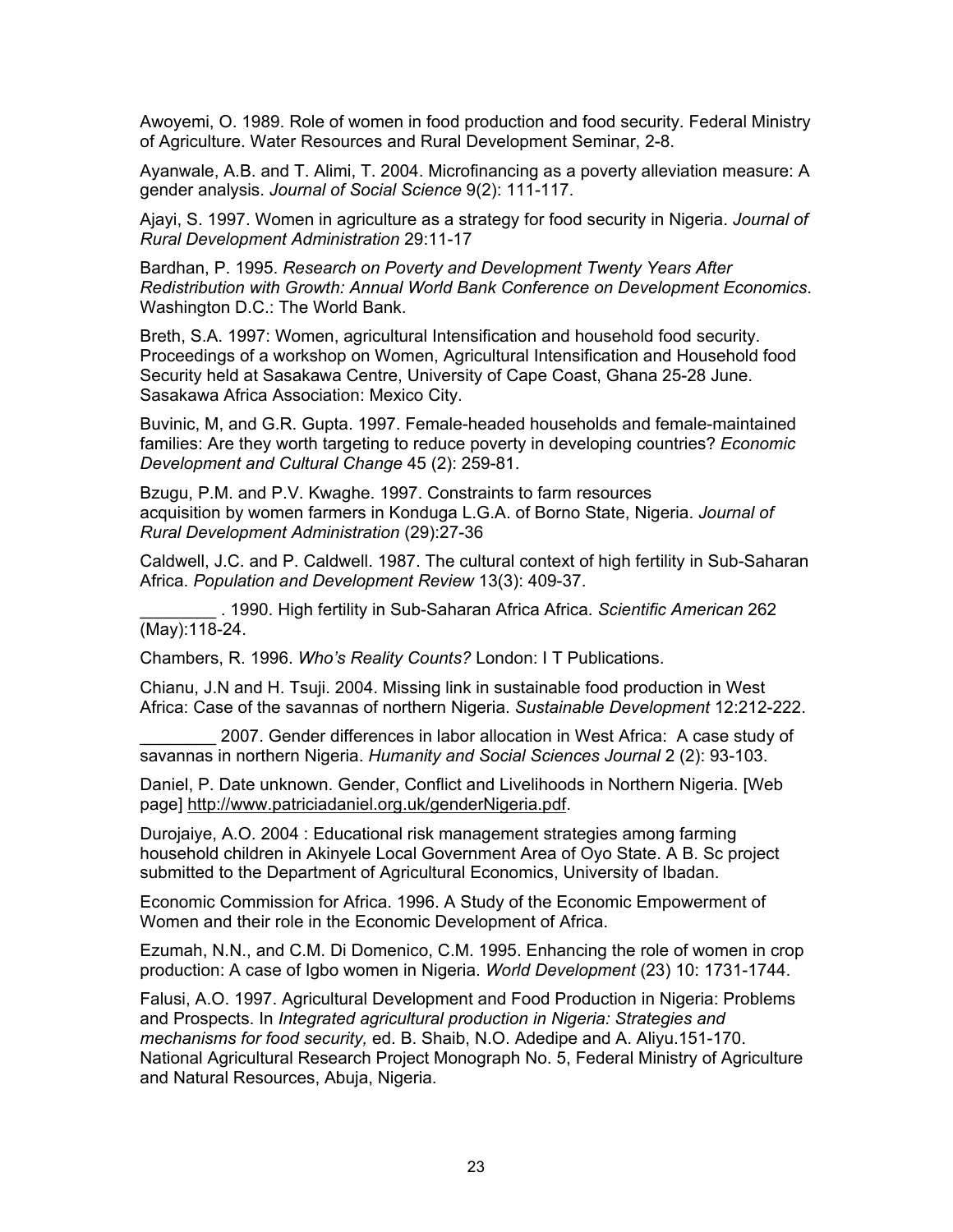Awoyemi, O. 1989. Role of women in food production and food security. Federal Ministry of Agriculture. Water Resources and Rural Development Seminar, 2-8.

Ayanwale, A.B. and T. Alimi, T. 2004. Microfinancing as a poverty alleviation measure: A gender analysis. *Journal of Social Science* 9(2): 111-117.

Ajayi, S. 1997. Women in agriculture as a strategy for food security in Nigeria. *Journal of Rural Development Administration* 29:11-17

Bardhan, P. 1995. *Research on Poverty and Development Twenty Years After Redistribution with Growth: Annual World Bank Conference on Development Economics*. Washington D.C.: The World Bank.

Breth, S.A. 1997: Women, agricultural Intensification and household food security. Proceedings of a workshop on Women, Agricultural Intensification and Household food Security held at Sasakawa Centre, University of Cape Coast, Ghana 25-28 June. Sasakawa Africa Association: Mexico City.

Buvinic, M, and G.R. Gupta. 1997. Female-headed households and female-maintained families: Are they worth targeting to reduce poverty in developing countries? *Economic Development and Cultural Change* 45 (2): 259-81.

Bzugu, P.M. and P.V. Kwaghe. 1997. Constraints to farm resources acquisition by women farmers in Konduga L.G.A. of Borno State, Nigeria. *Journal of Rural Development Administration* (29):27-36

Caldwell, J.C. and P. Caldwell. 1987. The cultural context of high fertility in Sub-Saharan Africa. *Population and Development Review* 13(3): 409-37.

________ . 1990. High fertility in Sub-Saharan Africa Africa. *Scientific American* 262 (May):118-24.

Chambers, R. 1996. *Who's Reality Counts?* London: I T Publications.

Chianu, J.N and H. Tsuji. 2004. Missing link in sustainable food production in West Africa: Case of the savannas of northern Nigeria. *Sustainable Development* 12:212-222.

________ 2007. Gender differences in labor allocation in West Africa: A case study of savannas in northern Nigeria. *Humanity and Social Sciences Journal* 2 (2): 93-103.

Daniel, P. Date unknown. Gender, Conflict and Livelihoods in Northern Nigeria. [Web page] http://www.patriciadaniel.org.uk/genderNigeria.pdf.

Durojaiye, A.O. 2004 : Educational risk management strategies among farming household children in Akinyele Local Government Area of Oyo State. A B. Sc project submitted to the Department of Agricultural Economics, University of Ibadan.

Economic Commission for Africa. 1996. A Study of the Economic Empowerment of Women and their role in the Economic Development of Africa.

Ezumah, N.N., and C.M. Di Domenico, C.M. 1995. Enhancing the role of women in crop production: A case of Igbo women in Nigeria. *World Development* (23) 10: 1731-1744.

Falusi, A.O. 1997. Agricultural Development and Food Production in Nigeria: Problems and Prospects. In *Integrated agricultural production in Nigeria: Strategies and mechanisms for food security,* ed. B. Shaib, N.O. Adedipe and A. Aliyu.151-170. National Agricultural Research Project Monograph No. 5, Federal Ministry of Agriculture and Natural Resources, Abuja, Nigeria.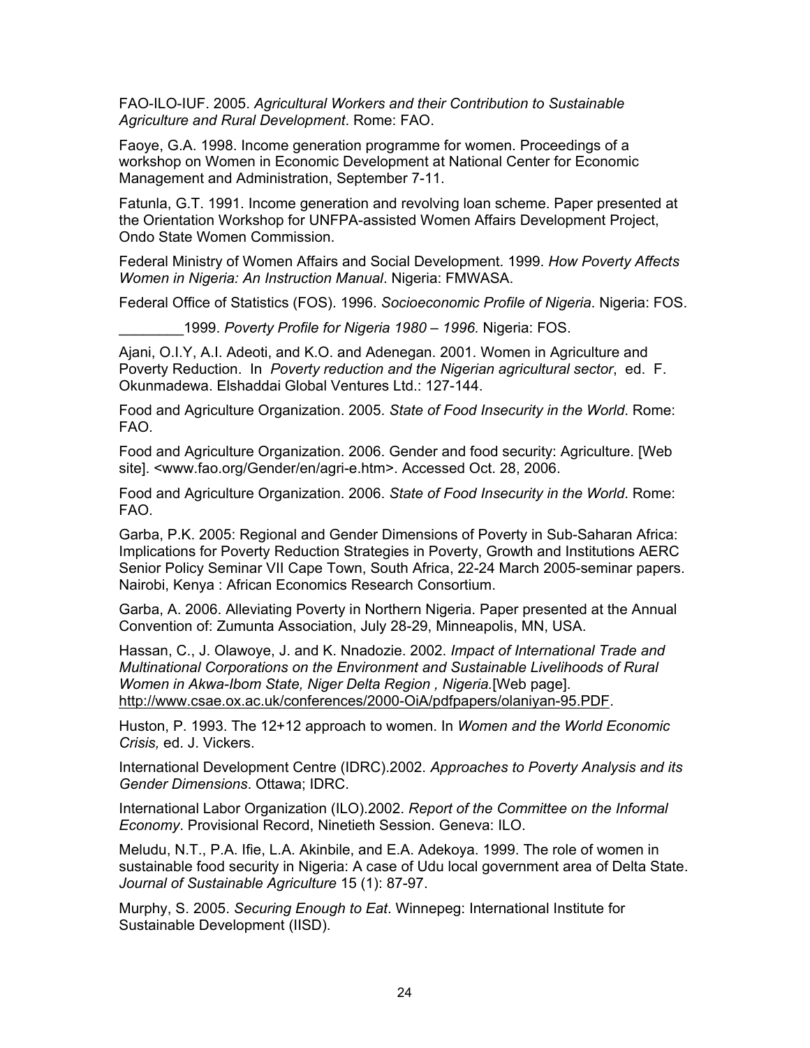FAO-ILO-IUF. 2005. *Agricultural Workers and their Contribution to Sustainable Agriculture and Rural Development*. Rome: FAO.

Faoye, G.A. 1998. Income generation programme for women. Proceedings of a workshop on Women in Economic Development at National Center for Economic Management and Administration, September 7-11.

Fatunla, G.T. 1991. Income generation and revolving loan scheme. Paper presented at the Orientation Workshop for UNFPA-assisted Women Affairs Development Project, Ondo State Women Commission.

Federal Ministry of Women Affairs and Social Development. 1999. *How Poverty Affects Women in Nigeria: An Instruction Manual*. Nigeria: FMWASA.

Federal Office of Statistics (FOS). 1996. *Socioeconomic Profile of Nigeria*. Nigeria: FOS.

________1999. *Poverty Profile for Nigeria 1980 – 1996*. Nigeria: FOS.

Ajani, O.I.Y, A.I. Adeoti, and K.O. and Adenegan. 2001. Women in Agriculture and Poverty Reduction. In *Poverty reduction and the Nigerian agricultural sector*, ed. F. Okunmadewa. Elshaddai Global Ventures Ltd.: 127-144.

Food and Agriculture Organization. 2005. *State of Food Insecurity in the World*. Rome: FAO.

Food and Agriculture Organization. 2006. Gender and food security: Agriculture. [Web site]. <www.fao.org/Gender/en/agri-e.htm>. Accessed Oct. 28, 2006.

Food and Agriculture Organization. 2006. *State of Food Insecurity in the World*. Rome: FAO.

Garba, P.K. 2005: Regional and Gender Dimensions of Poverty in Sub-Saharan Africa: Implications for Poverty Reduction Strategies in Poverty, Growth and Institutions AERC Senior Policy Seminar VII Cape Town, South Africa, 22-24 March 2005-seminar papers. Nairobi, Kenya : African Economics Research Consortium.

Garba, A. 2006. Alleviating Poverty in Northern Nigeria. Paper presented at the Annual Convention of: Zumunta Association, July 28-29, Minneapolis, MN, USA.

Hassan, C., J. Olawoye, J. and K. Nnadozie. 2002. *Impact of International Trade and Multinational Corporations on the Environment and Sustainable Livelihoods of Rural Women in Akwa-Ibom State, Niger Delta Region , Nigeria.*[Web page]. http://www.csae.ox.ac.uk/conferences/2000-OiA/pdfpapers/olaniyan-95.PDF.

Huston, P. 1993. The 12+12 approach to women. In *Women and the World Economic Crisis,* ed. J. Vickers.

International Development Centre (IDRC).2002. *Approaches to Poverty Analysis and its Gender Dimensions*. Ottawa; IDRC.

International Labor Organization (ILO).2002. *Report of the Committee on the Informal Economy*. Provisional Record, Ninetieth Session. Geneva: ILO.

Meludu, N.T., P.A. Ifie, L.A. Akinbile, and E.A. Adekoya. 1999. The role of women in sustainable food security in Nigeria: A case of Udu local government area of Delta State. *Journal of Sustainable Agriculture* 15 (1): 87-97.

Murphy, S. 2005. *Securing Enough to Eat*. Winnepeg: International Institute for Sustainable Development (IISD).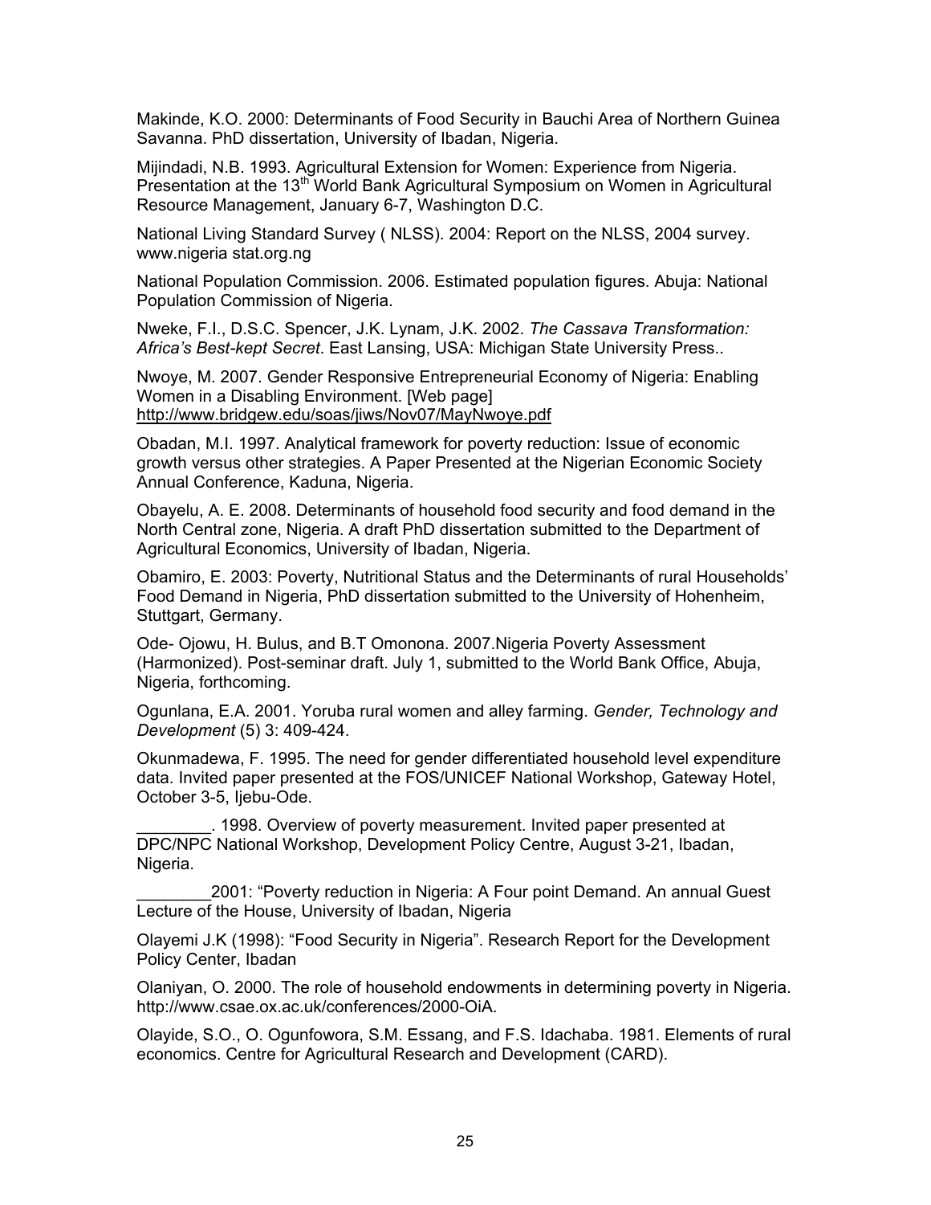Makinde, K.O. 2000: Determinants of Food Security in Bauchi Area of Northern Guinea Savanna. PhD dissertation, University of Ibadan, Nigeria.

Mijindadi, N.B. 1993. Agricultural Extension for Women: Experience from Nigeria. Presentation at the 13th World Bank Agricultural Symposium on Women in Agricultural Resource Management, January 6-7, Washington D.C.

National Living Standard Survey ( NLSS). 2004: Report on the NLSS, 2004 survey. www.nigeria stat.org.ng

National Population Commission. 2006. Estimated population figures. Abuja: National Population Commission of Nigeria.

Nweke, F.I., D.S.C. Spencer, J.K. Lynam, J.K. 2002. *The Cassava Transformation: Africa's Best-kept Secret*. East Lansing, USA: Michigan State University Press..

Nwoye, M. 2007. Gender Responsive Entrepreneurial Economy of Nigeria: Enabling Women in a Disabling Environment. [Web page] http://www.bridgew.edu/soas/jiws/Nov07/MayNwoye.pdf

Obadan, M.I. 1997. Analytical framework for poverty reduction: Issue of economic growth versus other strategies. A Paper Presented at the Nigerian Economic Society Annual Conference, Kaduna, Nigeria.

Obayelu, A. E. 2008. Determinants of household food security and food demand in the North Central zone, Nigeria. A draft PhD dissertation submitted to the Department of Agricultural Economics, University of Ibadan, Nigeria.

Obamiro, E. 2003: Poverty, Nutritional Status and the Determinants of rural Households' Food Demand in Nigeria, PhD dissertation submitted to the University of Hohenheim, Stuttgart, Germany.

Ode- Ojowu, H. Bulus, and B.T Omonona. 2007.Nigeria Poverty Assessment (Harmonized). Post-seminar draft. July 1, submitted to the World Bank Office, Abuja, Nigeria, forthcoming.

Ogunlana, E.A. 2001. Yoruba rural women and alley farming. *Gender, Technology and Development* (5) 3: 409-424.

Okunmadewa, F. 1995. The need for gender differentiated household level expenditure data. Invited paper presented at the FOS/UNICEF National Workshop, Gateway Hotel, October 3-5, Ijebu-Ode.

________. 1998. Overview of poverty measurement. Invited paper presented at DPC/NPC National Workshop, Development Policy Centre, August 3-21, Ibadan, Nigeria.

________2001: "Poverty reduction in Nigeria: A Four point Demand. An annual Guest Lecture of the House, University of Ibadan, Nigeria

Olayemi J.K (1998): "Food Security in Nigeria". Research Report for the Development Policy Center, Ibadan

Olaniyan, O. 2000. The role of household endowments in determining poverty in Nigeria. http://www.csae.ox.ac.uk/conferences/2000-OiA.

Olayide, S.O., O. Ogunfowora, S.M. Essang, and F.S. Idachaba. 1981. Elements of rural economics. Centre for Agricultural Research and Development (CARD).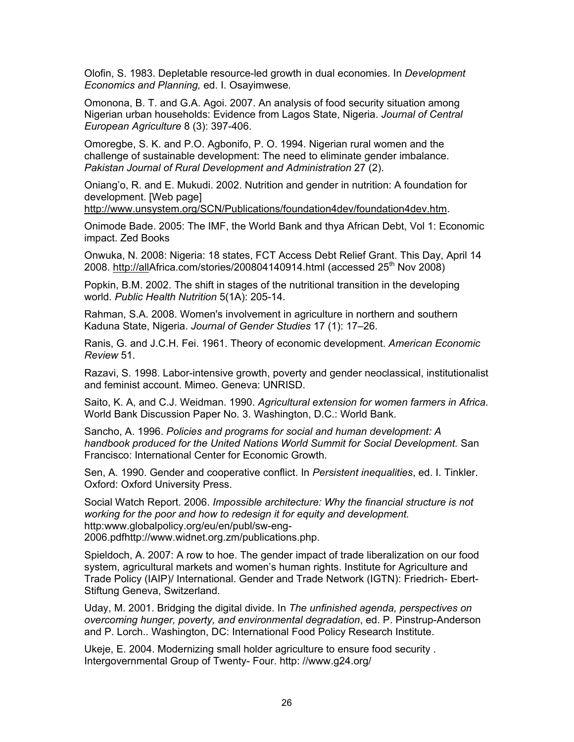Olofin, S. 1983. Depletable resource-led growth in dual economies. In *Development Economics and Planning,* ed. I. Osayimwese.

Omonona, B. T. and G.A. Agoi. 2007. An analysis of food security situation among Nigerian urban households: Evidence from Lagos State, Nigeria. *Journal of Central European Agriculture* 8 (3): 397-406.

Omoregbe, S. K. and P.O. Agbonifo, P. O. 1994. Nigerian rural women and the challenge of sustainable development: The need to eliminate gender imbalance. *Pakistan Journal of Rural Development and Administration* 27 (2).

Oniang'o, R. and E. Mukudi. 2002. Nutrition and gender in nutrition: A foundation for development. [Web page] http://www.unsystem.org/SCN/Publications/foundation4dev/foundation4dev.htm.

Onimode Bade. 2005: The IMF, the World Bank and thya African Debt, Vol 1: Economic impact. Zed Books

Onwuka, N. 2008: Nigeria: 18 states, FCT Access Debt Relief Grant. This Day, April 14 2008. http://allAfrica.com/stories/200804140914.html (accessed 25th Nov 2008)

Popkin, B.M. 2002. The shift in stages of the nutritional transition in the developing world. *Public Health Nutrition* 5(1A): 205-14.

Rahman, S.A. 2008. Women's involvement in agriculture in northern and southern Kaduna State, Nigeria. *Journal of Gender Studies* 17 (1): 17–26.

Ranis, G. and J.C.H. Fei. 1961. Theory of economic development. *American Economic Review* 51.

Razavi, S. 1998. Labor-intensive growth, poverty and gender neoclassical, institutionalist and feminist account. Mimeo. Geneva: UNRISD.

Saito, K. A, and C.J. Weidman. 1990. *Agricultural extension for women farmers in Africa*. World Bank Discussion Paper No. 3. Washington, D.C.: World Bank.

Sancho, A. 1996. *Policies and programs for social and human development: A handbook produced for the United Nations World Summit for Social Development.* San Francisco: International Center for Economic Growth.

Sen, A. 1990. Gender and cooperative conflict. In *Persistent inequalities*, ed. I. Tinkler. Oxford: Oxford University Press.

Social Watch Report. 2006. *Impossible architecture: Why the financial structure is not working for the poor and how to redesign it for equity and development.* http:www.globalpolicy.org/eu/en/publ/sw-eng-2006.pdfhttp://www.widnet.org.zm/publications.php.

Spieldoch, A. 2007: A row to hoe. The gender impact of trade liberalization on our food system, agricultural markets and women's human rights. Institute for Agriculture and Trade Policy (IAIP)/ International. Gender and Trade Network (IGTN): Friedrich- Ebert-Stiftung Geneva, Switzerland.

Uday, M. 2001. Bridging the digital divide. In *The unfinished agenda, perspectives on overcoming hunger, poverty, and environmental degradation*, ed. P. Pinstrup-Anderson and P. Lorch.. Washington, DC: International Food Policy Research Institute.

Ukeje, E. 2004. Modernizing small holder agriculture to ensure food security . Intergovernmental Group of Twenty- Four. http: //www.g24.org/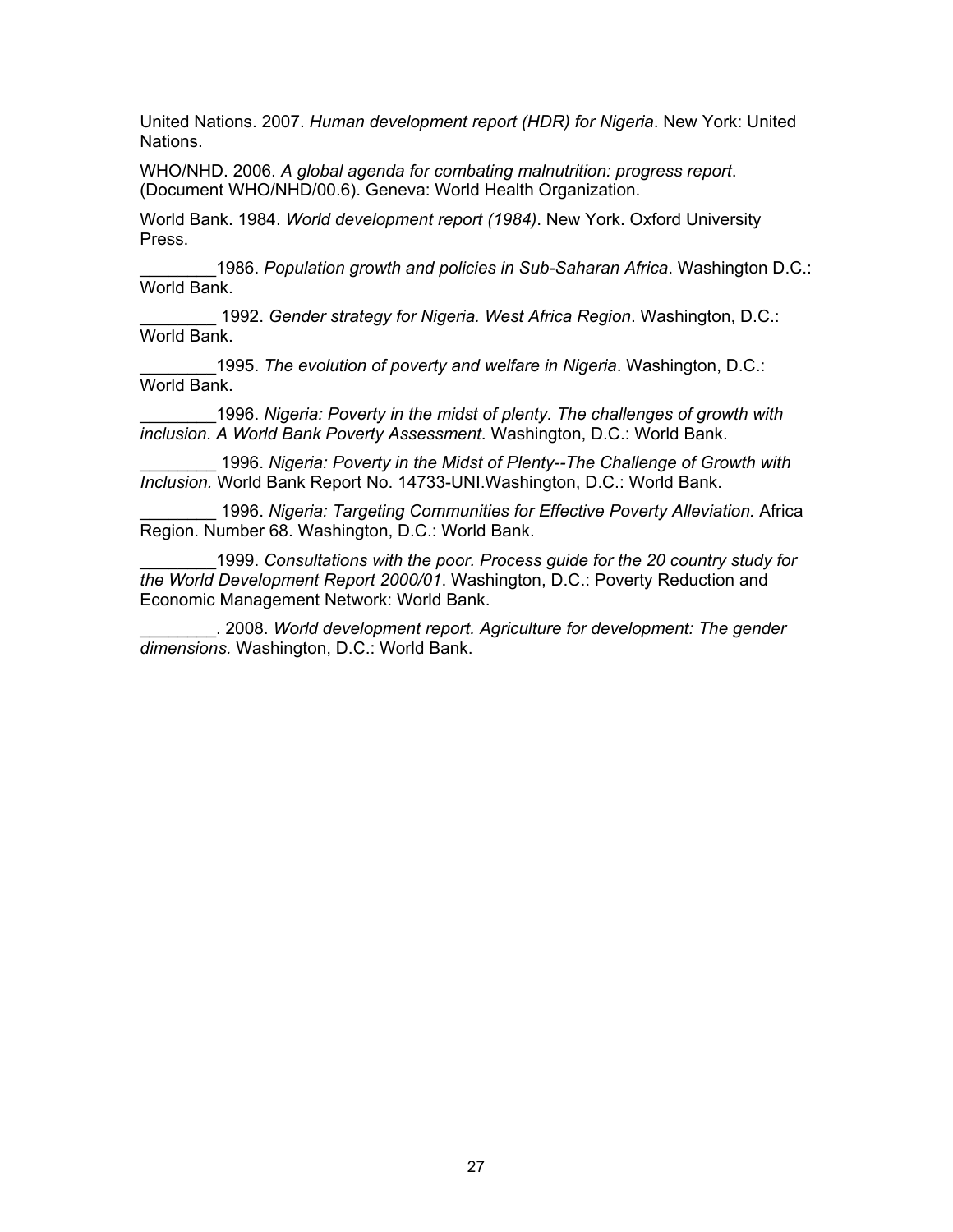United Nations. 2007. *Human development report (HDR) for Nigeria*. New York: United Nations.

WHO/NHD. 2006. *A global agenda for combating malnutrition: progress report*. (Document WHO/NHD/00.6). Geneva: World Health Organization.

World Bank. 1984. *World development report (1984)*. New York. Oxford University Press.

________1986. *Population growth and policies in Sub-Saharan Africa*. Washington D.C.: World Bank.

________ 1992. *Gender strategy for Nigeria. West Africa Region*. Washington, D.C.: World Bank.

________1995. *The evolution of poverty and welfare in Nigeria*. Washington, D.C.: World Bank.

________1996. *Nigeria: Poverty in the midst of plenty. The challenges of growth with inclusion. A World Bank Poverty Assessment*. Washington, D.C.: World Bank.

________ 1996. *Nigeria: Poverty in the Midst of Plenty--The Challenge of Growth with Inclusion.* World Bank Report No. 14733-UNI.Washington, D.C.: World Bank.

________ 1996. *Nigeria: Targeting Communities for Effective Poverty Alleviation.* Africa Region. Number 68. Washington, D.C.: World Bank.

________1999. *Consultations with the poor. Process guide for the 20 country study for the World Development Report 2000/01*. Washington, D.C.: Poverty Reduction and Economic Management Network: World Bank.

________. 2008. *World development report. Agriculture for development: The gender dimensions.* Washington, D.C.: World Bank.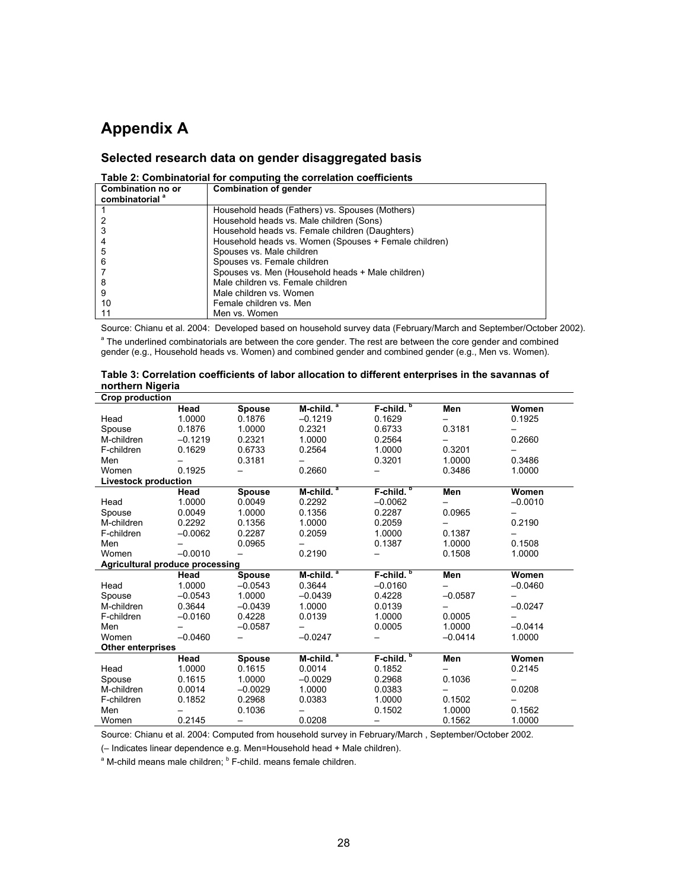# Appendix A

## Selected research data on gender disaggregated basis

**Table 2: Combinatorial for computing the correlation coefficients**

| Combination no or combinatorial [a] | Combination of gender |
|---|---|
| 1 | Household heads (Fathers) vs. Spouses (Mothers) |
| 2 | Household heads vs. Male children (Sons) |
| 3 | Household heads vs. Female children (Daughters) |
| 4 | Household heads vs. Women (Spouses + Female children) |
| 5 | Spouses vs. Male children |
| 6 | Spouses vs. Female children |
| 7 | Spouses vs. Men (Household heads + Male children) |
| 8 | Male children vs. Female children |
| 9 | Male children vs. Women |
| 10 | Female children vs. Men |
| 11 | Men vs. Women |

Source: Chianu et al. 2004: Developed based on household survey data (February/March and September/October 2002).

[a] The underlined combinatorials are between the core gender. The rest are between the core gender and combined gender (e.g., Household heads vs. Women) and combined gender and combined gender (e.g., Men vs. Women).

**Table 3: Correlation coefficients of labor allocation to different enterprises in the savannas of northern Nigeria**

| | Head | Spouse | M-child. [a] | F-child. [b] | Men | Women |
|---|---|---|---|---|---|---|
| **Crop production** | | | | | | |
| Head | 1.0000 | 0.1876 | –0.1219 | 0.1629 | – | 0.1925 |
| Spouse | 0.1876 | 1.0000 | 0.2321 | 0.6733 | 0.3181 | – |
| M-children | –0.1219 | 0.2321 | 1.0000 | 0.2564 | – | 0.2660 |
| F-children | 0.1629 | 0.6733 | 0.2564 | 1.0000 | 0.3201 | – |
| Men | – | 0.3181 | – | 0.3201 | 1.0000 | 0.3486 |
| Women | 0.1925 | – | 0.2660 | – | 0.3486 | 1.0000 |
| **Livestock production** | | | | | | |
| Head | 1.0000 | 0.0049 | 0.2292 | –0.0062 | – | –0.0010 |
| Spouse | 0.0049 | 1.0000 | 0.1356 | 0.2287 | 0.0965 | – |
| M-children | 0.2292 | 0.1356 | 1.0000 | 0.2059 | – | 0.2190 |
| F-children | –0.0062 | 0.2287 | 0.2059 | 1.0000 | 0.1387 | – |
| Men | – | 0.0965 | – | 0.1387 | 1.0000 | 0.1508 |
| Women | –0.0010 | – | 0.2190 | – | 0.1508 | 1.0000 |
| **Agricultural produce processing** | | | | | | |
| Head | 1.0000 | –0.0543 | 0.3644 | –0.0160 | – | –0.0460 |
| Spouse | –0.0543 | 1.0000 | –0.0439 | 0.4228 | –0.0587 | – |
| M-children | 0.3644 | –0.0439 | 1.0000 | 0.0139 | – | –0.0247 |
| F-children | –0.0160 | 0.4228 | 0.0139 | 1.0000 | 0.0005 | – |
| Men | – | –0.0587 | – | 0.0005 | 1.0000 | –0.0414 |
| Women | –0.0460 | – | –0.0247 | – | –0.0414 | 1.0000 |
| **Other enterprises** | | | | | | |
| Head | 1.0000 | 0.1615 | 0.0014 | 0.1852 | – | 0.2145 |
| Spouse | 0.1615 | 1.0000 | –0.0029 | 0.2968 | 0.1036 | – |
| M-children | 0.0014 | –0.0029 | 1.0000 | 0.0383 | – | 0.0208 |
| F-children | 0.1852 | 0.2968 | 0.0383 | 1.0000 | 0.1502 | – |
| Men | – | 0.1036 | – | 0.1502 | 1.0000 | 0.1562 |
| Women | 0.2145 | – | 0.0208 | – | 0.1562 | 1.0000 |

Source: Chianu et al. 2004: Computed from household survey in February/March , September/October 2002.

(– Indicates linear dependence e.g. Men=Household head + Male children).

[a] M-child means male children; [b] F-child. means female children.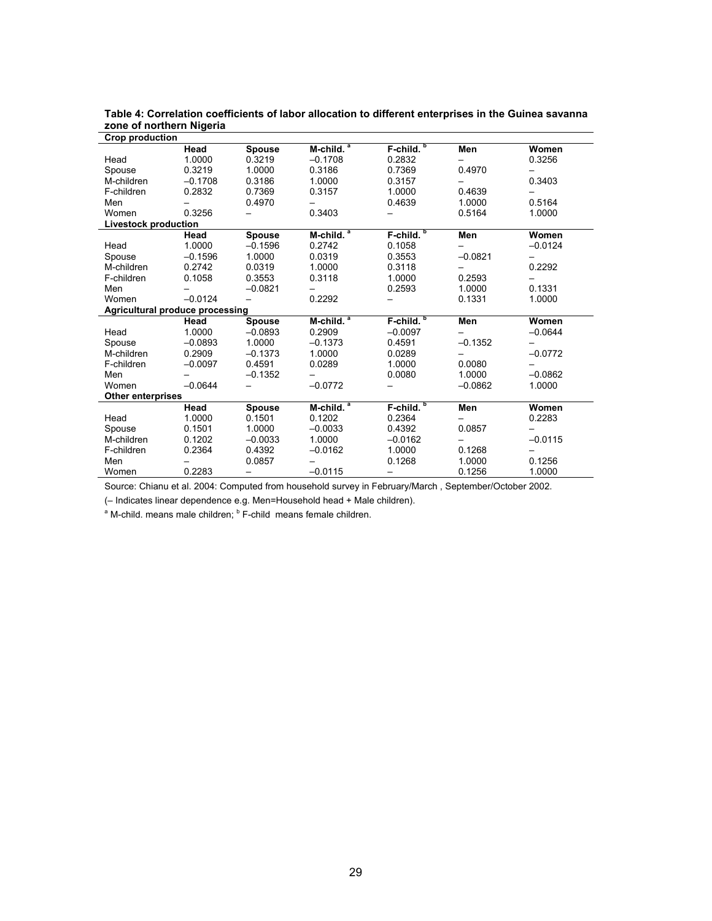**Table 4: Correlation coefficients of labor allocation to different enterprises in the Guinea savanna zone of northern Nigeria**

| | Head | Spouse | M-child. [a] | F-child. [b] | Men | Women |
|---|---|---|---|---|---|---|
| **Crop production** | | | | | | |
| Head | 1.0000 | 0.3219 | –0.1708 | 0.2832 | – | 0.3256 |
| Spouse | 0.3219 | 1.0000 | 0.3186 | 0.7369 | 0.4970 | – |
| M-children | –0.1708 | 0.3186 | 1.0000 | 0.3157 | – | 0.3403 |
| F-children | 0.2832 | 0.7369 | 0.3157 | 1.0000 | 0.4639 | – |
| Men | – | 0.4970 | – | 0.4639 | 1.0000 | 0.5164 |
| Women | 0.3256 | – | 0.3403 | – | 0.5164 | 1.0000 |
| **Livestock production** | | | | | | |
| | **Head** | **Spouse** | **M-child. [a]** | **F-child. [b]** | **Men** | **Women** |
| Head | 1.0000 | –0.1596 | 0.2742 | 0.1058 | – | –0.0124 |
| Spouse | –0.1596 | 1.0000 | 0.0319 | 0.3553 | –0.0821 | – |
| M-children | 0.2742 | 0.0319 | 1.0000 | 0.3118 | – | 0.2292 |
| F-children | 0.1058 | 0.3553 | 0.3118 | 1.0000 | 0.2593 | – |
| Men | – | –0.0821 | – | 0.2593 | 1.0000 | 0.1331 |
| Women | –0.0124 | – | 0.2292 | – | 0.1331 | 1.0000 |
| **Agricultural produce processing** | | | | | | |
| | **Head** | **Spouse** | **M-child. [a]** | **F-child. [b]** | **Men** | **Women** |
| Head | 1.0000 | –0.0893 | 0.2909 | –0.0097 | – | –0.0644 |
| Spouse | –0.0893 | 1.0000 | –0.1373 | 0.4591 | –0.1352 | – |
| M-children | 0.2909 | –0.1373 | 1.0000 | 0.0289 | – | –0.0772 |
| F-children | –0.0097 | 0.4591 | 0.0289 | 1.0000 | 0.0080 | – |
| Men | – | –0.1352 | – | 0.0080 | 1.0000 | –0.0862 |
| Women | –0.0644 | – | –0.0772 | – | –0.0862 | 1.0000 |
| **Other enterprises** | | | | | | |
| | **Head** | **Spouse** | **M-child. [a]** | **F-child. [b]** | **Men** | **Women** |
| Head | 1.0000 | 0.1501 | 0.1202 | 0.2364 | – | 0.2283 |
| Spouse | 0.1501 | 1.0000 | –0.0033 | 0.4392 | 0.0857 | – |
| M-children | 0.1202 | –0.0033 | 1.0000 | –0.0162 | – | –0.0115 |
| F-children | 0.2364 | 0.4392 | –0.0162 | 1.0000 | 0.1268 | – |
| Men | – | 0.0857 | – | 0.1268 | 1.0000 | 0.1256 |
| Women | 0.2283 | – | –0.0115 | – | 0.1256 | 1.0000 |

Source: Chianu et al. 2004: Computed from household survey in February/March , September/October 2002.

(– Indicates linear dependence e.g. Men=Household head + Male children).

[a] M-child. means male children; [b] F-child means female children.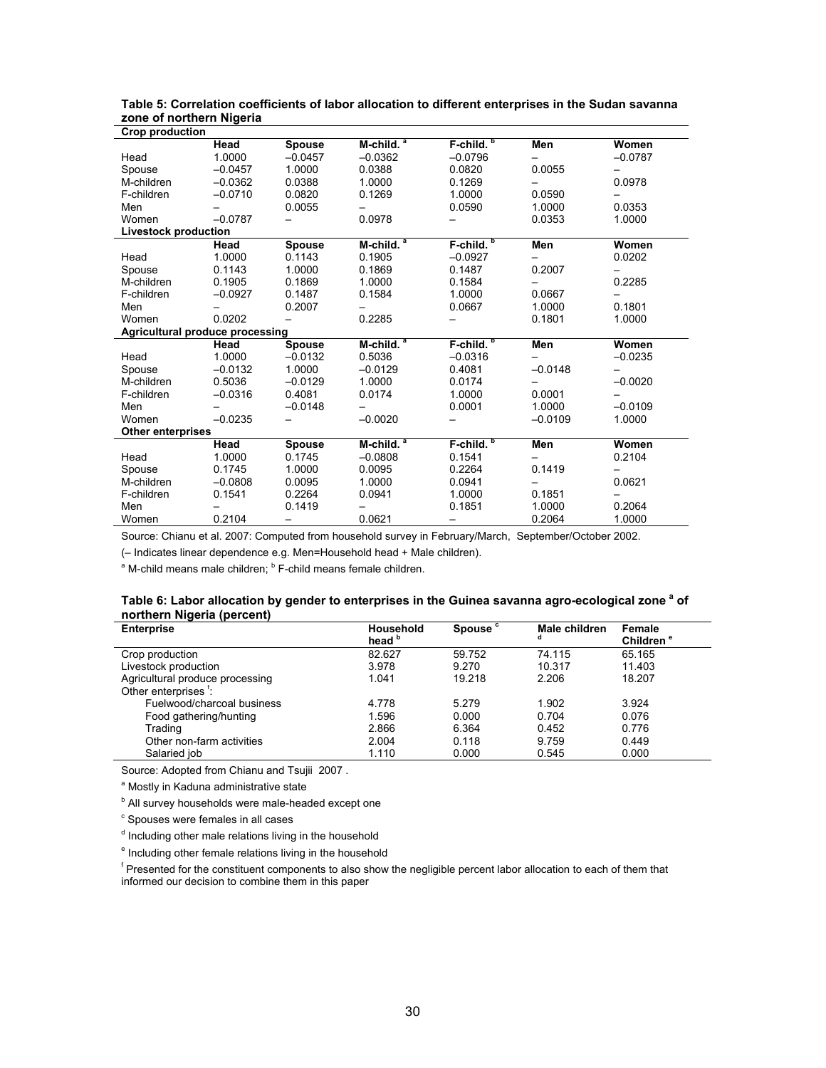**Table 5: Correlation coefficients of labor allocation to different enterprises in the Sudan savanna zone of northern Nigeria**

| | Head | Spouse | M-child. [a] | F-child. [b] | Men | Women |
|---|---|---|---|---|---|---|
| **Crop production** | | | | | | |
| Head | 1.0000 | –0.0457 | –0.0362 | –0.0796 | – | –0.0787 |
| Spouse | –0.0457 | 1.0000 | 0.0388 | 0.0820 | 0.0055 | – |
| M-children | –0.0362 | 0.0388 | 1.0000 | 0.1269 | – | 0.0978 |
| F-children | –0.0710 | 0.0820 | 0.1269 | 1.0000 | 0.0590 | – |
| Men | – | 0.0055 | – | 0.0590 | 1.0000 | 0.0353 |
| Women | –0.0787 | – | 0.0978 | – | 0.0353 | 1.0000 |
| **Livestock production** | | | | | | |
| Head | 1.0000 | 0.1143 | 0.1905 | –0.0927 | – | 0.0202 |
| Spouse | 0.1143 | 1.0000 | 0.1869 | 0.1487 | 0.2007 | – |
| M-children | 0.1905 | 0.1869 | 1.0000 | 0.1584 | – | 0.2285 |
| F-children | –0.0927 | 0.1487 | 0.1584 | 1.0000 | 0.0667 | – |
| Men | – | 0.2007 | – | 0.0667 | 1.0000 | 0.1801 |
| Women | 0.0202 | – | 0.2285 | – | 0.1801 | 1.0000 |
| **Agricultural produce processing** | | | | | | |
| Head | 1.0000 | –0.0132 | 0.5036 | –0.0316 | – | –0.0235 |
| Spouse | –0.0132 | 1.0000 | –0.0129 | 0.4081 | –0.0148 | – |
| M-children | 0.5036 | –0.0129 | 1.0000 | 0.0174 | – | –0.0020 |
| F-children | –0.0316 | 0.4081 | 0.0174 | 1.0000 | 0.0001 | – |
| Men | – | –0.0148 | – | 0.0001 | 1.0000 | –0.0109 |
| Women | –0.0235 | – | –0.0020 | – | –0.0109 | 1.0000 |
| **Other enterprises** | | | | | | |
| Head | 1.0000 | 0.1745 | –0.0808 | 0.1541 | – | 0.2104 |
| Spouse | 0.1745 | 1.0000 | 0.0095 | 0.2264 | 0.1419 | – |
| M-children | –0.0808 | 0.0095 | 1.0000 | 0.0941 | – | 0.0621 |
| F-children | 0.1541 | 0.2264 | 0.0941 | 1.0000 | 0.1851 | – |
| Men | – | 0.1419 | – | 0.1851 | 1.0000 | 0.2064 |
| Women | 0.2104 | – | 0.0621 | – | 0.2064 | 1.0000 |

Source: Chianu et al. 2007: Computed from household survey in February/March, September/October 2002.

(– Indicates linear dependence e.g. Men=Household head + Male children).

[a] M-child means male children; [b] F-child means female children.

**Table 6: Labor allocation by gender to enterprises in the Guinea savanna agro-ecological zone [a] of northern Nigeria (percent)**

| Enterprise | Household head [b] | Spouse [c] | Male children [d] | Female Children [e] |
|---|---|---|---|---|
| Crop production | 82.627 | 59.752 | 74.115 | 65.165 |
| Livestock production | 3.978 | 9.270 | 10.317 | 11.403 |
| Agricultural produce processing | 1.041 | 19.218 | 2.206 | 18.207 |
| Other enterprises [f]: | | | | |
| Fuelwood/charcoal business | 4.778 | 5.279 | 1.902 | 3.924 |
| Food gathering/hunting | 1.596 | 0.000 | 0.704 | 0.076 |
| Trading | 2.866 | 6.364 | 0.452 | 0.776 |
| Other non-farm activities | 2.004 | 0.118 | 9.759 | 0.449 |
| Salaried job | 1.110 | 0.000 | 0.545 | 0.000 |

Source: Adopted from Chianu and Tsujii 2007 .

[a] Mostly in Kaduna administrative state

[b] All survey households were male-headed except one

[c] Spouses were females in all cases

[d] Including other male relations living in the household

[e] Including other female relations living in the household

[f] Presented for the constituent components to also show the negligible percent labor allocation to each of them that informed our decision to combine them in this paper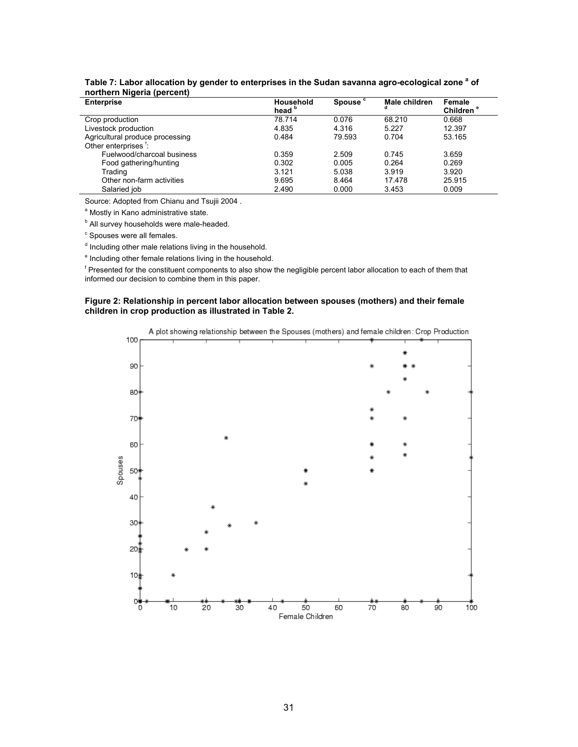**Table 7: Labor allocation by gender to enterprises in the Sudan savanna agro-ecological zone [a] of northern Nigeria (percent)**

| Enterprise | Household head [b] | Spouse [c] | Male children [d] | Female Children [e] |
|---|---|---|---|---|
| Crop production | 78.714 | 0.076 | 68.210 | 0.668 |
| Livestock production | 4.835 | 4.316 | 5.227 | 12.397 |
| Agricultural produce processing | 0.484 | 79.593 | 0.704 | 53.165 |
| Other enterprises [f]: | | | | |
| Fuelwood/charcoal business | 0.359 | 2.509 | 0.745 | 3.659 |
| Food gathering/hunting | 0.302 | 0.005 | 0.264 | 0.269 |
| Trading | 3.121 | 5.038 | 3.919 | 3.920 |
| Other non-farm activities | 9.695 | 8.464 | 17.478 | 25.915 |
| Salaried job | 2.490 | 0.000 | 3.453 | 0.009 |

Source: Adopted from Chianu and Tsujii 2004 .

[a] Mostly in Kano administrative state.

[b] All survey households were male-headed.

[c] Spouses were all females.

[d] Including other male relations living in the household.

[e] Including other female relations living in the household.

[f] Presented for the constituent components to also show the negligible percent labor allocation to each of them that informed our decision to combine them in this paper.

**Figure 2: Relationship in percent labor allocation between spouses (mothers) and their female children in crop production as illustrated in Table 2.**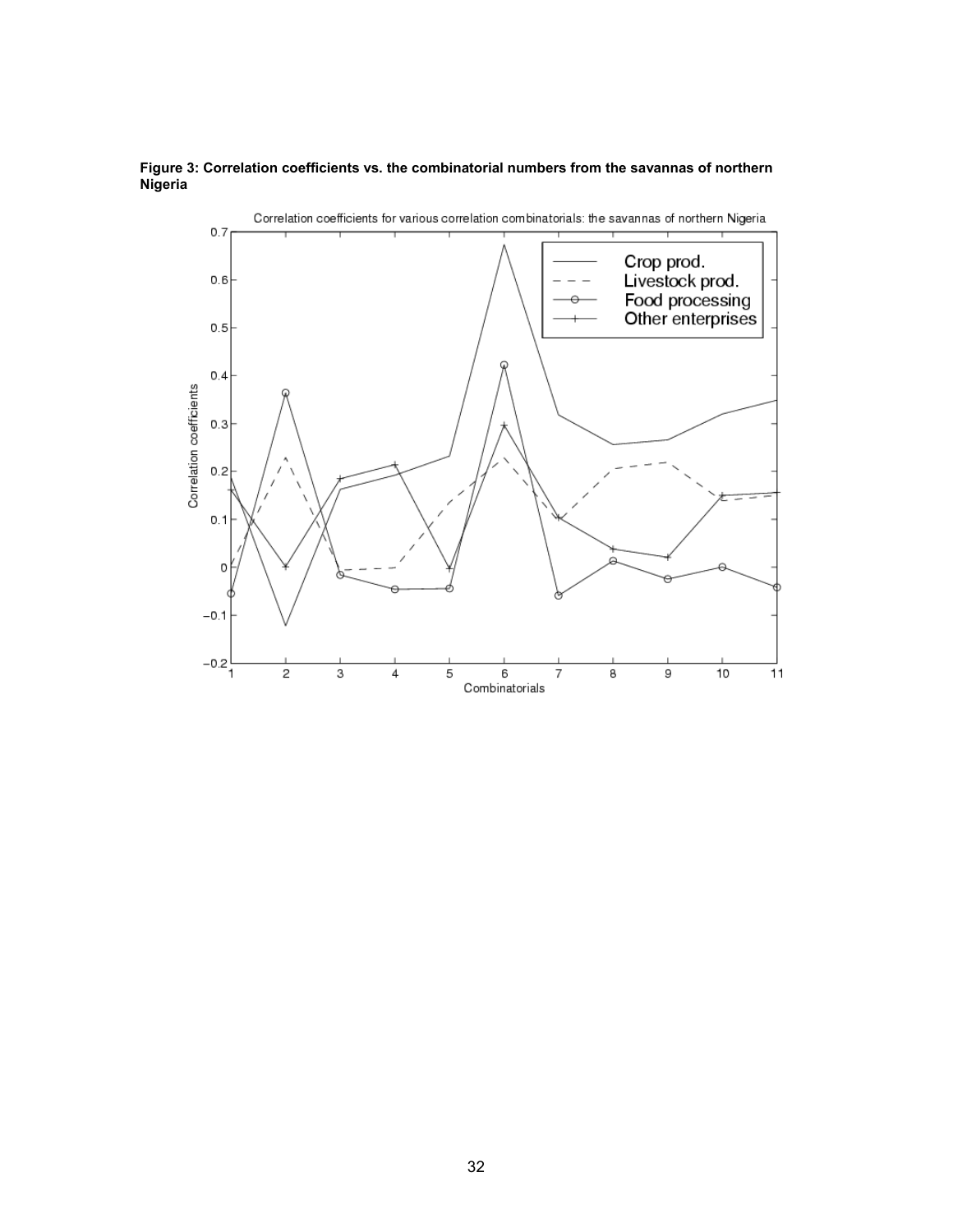**Figure 3: Correlation coefficients vs. the combinatorial numbers from the savannas of northern Nigeria**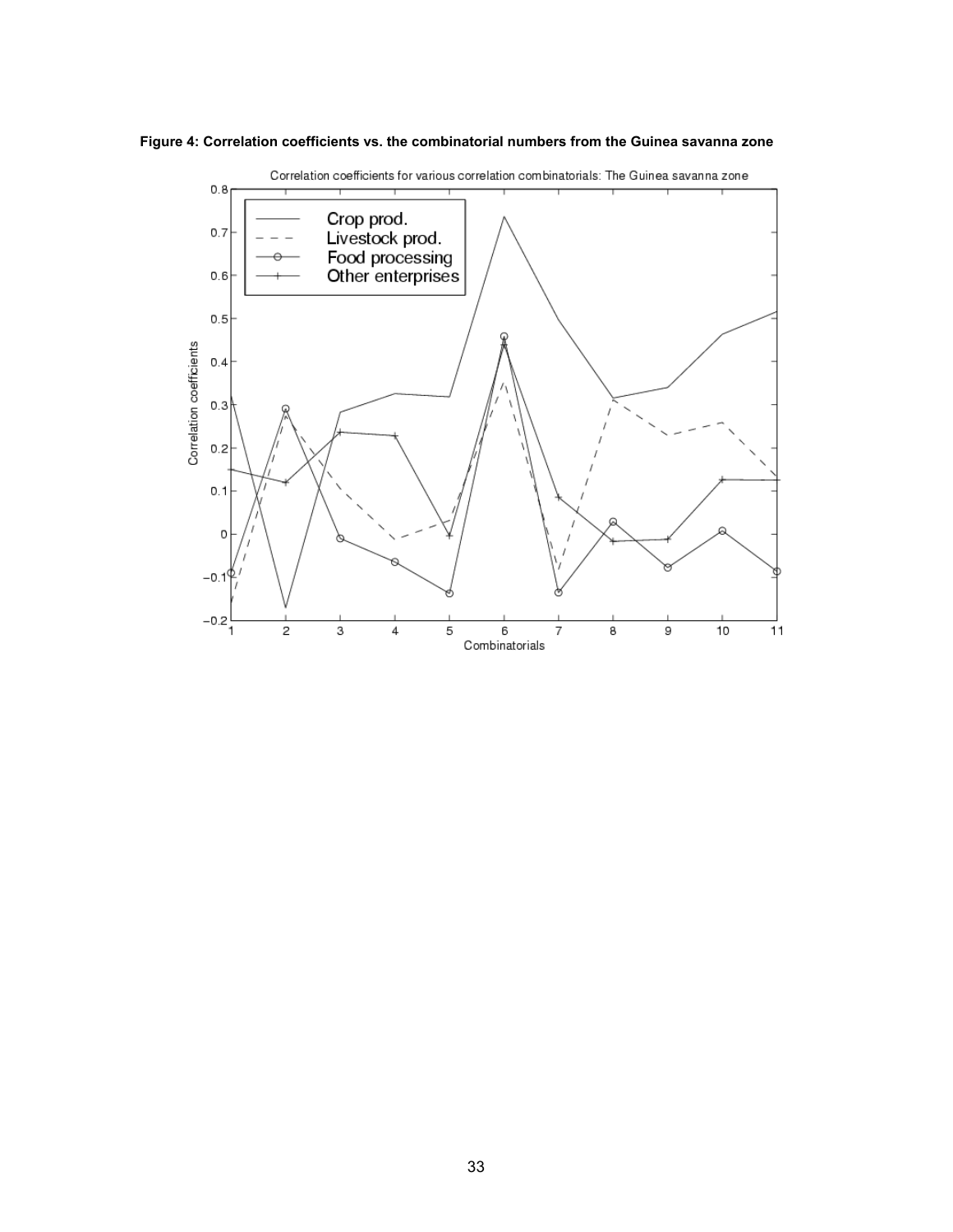**Figure 4: Correlation coefficients vs. the combinatorial numbers from the Guinea savanna zone**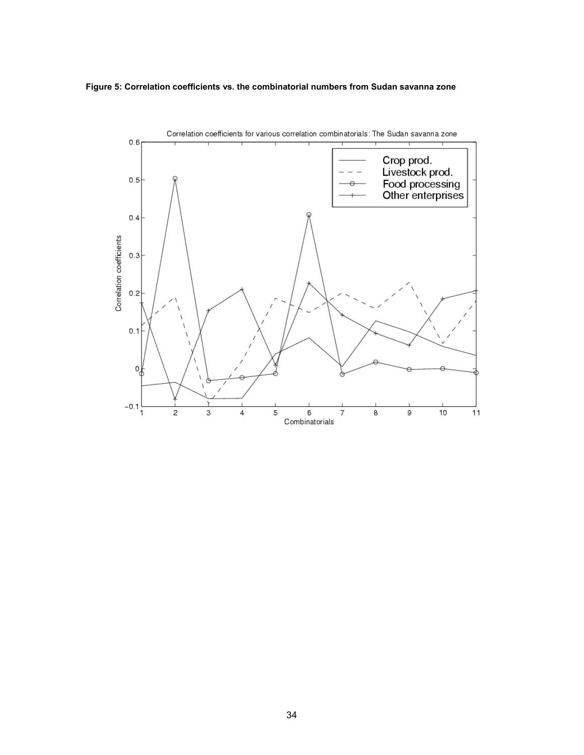**Figure 5: Correlation coefficients vs. the combinatorial numbers from Sudan savanna zone**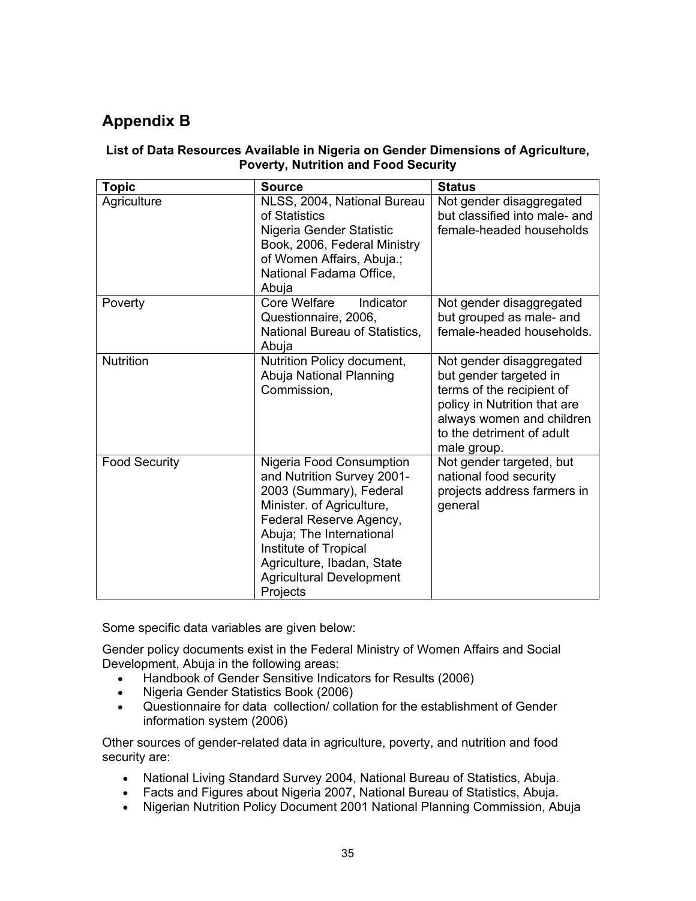# Appendix B

**List of Data Resources Available in Nigeria on Gender Dimensions of Agriculture, Poverty, Nutrition and Food Security**

| Topic | Source | Status |
|---|---|---|
| Agriculture | NLSS, 2004, National Bureau of Statistics<br>Nigeria Gender Statistic Book, 2006, Federal Ministry of Women Affairs, Abuja.; National Fadama Office, Abuja | Not gender disaggregated but classified into male- and female-headed households |
| Poverty | Core Welfare Indicator Questionnaire, 2006, National Bureau of Statistics, Abuja | Not gender disaggregated but grouped as male- and female-headed households. |
| Nutrition | Nutrition Policy document, Abuja National Planning Commission, | Not gender disaggregated but gender targeted in terms of the recipient of policy in Nutrition that are always women and children to the detriment of adult male group. |
| Food Security | Nigeria Food Consumption and Nutrition Survey 2001-2003 (Summary), Federal Minister. of Agriculture, Federal Reserve Agency, Abuja; The International Institute of Tropical Agriculture, Ibadan, State Agricultural Development Projects | Not gender targeted, but national food security projects address farmers in general |

Some specific data variables are given below:

Gender policy documents exist in the Federal Ministry of Women Affairs and Social Development, Abuja in the following areas:

- Handbook of Gender Sensitive Indicators for Results (2006)
- Nigeria Gender Statistics Book (2006)
- Questionnaire for data collection/ collation for the establishment of Gender information system (2006)

Other sources of gender-related data in agriculture, poverty, and nutrition and food security are:

- National Living Standard Survey 2004, National Bureau of Statistics, Abuja.
- Facts and Figures about Nigeria 2007, National Bureau of Statistics, Abuja.
- Nigerian Nutrition Policy Document 2001 National Planning Commission, Abuja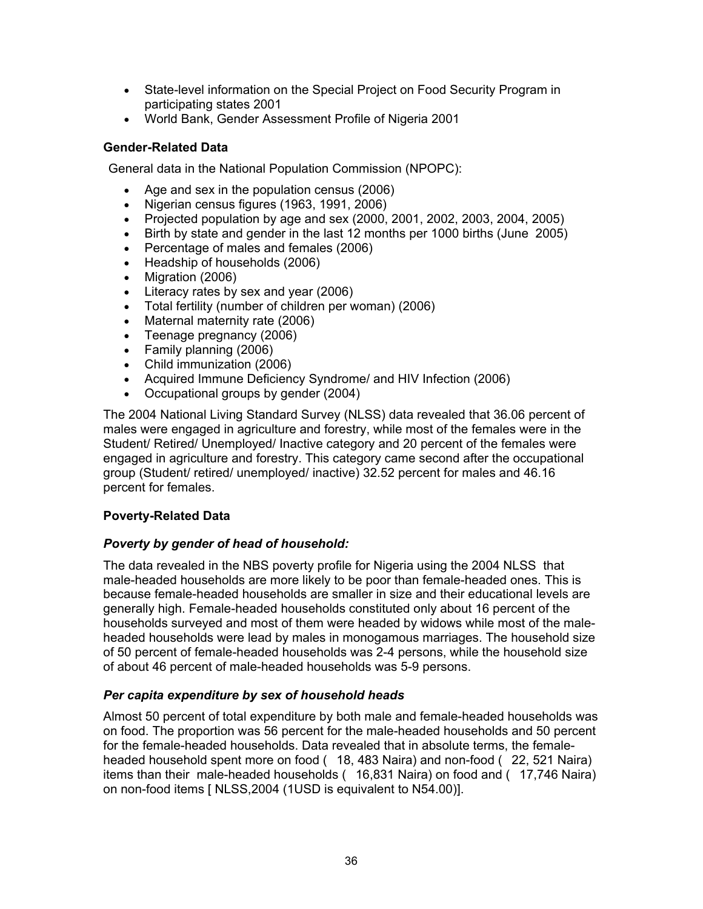- State-level information on the Special Project on Food Security Program in participating states 2001
- World Bank, Gender Assessment Profile of Nigeria 2001

**Gender-Related Data**

General data in the National Population Commission (NPOPC):

- Age and sex in the population census (2006)
- Nigerian census figures (1963, 1991, 2006)
- Projected population by age and sex (2000, 2001, 2002, 2003, 2004, 2005)
- Birth by state and gender in the last 12 months per 1000 births (June 2005)
- Percentage of males and females (2006)
- Headship of households (2006)
- Migration (2006)
- Literacy rates by sex and year (2006)
- Total fertility (number of children per woman) (2006)
- Maternal maternity rate (2006)
- Teenage pregnancy (2006)
- Family planning (2006)
- Child immunization (2006)
- Acquired Immune Deficiency Syndrome/ and HIV Infection (2006)
- Occupational groups by gender (2004)

The 2004 National Living Standard Survey (NLSS) data revealed that 36.06 percent of males were engaged in agriculture and forestry, while most of the females were in the Student/ Retired/ Unemployed/ Inactive category and 20 percent of the females were engaged in agriculture and forestry. This category came second after the occupational group (Student/ retired/ unemployed/ inactive) 32.52 percent for males and 46.16 percent for females.

**Poverty-Related Data**

***Poverty by gender of head of household:***

The data revealed in the NBS poverty profile for Nigeria using the 2004 NLSS that male-headed households are more likely to be poor than female-headed ones. This is because female-headed households are smaller in size and their educational levels are generally high. Female-headed households constituted only about 16 percent of the households surveyed and most of them were headed by widows while most of the male-headed households were lead by males in monogamous marriages. The household size of 50 percent of female-headed households was 2-4 persons, while the household size of about 46 percent of male-headed households was 5-9 persons.

***Per capita expenditure by sex of household heads***

Almost 50 percent of total expenditure by both male and female-headed households was on food. The proportion was 56 percent for the male-headed households and 50 percent for the female-headed households. Data revealed that in absolute terms, the female-headed household spent more on food ( 18, 483 Naira) and non-food ( 22, 521 Naira) items than their male-headed households ( 16,831 Naira) on food and ( 17,746 Naira) on non-food items [ NLSS,2004 (1USD is equivalent to N54.00)].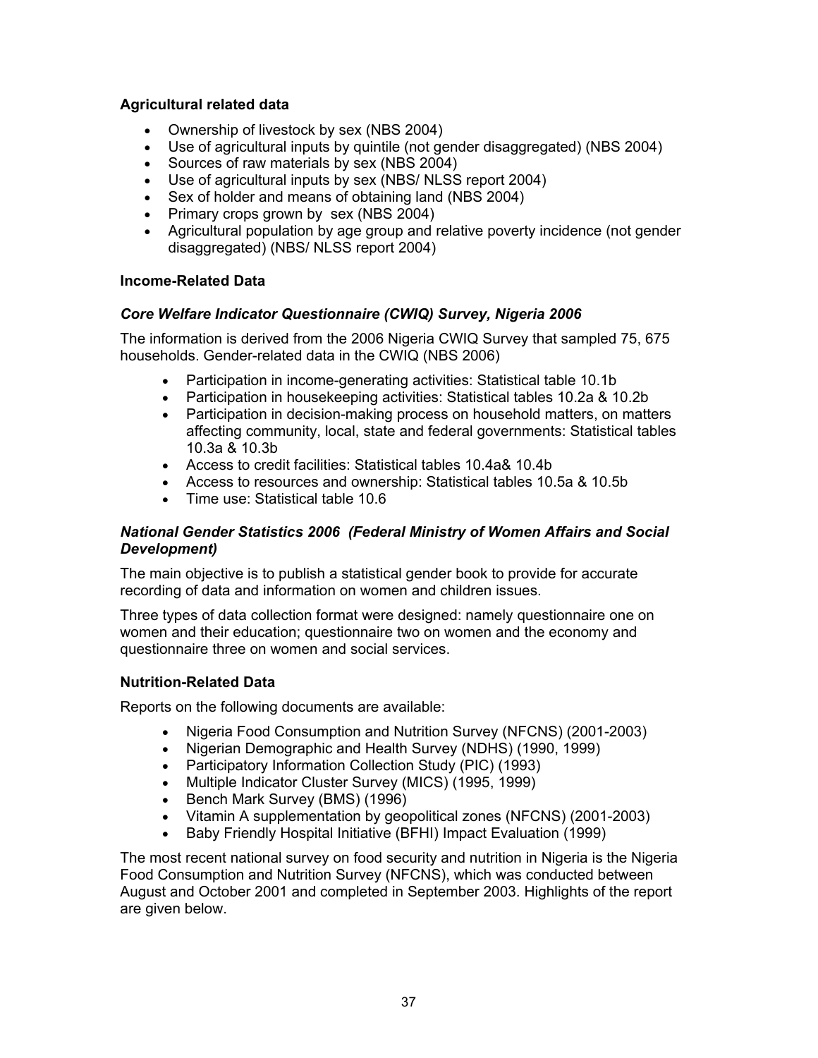### Agricultural related data

- Ownership of livestock by sex (NBS 2004)
- Use of agricultural inputs by quintile (not gender disaggregated) (NBS 2004)
- Sources of raw materials by sex (NBS 2004)
- Use of agricultural inputs by sex (NBS/ NLSS report 2004)
- Sex of holder and means of obtaining land (NBS 2004)
- Primary crops grown by sex (NBS 2004)
- Agricultural population by age group and relative poverty incidence (not gender disaggregated) (NBS/ NLSS report 2004)

### Income-Related Data

#### *Core Welfare Indicator Questionnaire (CWIQ) Survey, Nigeria 2006*

The information is derived from the 2006 Nigeria CWIQ Survey that sampled 75, 675 households. Gender-related data in the CWIQ (NBS 2006)

- Participation in income-generating activities: Statistical table 10.1b
- Participation in housekeeping activities: Statistical tables 10.2a & 10.2b
- Participation in decision-making process on household matters, on matters affecting community, local, state and federal governments: Statistical tables 10.3a & 10.3b
- Access to credit facilities: Statistical tables 10.4a& 10.4b
- Access to resources and ownership: Statistical tables 10.5a & 10.5b
- Time use: Statistical table 10.6

#### *National Gender Statistics 2006 (Federal Ministry of Women Affairs and Social Development)*

The main objective is to publish a statistical gender book to provide for accurate recording of data and information on women and children issues.

Three types of data collection format were designed: namely questionnaire one on women and their education; questionnaire two on women and the economy and questionnaire three on women and social services.

### Nutrition-Related Data

Reports on the following documents are available:

- Nigeria Food Consumption and Nutrition Survey (NFCNS) (2001-2003)
- Nigerian Demographic and Health Survey (NDHS) (1990, 1999)
- Participatory Information Collection Study (PIC) (1993)
- Multiple Indicator Cluster Survey (MICS) (1995, 1999)
- Bench Mark Survey (BMS) (1996)
- Vitamin A supplementation by geopolitical zones (NFCNS) (2001-2003)
- Baby Friendly Hospital Initiative (BFHI) Impact Evaluation (1999)

The most recent national survey on food security and nutrition in Nigeria is the Nigeria Food Consumption and Nutrition Survey (NFCNS), which was conducted between August and October 2001 and completed in September 2003. Highlights of the report are given below.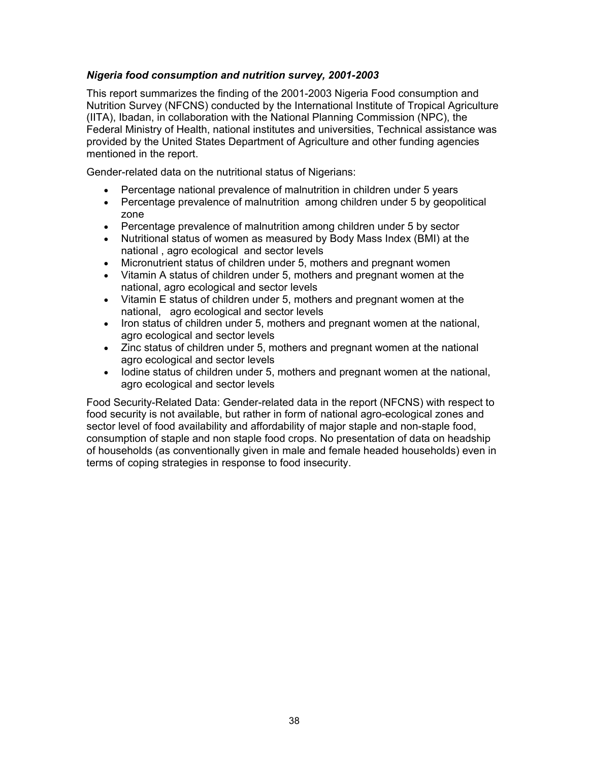### *Nigeria food consumption and nutrition survey, 2001-2003*

This report summarizes the finding of the 2001-2003 Nigeria Food consumption and Nutrition Survey (NFCNS) conducted by the International Institute of Tropical Agriculture (IITA), Ibadan, in collaboration with the National Planning Commission (NPC), the Federal Ministry of Health, national institutes and universities, Technical assistance was provided by the United States Department of Agriculture and other funding agencies mentioned in the report.

Gender-related data on the nutritional status of Nigerians:

- Percentage national prevalence of malnutrition in children under 5 years
- Percentage prevalence of malnutrition among children under 5 by geopolitical zone
- Percentage prevalence of malnutrition among children under 5 by sector
- Nutritional status of women as measured by Body Mass Index (BMI) at the national , agro ecological and sector levels
- Micronutrient status of children under 5, mothers and pregnant women
- Vitamin A status of children under 5, mothers and pregnant women at the national, agro ecological and sector levels
- Vitamin E status of children under 5, mothers and pregnant women at the national, agro ecological and sector levels
- Iron status of children under 5, mothers and pregnant women at the national, agro ecological and sector levels
- Zinc status of children under 5, mothers and pregnant women at the national agro ecological and sector levels
- Iodine status of children under 5, mothers and pregnant women at the national, agro ecological and sector levels

Food Security-Related Data: Gender-related data in the report (NFCNS) with respect to food security is not available, but rather in form of national agro-ecological zones and sector level of food availability and affordability of major staple and non-staple food, consumption of staple and non staple food crops. No presentation of data on headship of households (as conventionally given in male and female headed households) even in terms of coping strategies in response to food insecurity.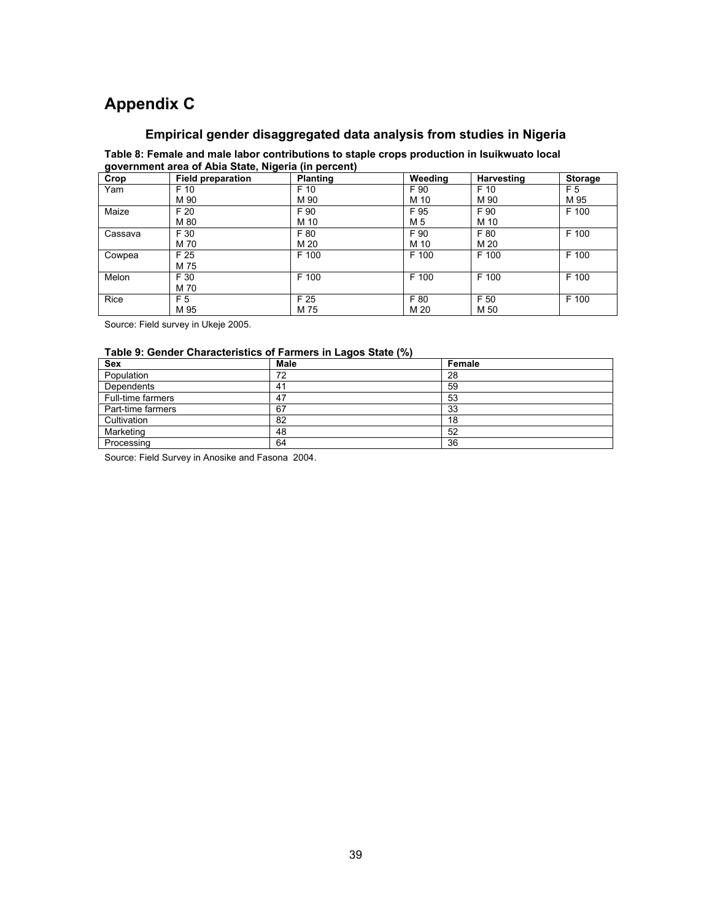# Appendix C

## Empirical gender disaggregated data analysis from studies in Nigeria

**Table 8: Female and male labor contributions to staple crops production in Isuikwuato local government area of Abia State, Nigeria (in percent)**

| Crop | Field preparation | Planting | Weeding | Harvesting | Storage |
|---|---|---|---|---|---|
| Yam | F 10<br>M 90 | F 10<br>M 90 | F 90<br>M 10 | F 10<br>M 90 | F 5<br>M 95 |
| Maize | F 20<br>M 80 | F 90<br>M 10 | F 95<br>M 5 | F 90<br>M 10 | F 100 |
| Cassava | F 30<br>M 70 | F 80<br>M 20 | F 90<br>M 10 | F 80<br>M 20 | F 100 |
| Cowpea | F 25<br>M 75 | F 100 | F 100 | F 100 | F 100 |
| Melon | F 30<br>M 70 | F 100 | F 100 | F 100 | F 100 |
| Rice | F 5<br>M 95 | F 25<br>M 75 | F 80<br>M 20 | F 50<br>M 50 | F 100 |

Source: Field survey in Ukeje 2005.

**Table 9: Gender Characteristics of Farmers in Lagos State (%)**

| Sex | Male | Female |
|---|---|---|
| Population | 72 | 28 |
| Dependents | 41 | 59 |
| Full-time farmers | 47 | 53 |
| Part-time farmers | 67 | 33 |
| Cultivation | 82 | 18 |
| Marketing | 48 | 52 |
| Processing | 64 | 36 |

Source: Field Survey in Anosike and Fasona 2004.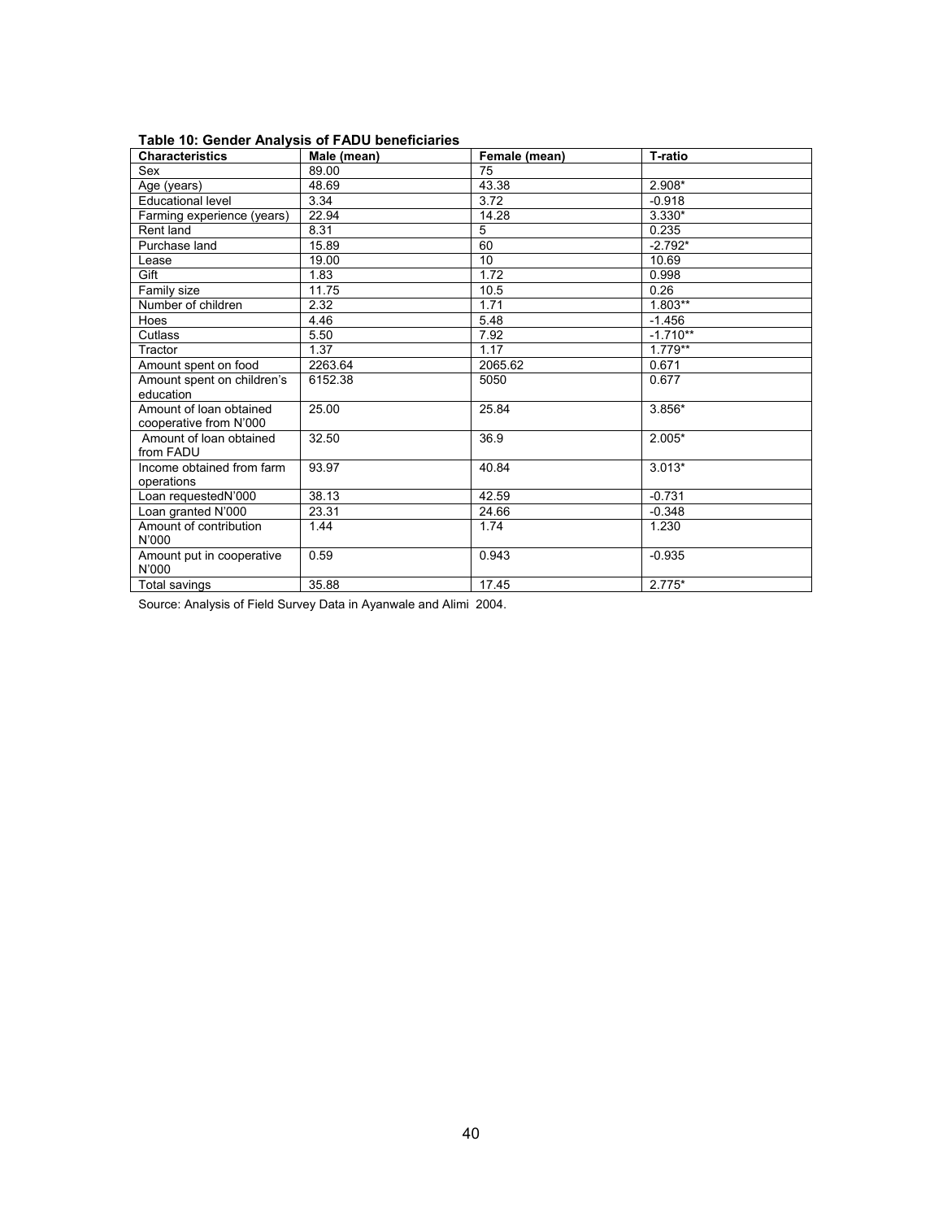**Table 10: Gender Analysis of FADU beneficiaries**

| Characteristics | Male (mean) | Female (mean) | T-ratio |
|---|---|---|---|
| Sex | 89.00 | 75 | |
| Age (years) | 48.69 | 43.38 | 2.908* |
| Educational level | 3.34 | 3.72 | -0.918 |
| Farming experience (years) | 22.94 | 14.28 | 3.330* |
| Rent land | 8.31 | 5 | 0.235 |
| Purchase land | 15.89 | 60 | -2.792* |
| Lease | 19.00 | 10 | 10.69 |
| Gift | 1.83 | 1.72 | 0.998 |
| Family size | 11.75 | 10.5 | 0.26 |
| Number of children | 2.32 | 1.71 | 1.803** |
| Hoes | 4.46 | 5.48 | -1.456 |
| Cutlass | 5.50 | 7.92 | -1.710** |
| Tractor | 1.37 | 1.17 | 1.779** |
| Amount spent on food | 2263.64 | 2065.62 | 0.671 |
| Amount spent on children's education | 6152.38 | 5050 | 0.677 |
| Amount of loan obtained cooperative from N'000 | 25.00 | 25.84 | 3.856* |
| Amount of loan obtained from FADU | 32.50 | 36.9 | 2.005* |
| Income obtained from farm operations | 93.97 | 40.84 | 3.013* |
| Loan requestedN'000 | 38.13 | 42.59 | -0.731 |
| Loan granted N'000 | 23.31 | 24.66 | -0.348 |
| Amount of contribution N'000 | 1.44 | 1.74 | 1.230 |
| Amount put in cooperative N'000 | 0.59 | 0.943 | -0.935 |
| Total savings | 35.88 | 17.45 | 2.775* |

Source: Analysis of Field Survey Data in Ayanwale and Alimi 2004.